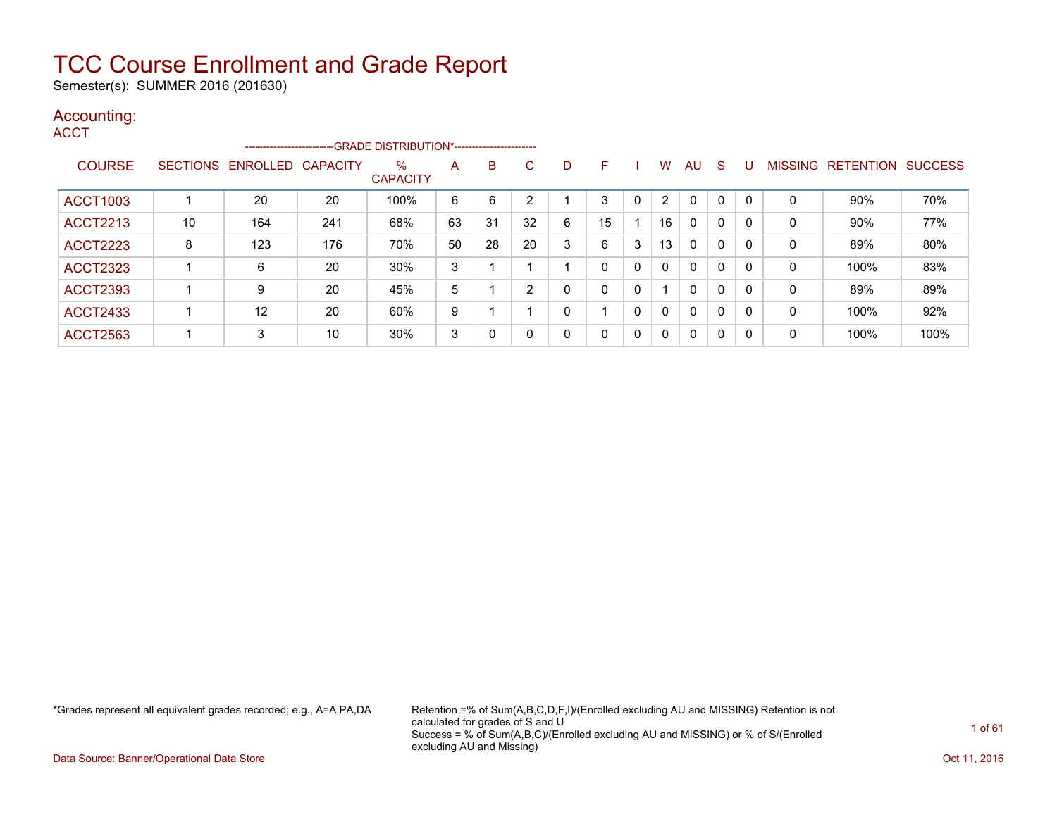# TCC Course Enrollment and Grade Report

Semester(s): SUMMER 2016 (201630)

## Accounting:

### ACCT

| COURSE | SECTIONS | ENROLLED | CAPACITY | % CAPACITY | A | B | C | D | F | I | W | AU | S | U | MISSING | RETENTION | SUCCESS |
|---|---|---|---|---|---|---|---|---|---|---|---|---|---|---|---|---|---|
| | | --------------------------GRADE DISTRIBUTION*----------------------- | | | | | | | | | | | | | | | |
| ACCT1003 | 1 | 20 | 20 | 100% | 6 | 6 | 2 | 1 | 3 | 0 | 2 | 0 | 0 | 0 | 0 | 90% | 70% |
| ACCT2213 | 10 | 164 | 241 | 68% | 63 | 31 | 32 | 6 | 15 | 1 | 16 | 0 | 0 | 0 | 0 | 90% | 77% |
| ACCT2223 | 8 | 123 | 176 | 70% | 50 | 28 | 20 | 3 | 6 | 3 | 13 | 0 | 0 | 0 | 0 | 89% | 80% |
| ACCT2323 | 1 | 6 | 20 | 30% | 3 | 1 | 1 | 1 | 0 | 0 | 0 | 0 | 0 | 0 | 0 | 100% | 83% |
| ACCT2393 | 1 | 9 | 20 | 45% | 5 | 1 | 2 | 0 | 0 | 0 | 1 | 0 | 0 | 0 | 0 | 89% | 89% |
| ACCT2433 | 1 | 12 | 20 | 60% | 9 | 1 | 1 | 0 | 1 | 0 | 0 | 0 | 0 | 0 | 0 | 100% | 92% |
| ACCT2563 | 1 | 3 | 10 | 30% | 3 | 0 | 0 | 0 | 0 | 0 | 0 | 0 | 0 | 0 | 0 | 100% | 100% |

*Grades represent all equivalent grades recorded; e.g., A=A,PA,DA

Retention =% of Sum(A,B,C,D,F,I)/(Enrolled excluding AU and MISSING) Retention is not calculated for grades of S and U
Success = % of Sum(A,B,C)/(Enrolled excluding AU and MISSING) or % of S/(Enrolled excluding AU and Missing)

Data Source: Banner/Operational Data Store

Oct 11, 2016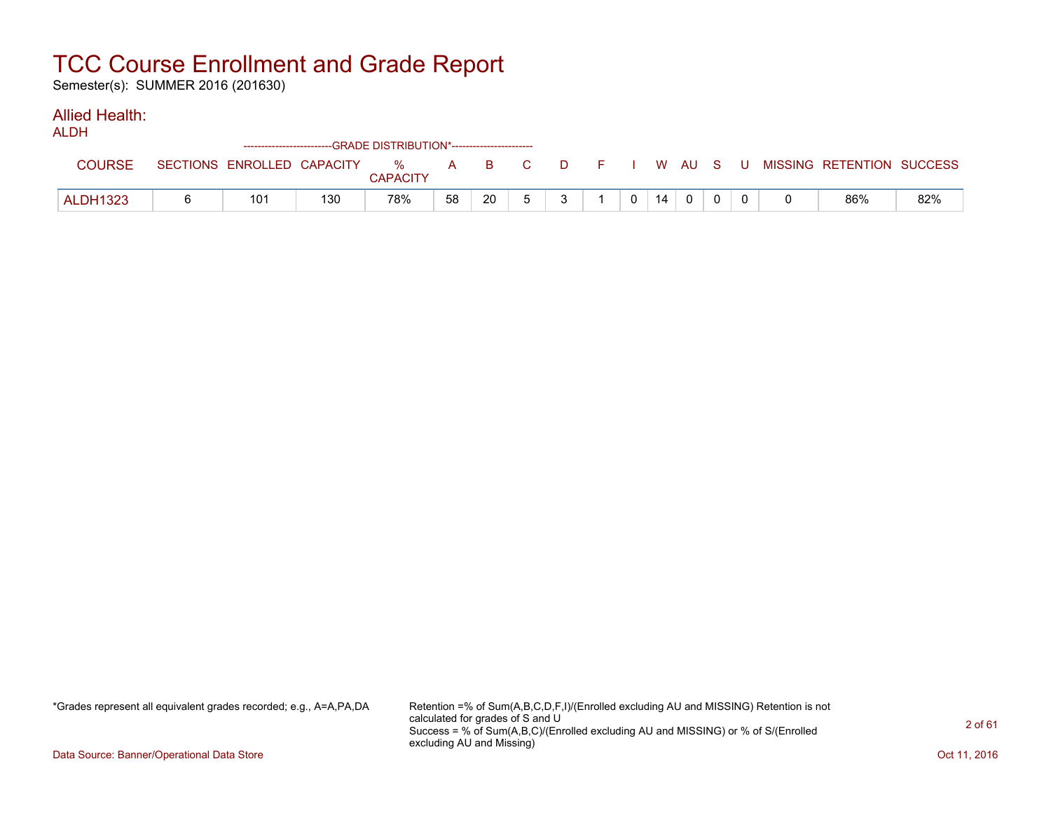# TCC Course Enrollment and Grade Report

Semester(s): SUMMER 2016 (201630)

## Allied Health:

ALDH

| | | | | -------------------------GRADE DISTRIBUTION*----------------------- | | | | | | | | | | | | | | |
|---|---|---|---|---|---|---|---|---|---|---|---|---|---|---|---|---|---|
| COURSE | SECTIONS | ENROLLED | CAPACITY | % CAPACITY | A | B | C | D | F | I | W | AU | S | U | MISSING | RETENTION | SUCCESS |
| ALDH1323 | 6 | 101 | 130 | 78% | 58 | 20 | 5 | 3 | 1 | 0 | 14 | 0 | 0 | 0 | 0 | 86% | 82% |

*Grades represent all equivalent grades recorded; e.g., A=A,PA,DA

Retention =% of Sum(A,B,C,D,F,I)/(Enrolled excluding AU and MISSING) Retention is not calculated for grades of S and U
Success = % of Sum(A,B,C)/(Enrolled excluding AU and MISSING) or % of S/(Enrolled excluding AU and Missing)

Data Source: Banner/Operational Data Store

Oct 11, 2016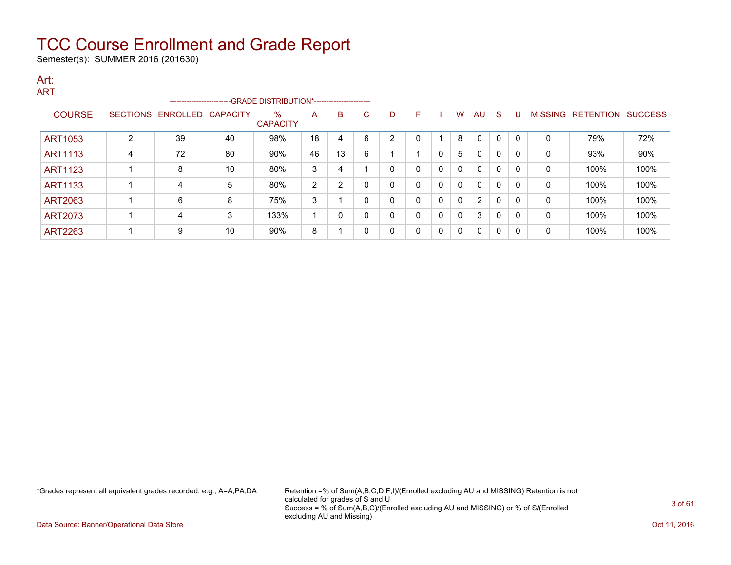# TCC Course Enrollment and Grade Report

Semester(s): SUMMER 2016 (201630)

## Art:

### ART

| COURSE | SECTIONS | ENROLLED | CAPACITY | % CAPACITY | A | B | C | D | F | I | W | AU | S | U | MISSING | RETENTION | SUCCESS |
|---|---|---|---|---|---|---|---|---|---|---|---|---|---|---|---|---|---|
| | | | | --------------------------GRADE DISTRIBUTION*----------------------- | | | | | | | | | | | | | |
| ART1053 | 2 | 39 | 40 | 98% | 18 | 4 | 6 | 2 | 0 | 1 | 8 | 0 | 0 | 0 | 0 | 79% | 72% |
| ART1113 | 4 | 72 | 80 | 90% | 46 | 13 | 6 | 1 | 1 | 0 | 5 | 0 | 0 | 0 | 0 | 93% | 90% |
| ART1123 | 1 | 8 | 10 | 80% | 3 | 4 | 1 | 0 | 0 | 0 | 0 | 0 | 0 | 0 | 0 | 100% | 100% |
| ART1133 | 1 | 4 | 5 | 80% | 2 | 2 | 0 | 0 | 0 | 0 | 0 | 0 | 0 | 0 | 0 | 100% | 100% |
| ART2063 | 1 | 6 | 8 | 75% | 3 | 1 | 0 | 0 | 0 | 0 | 0 | 2 | 0 | 0 | 0 | 100% | 100% |
| ART2073 | 1 | 4 | 3 | 133% | 1 | 0 | 0 | 0 | 0 | 0 | 0 | 3 | 0 | 0 | 0 | 100% | 100% |
| ART2263 | 1 | 9 | 10 | 90% | 8 | 1 | 0 | 0 | 0 | 0 | 0 | 0 | 0 | 0 | 0 | 100% | 100% |

*Grades represent all equivalent grades recorded; e.g., A=A,PA,DA

Retention =% of Sum(A,B,C,D,F,I)/(Enrolled excluding AU and MISSING) Retention is not calculated for grades of S and U
Success = % of Sum(A,B,C)/(Enrolled excluding AU and MISSING) or % of S/(Enrolled excluding AU and Missing)

Data Source: Banner/Operational Data Store

Oct 11, 2016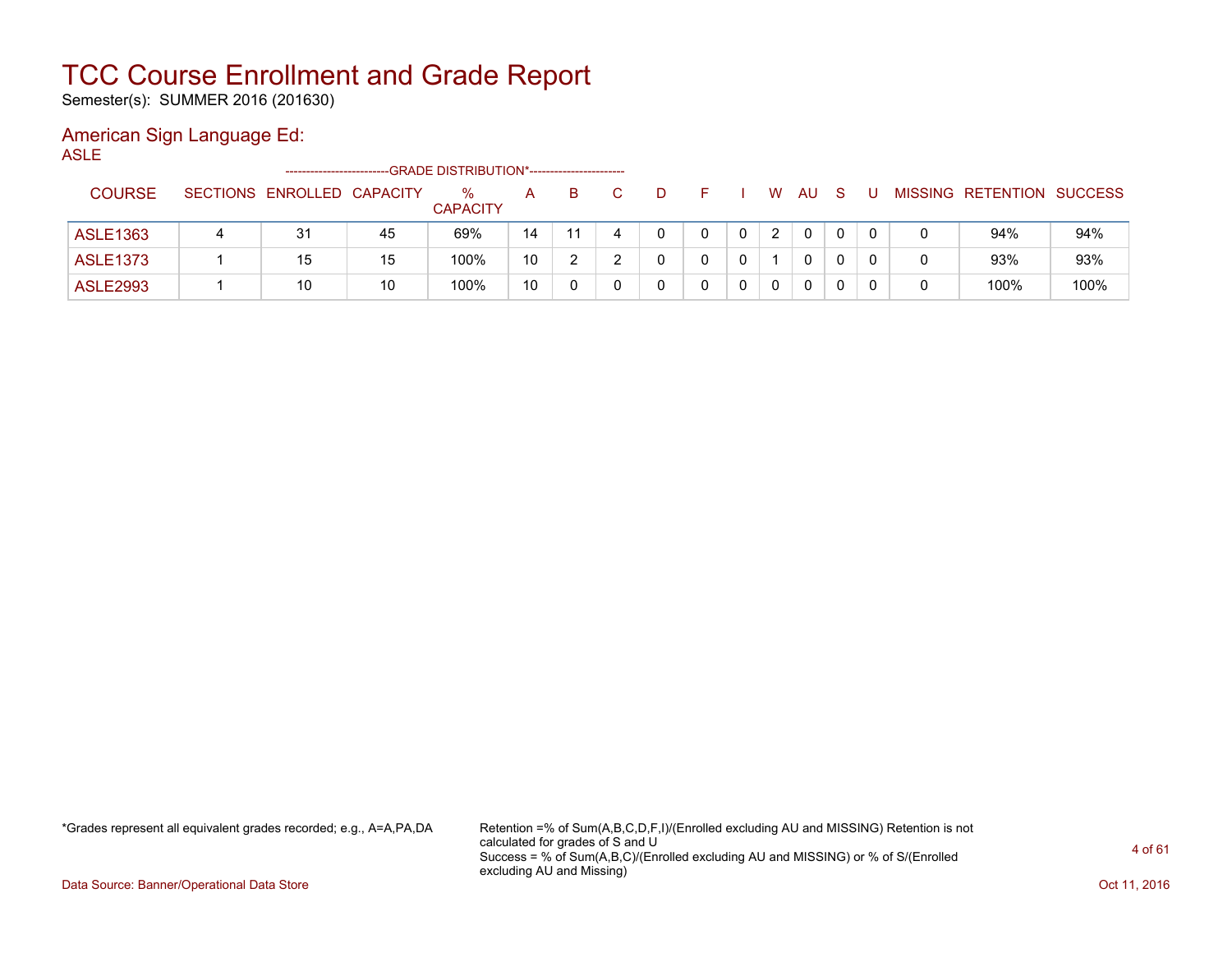# TCC Course Enrollment and Grade Report

Semester(s): SUMMER 2016 (201630)

## American Sign Language Ed:

ASLE

| COURSE | SECTIONS | ENROLLED | CAPACITY | % CAPACITY | A | B | C | D | F | I | W | AU | S | U | MISSING | RETENTION | SUCCESS |
|---|---|---|---|---|---|---|---|---|---|---|---|---|---|---|---|---|---|
| | | | | ---GRADE DISTRIBUTION*--- | | | | | | | | | | | | | |
| ASLE1363 | 4 | 31 | 45 | 69% | 14 | 11 | 4 | 0 | 0 | 0 | 2 | 0 | 0 | 0 | 0 | 94% | 94% |
| ASLE1373 | 1 | 15 | 15 | 100% | 10 | 2 | 2 | 0 | 0 | 0 | 1 | 0 | 0 | 0 | 0 | 93% | 93% |
| ASLE2993 | 1 | 10 | 10 | 100% | 10 | 0 | 0 | 0 | 0 | 0 | 0 | 0 | 0 | 0 | 0 | 100% | 100% |

*Grades represent all equivalent grades recorded; e.g., A=A,PA,DA

Retention =% of Sum(A,B,C,D,F,I)/(Enrolled excluding AU and MISSING) Retention is not calculated for grades of S and U
Success = % of Sum(A,B,C)/(Enrolled excluding AU and MISSING) or % of S/(Enrolled excluding AU and Missing)

Data Source: Banner/Operational Data Store

Oct 11, 2016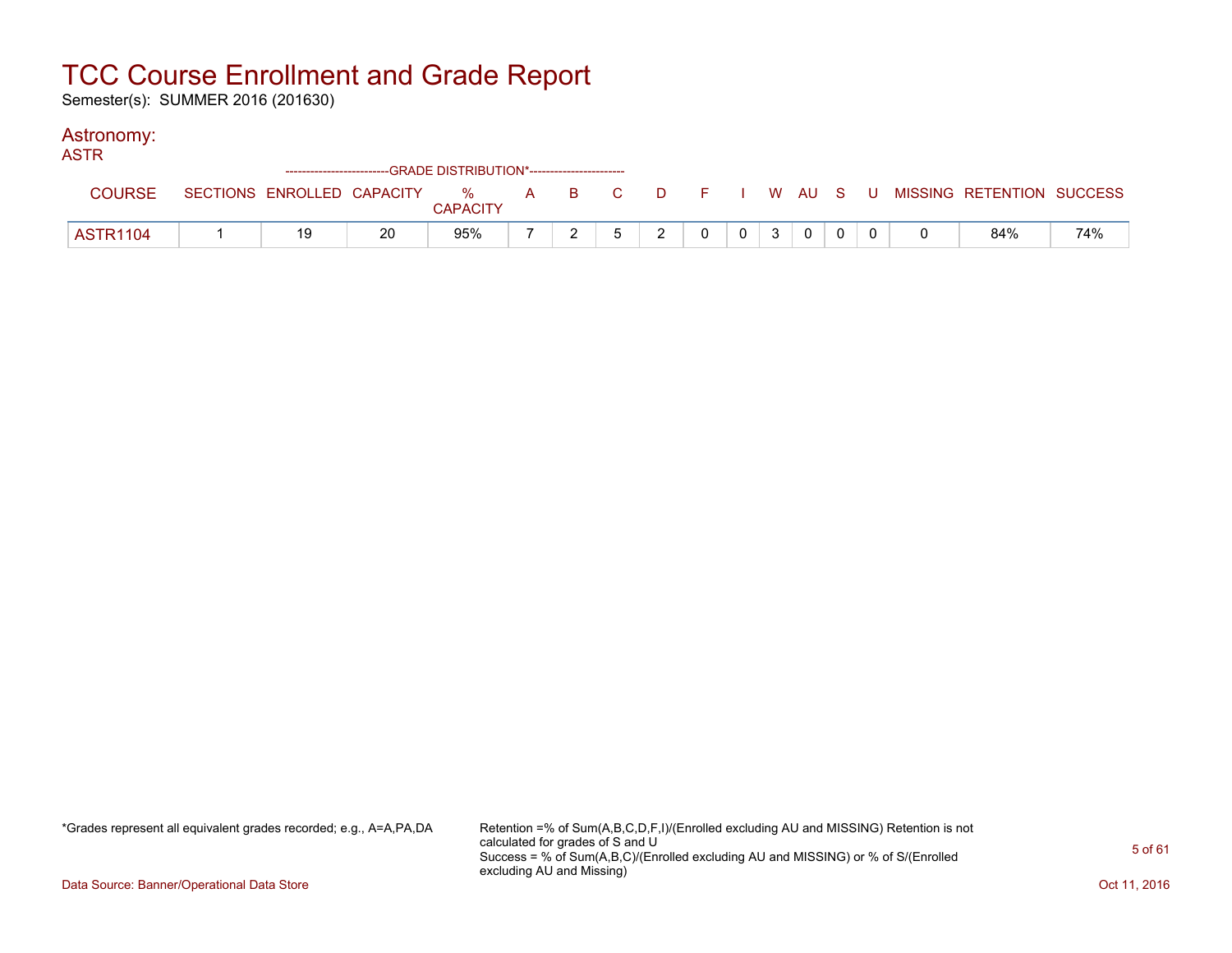# TCC Course Enrollment and Grade Report

Semester(s): SUMMER 2016 (201630)

## Astronomy:

### ASTR

| | | | | --------------------------GRADE DISTRIBUTION*------------------------ | | | | | | | | | | | | | | |
|---|---|---|---|---|---|---|---|---|---|---|---|---|---|---|---|---|---|---|
| COURSE | SECTIONS | ENROLLED | CAPACITY | % CAPACITY | A | B | C | D | F | I | W | AU | S | U | MISSING | RETENTION | SUCCESS |
| ASTR1104 | 1 | 19 | 20 | 95% | 7 | 2 | 5 | 2 | 0 | 0 | 3 | 0 | 0 | 0 | 0 | 84% | 74% |

*Grades represent all equivalent grades recorded; e.g., A=A,PA,DA

Retention =% of Sum(A,B,C,D,F,I)/(Enrolled excluding AU and MISSING) Retention is not calculated for grades of S and U
Success = % of Sum(A,B,C)/(Enrolled excluding AU and MISSING) or % of S/(Enrolled excluding AU and Missing)

Data Source: Banner/Operational Data Store

Oct 11, 2016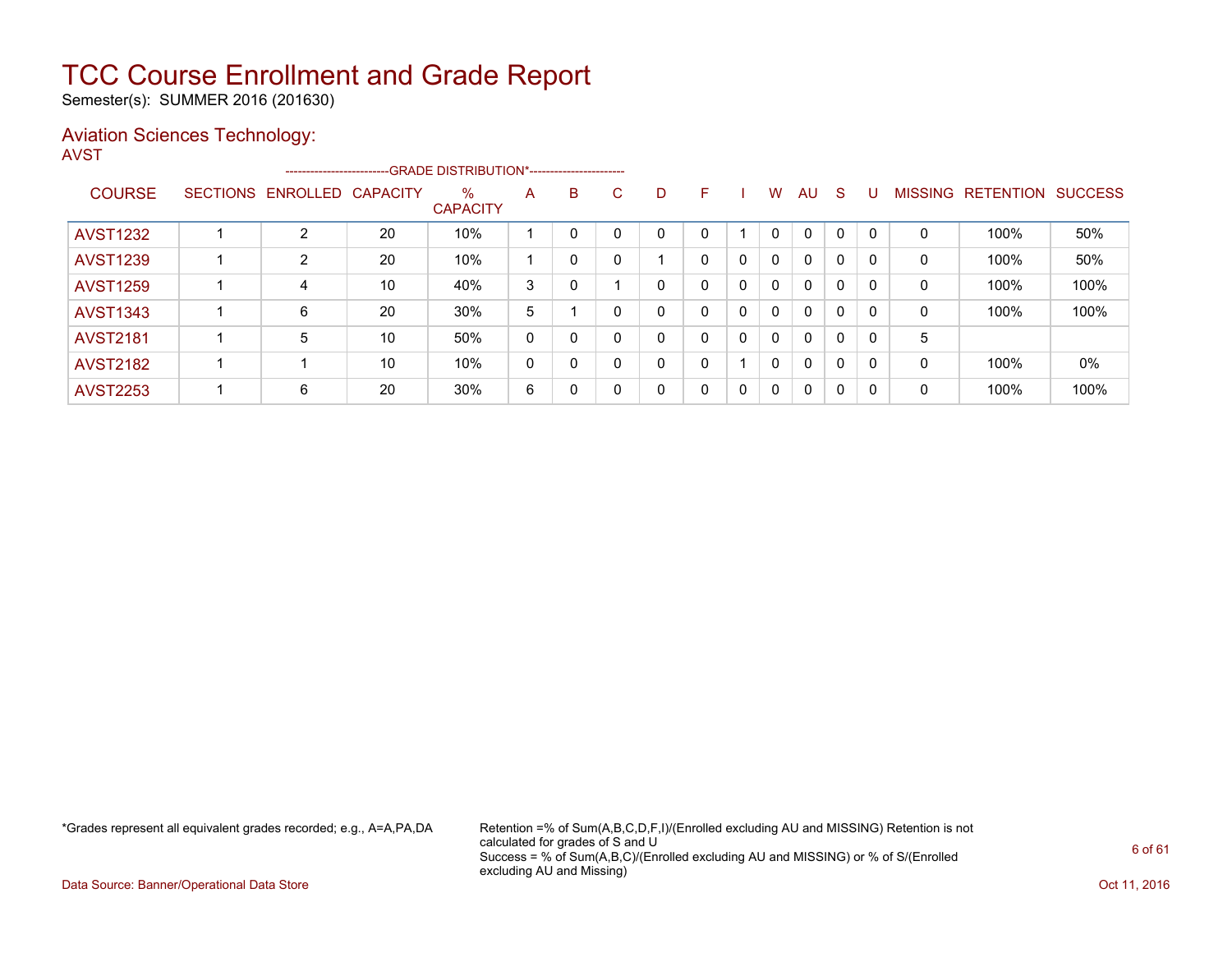# TCC Course Enrollment and Grade Report

Semester(s): SUMMER 2016 (201630)

## Aviation Sciences Technology:

AVST

| COURSE | SECTIONS | ENROLLED | CAPACITY | % CAPACITY | A | B | C | D | F | I | W | AU | S | U | MISSING | RETENTION | SUCCESS |
|---|---|---|---|---|---|---|---|---|---|---|---|---|---|---|---|---|---|
| | | | | -------------------------GRADE DISTRIBUTION*----------------------- | | | | | | | | | | | | | |
| AVST1232 | 1 | 2 | 20 | 10% | 1 | 0 | 0 | 0 | 0 | 1 | 0 | 0 | 0 | 0 | 0 | 100% | 50% |
| AVST1239 | 1 | 2 | 20 | 10% | 1 | 0 | 0 | 1 | 0 | 0 | 0 | 0 | 0 | 0 | 0 | 100% | 50% |
| AVST1259 | 1 | 4 | 10 | 40% | 3 | 0 | 1 | 0 | 0 | 0 | 0 | 0 | 0 | 0 | 0 | 100% | 100% |
| AVST1343 | 1 | 6 | 20 | 30% | 5 | 1 | 0 | 0 | 0 | 0 | 0 | 0 | 0 | 0 | 0 | 100% | 100% |
| AVST2181 | 1 | 5 | 10 | 50% | 0 | 0 | 0 | 0 | 0 | 0 | 0 | 0 | 0 | 0 | 5 | | |
| AVST2182 | 1 | 1 | 10 | 10% | 0 | 0 | 0 | 0 | 0 | 1 | 0 | 0 | 0 | 0 | 0 | 100% | 0% |
| AVST2253 | 1 | 6 | 20 | 30% | 6 | 0 | 0 | 0 | 0 | 0 | 0 | 0 | 0 | 0 | 0 | 100% | 100% |

*Grades represent all equivalent grades recorded; e.g., A=A,PA,DA

Retention =% of Sum(A,B,C,D,F,I)/(Enrolled excluding AU and MISSING) Retention is not calculated for grades of S and U
Success = % of Sum(A,B,C)/(Enrolled excluding AU and MISSING) or % of S/(Enrolled excluding AU and Missing)

Data Source: Banner/Operational Data Store

Oct 11, 2016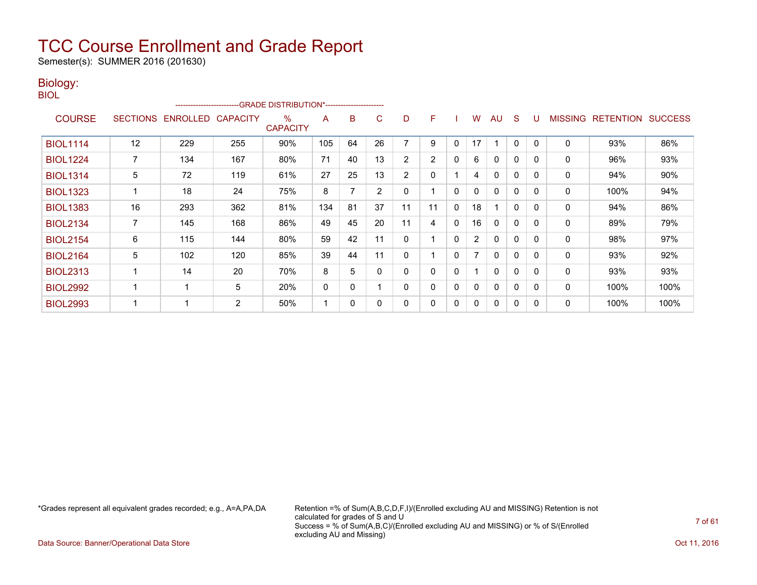# TCC Course Enrollment and Grade Report

Semester(s): SUMMER 2016 (201630)

## Biology:

BIOL

| COURSE | SECTIONS | ENROLLED | CAPACITY | % CAPACITY | A | B | C | D | F | I | W | AU | S | U | MISSING | RETENTION | SUCCESS |
|---|---|---|---|---|---|---|---|---|---|---|---|---|---|---|---|---|---|
| | | | | --------------------------GRADE DISTRIBUTION*------------------------ | | | | | | | | | | | | | |
| BIOL1114 | 12 | 229 | 255 | 90% | 105 | 64 | 26 | 7 | 9 | 0 | 17 | 1 | 0 | 0 | 0 | 93% | 86% |
| BIOL1224 | 7 | 134 | 167 | 80% | 71 | 40 | 13 | 2 | 2 | 0 | 6 | 0 | 0 | 0 | 0 | 96% | 93% |
| BIOL1314 | 5 | 72 | 119 | 61% | 27 | 25 | 13 | 2 | 0 | 1 | 4 | 0 | 0 | 0 | 0 | 94% | 90% |
| BIOL1323 | 1 | 18 | 24 | 75% | 8 | 7 | 2 | 0 | 1 | 0 | 0 | 0 | 0 | 0 | 0 | 100% | 94% |
| BIOL1383 | 16 | 293 | 362 | 81% | 134 | 81 | 37 | 11 | 11 | 0 | 18 | 1 | 0 | 0 | 0 | 94% | 86% |
| BIOL2134 | 7 | 145 | 168 | 86% | 49 | 45 | 20 | 11 | 4 | 0 | 16 | 0 | 0 | 0 | 0 | 89% | 79% |
| BIOL2154 | 6 | 115 | 144 | 80% | 59 | 42 | 11 | 0 | 1 | 0 | 2 | 0 | 0 | 0 | 0 | 98% | 97% |
| BIOL2164 | 5 | 102 | 120 | 85% | 39 | 44 | 11 | 0 | 1 | 0 | 7 | 0 | 0 | 0 | 0 | 93% | 92% |
| BIOL2313 | 1 | 14 | 20 | 70% | 8 | 5 | 0 | 0 | 0 | 0 | 1 | 0 | 0 | 0 | 0 | 93% | 93% |
| BIOL2992 | 1 | 1 | 5 | 20% | 0 | 0 | 1 | 0 | 0 | 0 | 0 | 0 | 0 | 0 | 0 | 100% | 100% |
| BIOL2993 | 1 | 1 | 2 | 50% | 1 | 0 | 0 | 0 | 0 | 0 | 0 | 0 | 0 | 0 | 0 | 100% | 100% |

*Grades represent all equivalent grades recorded; e.g., A=A,PA,DA

Retention =% of Sum(A,B,C,D,F,I)/(Enrolled excluding AU and MISSING) Retention is not calculated for grades of S and U
Success = % of Sum(A,B,C)/(Enrolled excluding AU and MISSING) or % of S/(Enrolled excluding AU and Missing)

Data Source: Banner/Operational Data Store

Oct 11, 2016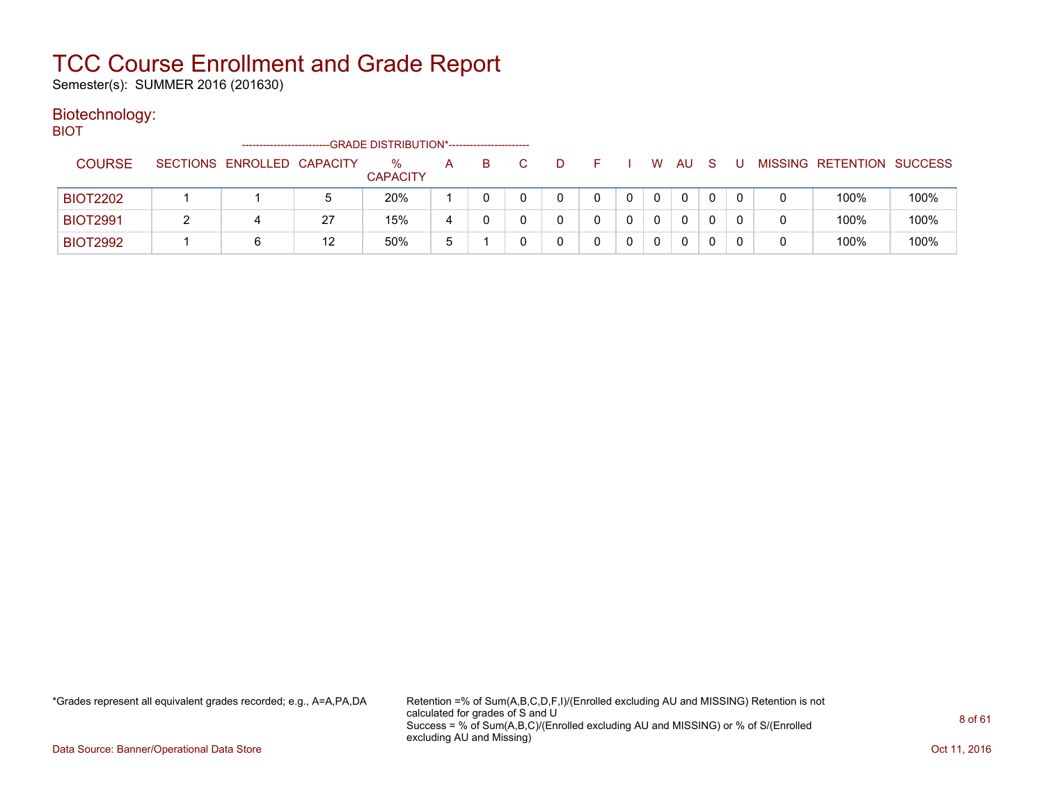# TCC Course Enrollment and Grade Report

Semester(s): SUMMER 2016 (201630)

## Biotechnology:

BIOT

| COURSE | SECTIONS | ENROLLED | CAPACITY | % CAPACITY | A | B | C | D | F | I | W | AU | S | U | MISSING | RETENTION | SUCCESS |
|---|---|---|---|---|---|---|---|---|---|---|---|---|---|---|---|---|---|
| | | | | | GRADE DISTRIBUTION* | | | | | | | | | | | | |
| BIOT2202 | 1 | 1 | 5 | 20% | 1 | 0 | 0 | 0 | 0 | 0 | 0 | 0 | 0 | 0 | 0 | 100% | 100% |
| BIOT2991 | 2 | 4 | 27 | 15% | 4 | 0 | 0 | 0 | 0 | 0 | 0 | 0 | 0 | 0 | 0 | 100% | 100% |
| BIOT2992 | 1 | 6 | 12 | 50% | 5 | 1 | 0 | 0 | 0 | 0 | 0 | 0 | 0 | 0 | 0 | 100% | 100% |

*Grades represent all equivalent grades recorded; e.g., A=A,PA,DA

Retention =% of Sum(A,B,C,D,F,I)/(Enrolled excluding AU and MISSING) Retention is not calculated for grades of S and U
Success = % of Sum(A,B,C)/(Enrolled excluding AU and MISSING) or % of S/(Enrolled excluding AU and Missing)

Data Source: Banner/Operational Data Store

Oct 11, 2016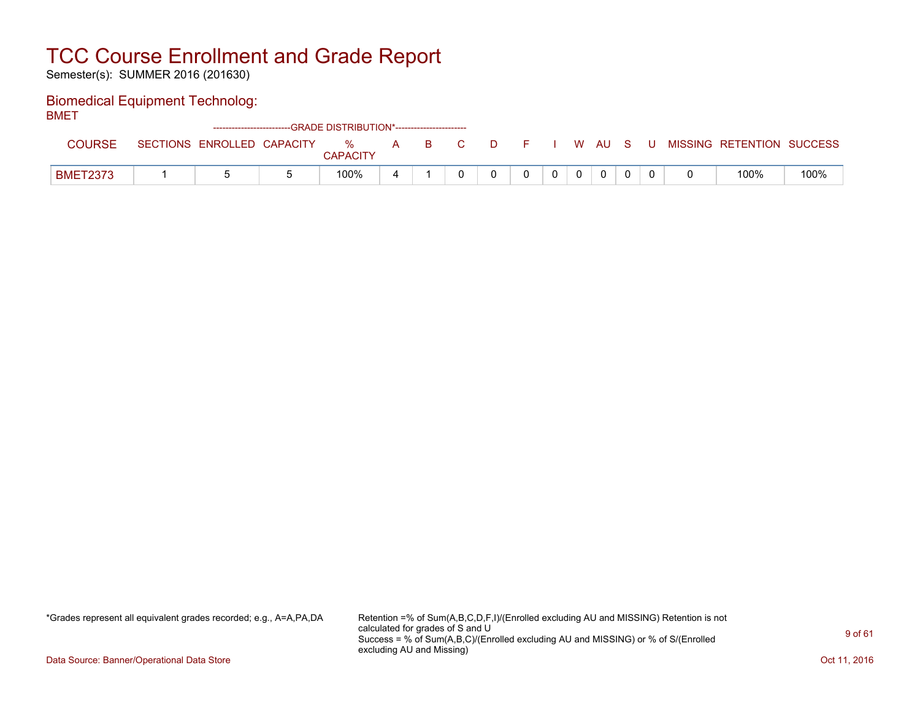# TCC Course Enrollment and Grade Report

Semester(s): SUMMER 2016 (201630)

## Biomedical Equipment Technolog:

BMET

| COURSE | SECTIONS | ENROLLED | CAPACITY | % CAPACITY | A | B | C | D | F | I | W | AU | S | U | MISSING | RETENTION | SUCCESS |
|---|---|---|---|---|---|---|---|---|---|---|---|---|---|---|---|---|---|
| BMET2373 | 1 | 5 | 5 | 100% | 4 | 1 | 0 | 0 | 0 | 0 | 0 | 0 | 0 | 0 | 0 | 100% | 100% |

*Grades represent all equivalent grades recorded; e.g., A=A,PA,DA

Retention =% of Sum(A,B,C,D,F,I)/(Enrolled excluding AU and MISSING) Retention is not calculated for grades of S and U
Success = % of Sum(A,B,C)/(Enrolled excluding AU and MISSING) or % of S/(Enrolled excluding AU and Missing)

Data Source: Banner/Operational Data Store

Oct 11, 2016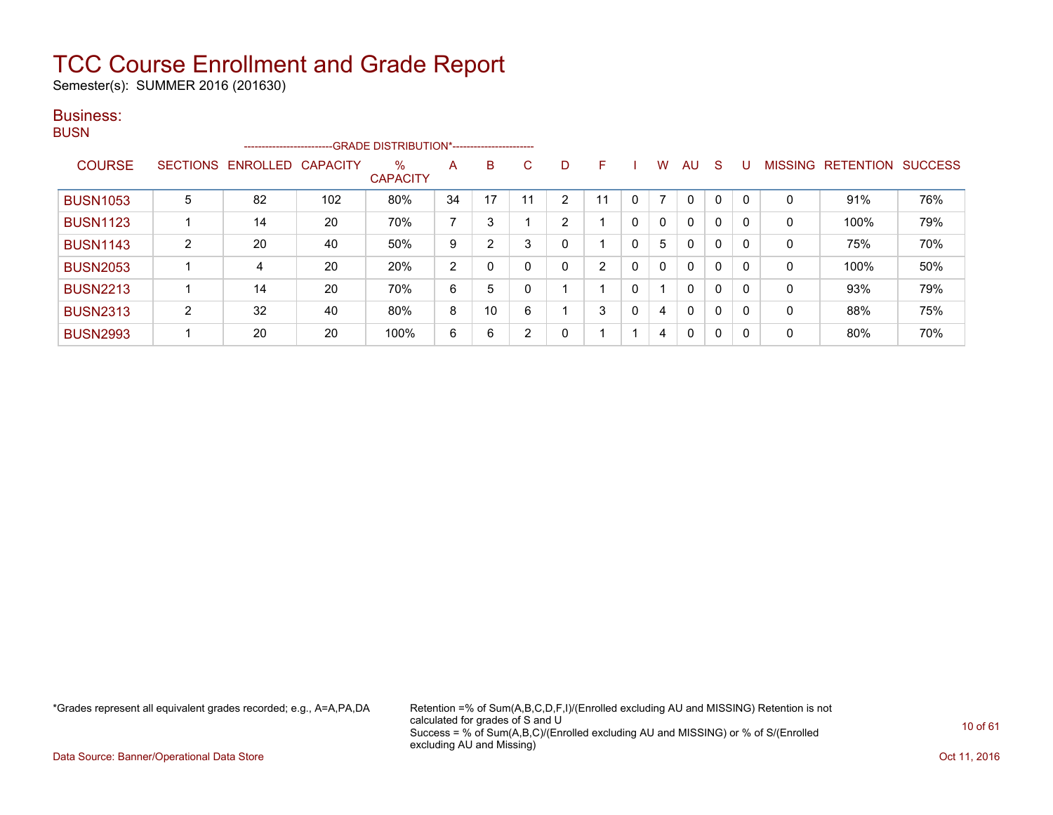# TCC Course Enrollment and Grade Report

Semester(s): SUMMER 2016 (201630)

## Business:

### BUSN

| COURSE | SECTIONS | ENROLLED | CAPACITY | % CAPACITY | A | B | C | D | F | I | W | AU | S | U | MISSING | RETENTION | SUCCESS |
|---|---|---|---|---|---|---|---|---|---|---|---|---|---|---|---|---|---|
| | | | | --------GRADE DISTRIBUTION*-------- | | | | | | | | | | | | | |
| BUSN1053 | 5 | 82 | 102 | 80% | 34 | 17 | 11 | 2 | 11 | 0 | 7 | 0 | 0 | 0 | 0 | 91% | 76% |
| BUSN1123 | 1 | 14 | 20 | 70% | 7 | 3 | 1 | 2 | 1 | 0 | 0 | 0 | 0 | 0 | 0 | 100% | 79% |
| BUSN1143 | 2 | 20 | 40 | 50% | 9 | 2 | 3 | 0 | 1 | 0 | 5 | 0 | 0 | 0 | 0 | 75% | 70% |
| BUSN2053 | 1 | 4 | 20 | 20% | 2 | 0 | 0 | 0 | 2 | 0 | 0 | 0 | 0 | 0 | 0 | 100% | 50% |
| BUSN2213 | 1 | 14 | 20 | 70% | 6 | 5 | 0 | 1 | 1 | 0 | 1 | 0 | 0 | 0 | 0 | 93% | 79% |
| BUSN2313 | 2 | 32 | 40 | 80% | 8 | 10 | 6 | 1 | 3 | 0 | 4 | 0 | 0 | 0 | 0 | 88% | 75% |
| BUSN2993 | 1 | 20 | 20 | 100% | 6 | 6 | 2 | 0 | 1 | 1 | 4 | 0 | 0 | 0 | 0 | 80% | 70% |

*Grades represent all equivalent grades recorded; e.g., A=A,PA,DA

Retention =% of Sum(A,B,C,D,F,I)/(Enrolled excluding AU and MISSING) Retention is not calculated for grades of S and U
Success = % of Sum(A,B,C)/(Enrolled excluding AU and MISSING) or % of S/(Enrolled excluding AU and Missing)

Data Source: Banner/Operational Data Store

Oct 11, 2016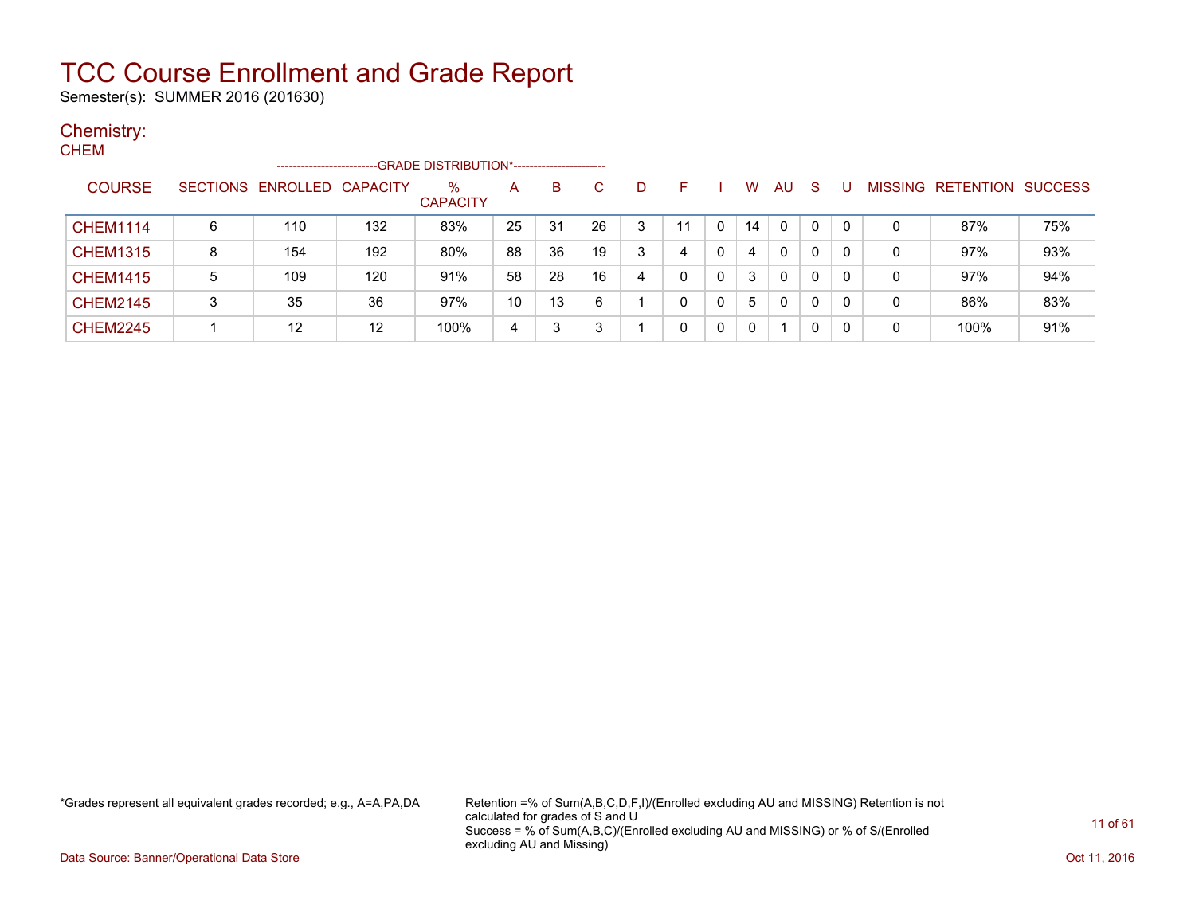# TCC Course Enrollment and Grade Report

Semester(s): SUMMER 2016 (201630)

## Chemistry:

CHEM

| COURSE | SECTIONS | ENROLLED | CAPACITY | % CAPACITY | A | B | C | D | F | I | W | AU | S | U | MISSING | RETENTION | SUCCESS |
|---|---|---|---|---|---|---|---|---|---|---|---|---|---|---|---|---|---|
| | | | | -------------------------GRADE DISTRIBUTION*----------------------- | | | | | | | | | | | | | |
| CHEM1114 | 6 | 110 | 132 | 83% | 25 | 31 | 26 | 3 | 11 | 0 | 14 | 0 | 0 | 0 | 0 | 87% | 75% |
| CHEM1315 | 8 | 154 | 192 | 80% | 88 | 36 | 19 | 3 | 4 | 0 | 4 | 0 | 0 | 0 | 0 | 97% | 93% |
| CHEM1415 | 5 | 109 | 120 | 91% | 58 | 28 | 16 | 4 | 0 | 0 | 3 | 0 | 0 | 0 | 0 | 97% | 94% |
| CHEM2145 | 3 | 35 | 36 | 97% | 10 | 13 | 6 | 1 | 0 | 0 | 5 | 0 | 0 | 0 | 0 | 86% | 83% |
| CHEM2245 | 1 | 12 | 12 | 100% | 4 | 3 | 3 | 1 | 0 | 0 | 0 | 1 | 0 | 0 | 0 | 100% | 91% |

*Grades represent all equivalent grades recorded; e.g., A=A,PA,DA

Retention =% of Sum(A,B,C,D,F,I)/(Enrolled excluding AU and MISSING) Retention is not calculated for grades of S and U
Success = % of Sum(A,B,C)/(Enrolled excluding AU and MISSING) or % of S/(Enrolled excluding AU and Missing)

Data Source: Banner/Operational Data Store

Oct 11, 2016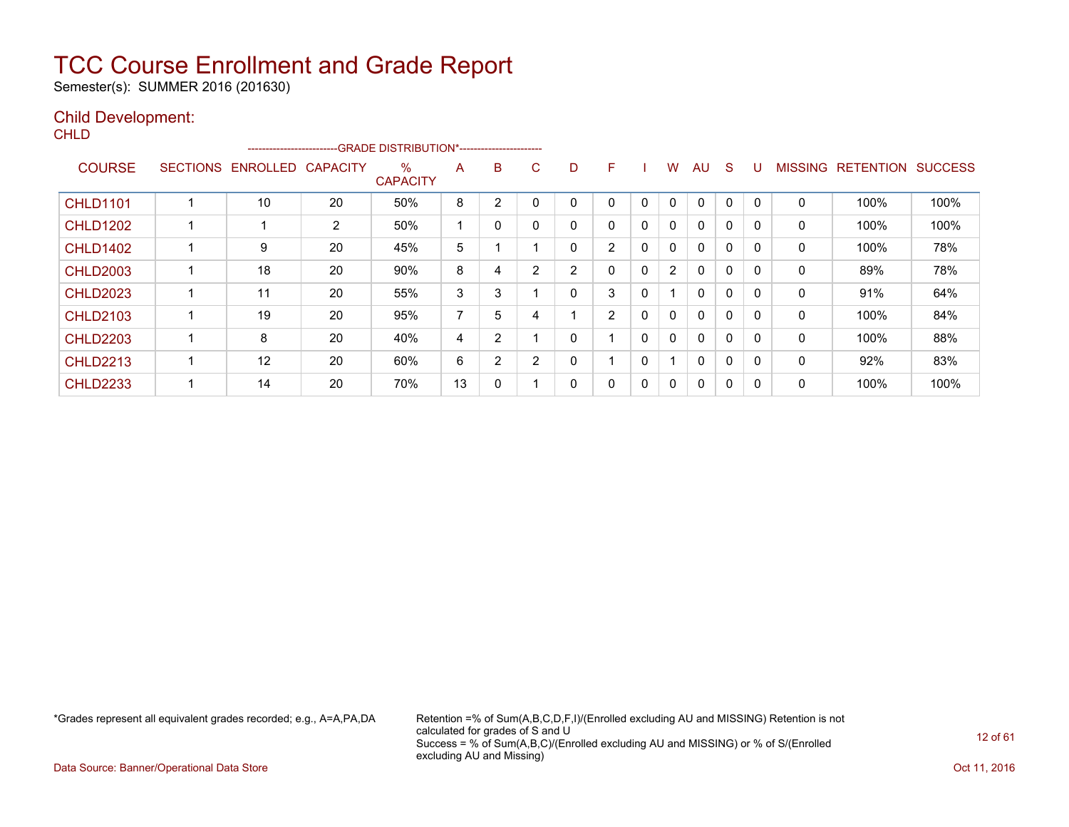# TCC Course Enrollment and Grade Report

Semester(s): SUMMER 2016 (201630)

## Child Development:

CHLD

| COURSE | SECTIONS | ENROLLED | CAPACITY | % CAPACITY | A | B | C | D | F | I | W | AU | S | U | MISSING | RETENTION | SUCCESS |
|---|---|---|---|---|---|---|---|---|---|---|---|---|---|---|---|---|---|
| | | | | --------------------------GRADE DISTRIBUTION*----------------------- | | | | | | | | | | | | | |
| CHLD1101 | 1 | 10 | 20 | 50% | 8 | 2 | 0 | 0 | 0 | 0 | 0 | 0 | 0 | 0 | 0 | 100% | 100% |
| CHLD1202 | 1 | 1 | 2 | 50% | 1 | 0 | 0 | 0 | 0 | 0 | 0 | 0 | 0 | 0 | 0 | 100% | 100% |
| CHLD1402 | 1 | 9 | 20 | 45% | 5 | 1 | 1 | 0 | 2 | 0 | 0 | 0 | 0 | 0 | 0 | 100% | 78% |
| CHLD2003 | 1 | 18 | 20 | 90% | 8 | 4 | 2 | 2 | 0 | 0 | 2 | 0 | 0 | 0 | 0 | 89% | 78% |
| CHLD2023 | 1 | 11 | 20 | 55% | 3 | 3 | 1 | 0 | 3 | 0 | 1 | 0 | 0 | 0 | 0 | 91% | 64% |
| CHLD2103 | 1 | 19 | 20 | 95% | 7 | 5 | 4 | 1 | 2 | 0 | 0 | 0 | 0 | 0 | 0 | 100% | 84% |
| CHLD2203 | 1 | 8 | 20 | 40% | 4 | 2 | 1 | 0 | 1 | 0 | 0 | 0 | 0 | 0 | 0 | 100% | 88% |
| CHLD2213 | 1 | 12 | 20 | 60% | 6 | 2 | 2 | 0 | 1 | 0 | 1 | 0 | 0 | 0 | 0 | 92% | 83% |
| CHLD2233 | 1 | 14 | 20 | 70% | 13 | 0 | 1 | 0 | 0 | 0 | 0 | 0 | 0 | 0 | 0 | 100% | 100% |

*Grades represent all equivalent grades recorded; e.g., A=A,PA,DA

Retention =% of Sum(A,B,C,D,F,I)/(Enrolled excluding AU and MISSING) Retention is not calculated for grades of S and U
Success = % of Sum(A,B,C)/(Enrolled excluding AU and MISSING) or % of S/(Enrolled excluding AU and Missing)

Data Source: Banner/Operational Data Store

Oct 11, 2016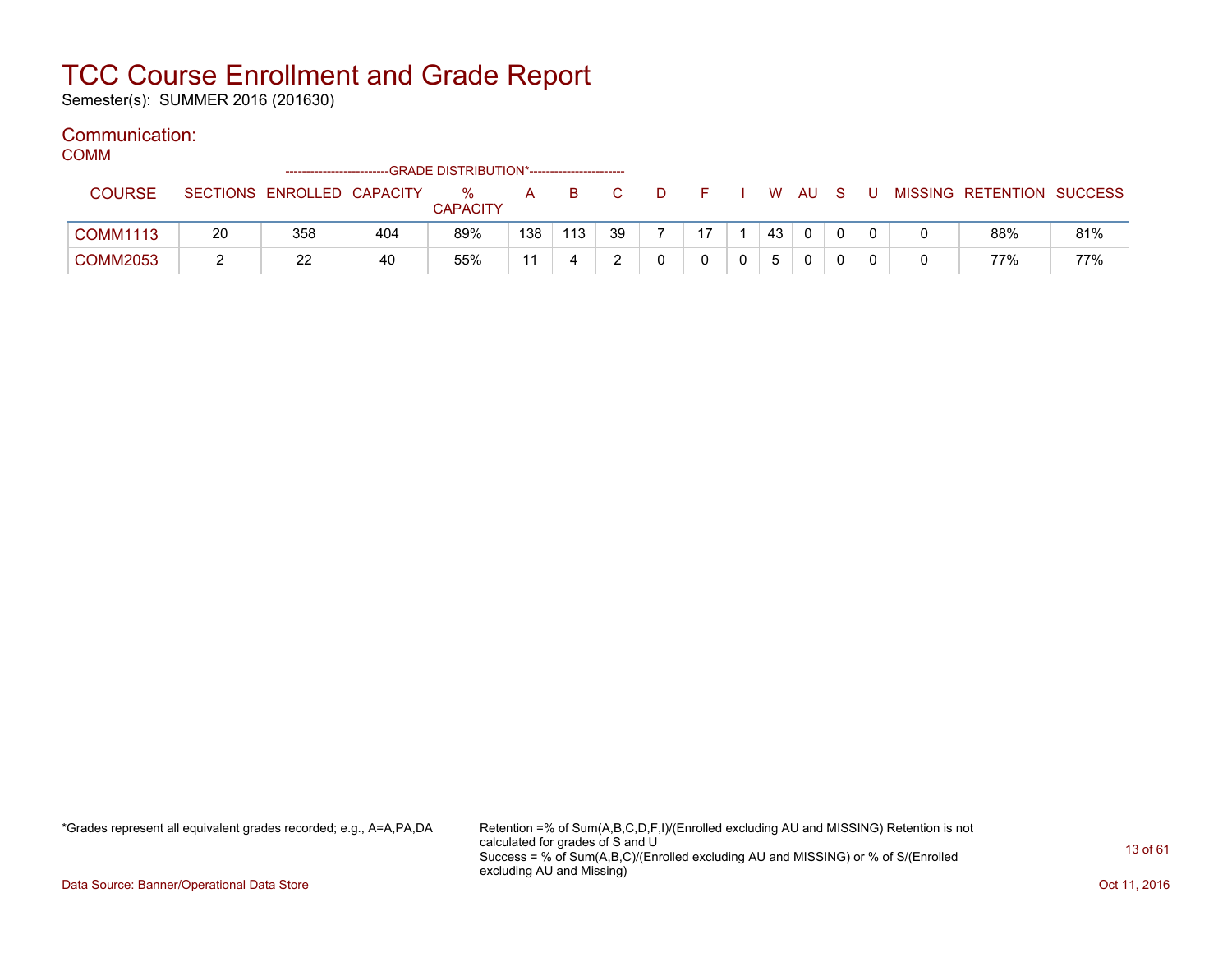# TCC Course Enrollment and Grade Report

Semester(s): SUMMER 2016 (201630)

## Communication:

### COMM

| COURSE | SECTIONS | ENROLLED | CAPACITY | % CAPACITY | A | B | C | D | F | I | W | AU | S | U | MISSING | RETENTION | SUCCESS |
|---|---|---|---|---|---|---|---|---|---|---|---|---|---|---|---|---|---|
| | | | | GRADE DISTRIBUTION* | | | | | | | | | | | | | |
| COMM1113 | 20 | 358 | 404 | 89% | 138 | 113 | 39 | 7 | 17 | 1 | 43 | 0 | 0 | 0 | 0 | 88% | 81% |
| COMM2053 | 2 | 22 | 40 | 55% | 11 | 4 | 2 | 0 | 0 | 0 | 5 | 0 | 0 | 0 | 0 | 77% | 77% |

*Grades represent all equivalent grades recorded; e.g., A=A,PA,DA

Retention =% of Sum(A,B,C,D,F,I)/(Enrolled excluding AU and MISSING) Retention is not calculated for grades of S and U
Success = % of Sum(A,B,C)/(Enrolled excluding AU and MISSING) or % of S/(Enrolled excluding AU and Missing)

Data Source: Banner/Operational Data Store

Oct 11, 2016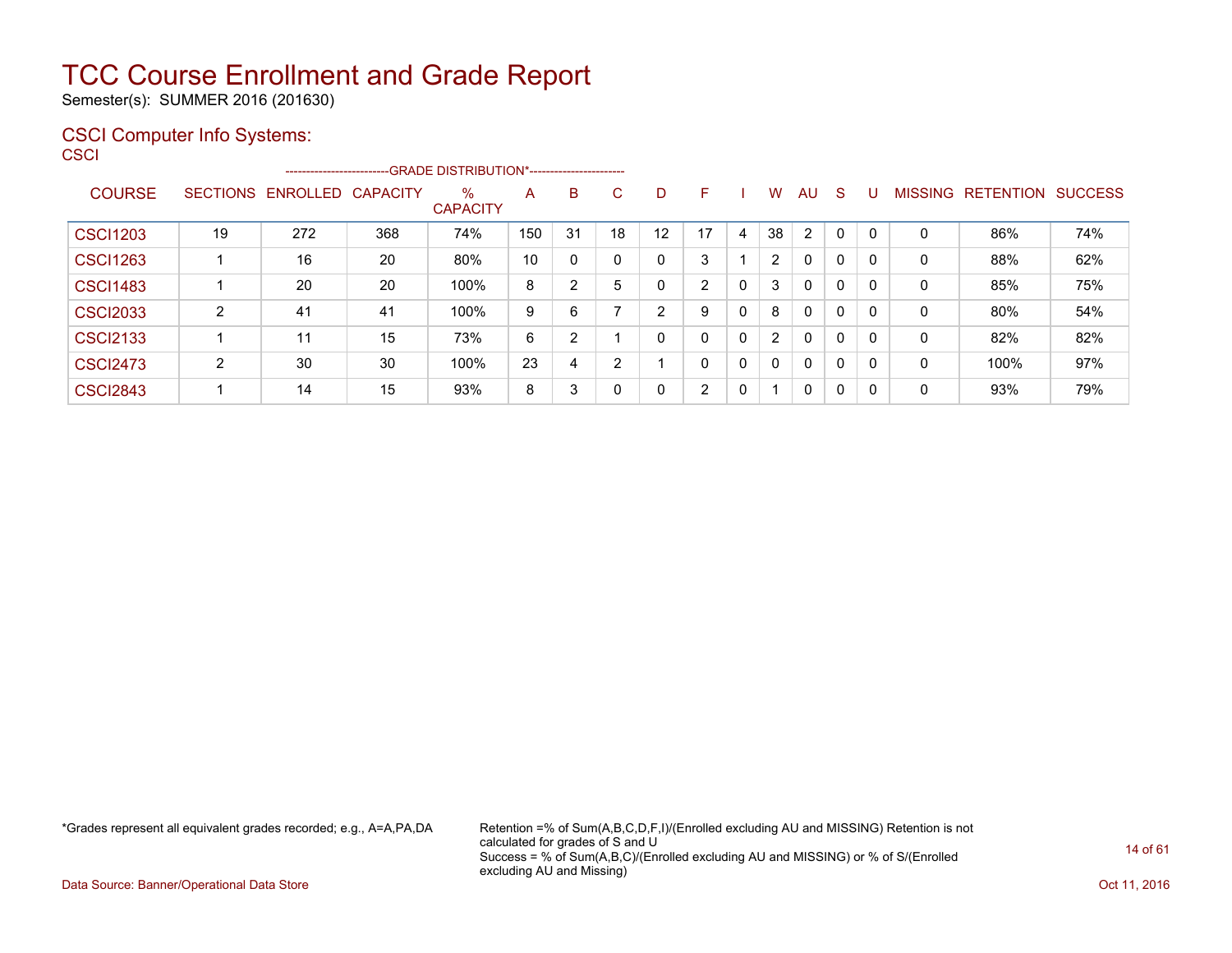# TCC Course Enrollment and Grade Report

Semester(s): SUMMER 2016 (201630)

## CSCI Computer Info Systems:

CSCI

| COURSE | SECTIONS | ENROLLED | CAPACITY | % CAPACITY | A | B | C | D | F | I | W | AU | S | U | MISSING | RETENTION | SUCCESS |
|---|---|---|---|---|---|---|---|---|---|---|---|---|---|---|---|---|---|
| | | | | ------GRADE DISTRIBUTION*------ | | | | | | | | | | | | | |
| CSCI1203 | 19 | 272 | 368 | 74% | 150 | 31 | 18 | 12 | 17 | 4 | 38 | 2 | 0 | 0 | 0 | 86% | 74% |
| CSCI1263 | 1 | 16 | 20 | 80% | 10 | 0 | 0 | 0 | 3 | 1 | 2 | 0 | 0 | 0 | 0 | 88% | 62% |
| CSCI1483 | 1 | 20 | 20 | 100% | 8 | 2 | 5 | 0 | 2 | 0 | 3 | 0 | 0 | 0 | 0 | 85% | 75% |
| CSCI2033 | 2 | 41 | 41 | 100% | 9 | 6 | 7 | 2 | 9 | 0 | 8 | 0 | 0 | 0 | 0 | 80% | 54% |
| CSCI2133 | 1 | 11 | 15 | 73% | 6 | 2 | 1 | 0 | 0 | 0 | 2 | 0 | 0 | 0 | 0 | 82% | 82% |
| CSCI2473 | 2 | 30 | 30 | 100% | 23 | 4 | 2 | 1 | 0 | 0 | 0 | 0 | 0 | 0 | 0 | 100% | 97% |
| CSCI2843 | 1 | 14 | 15 | 93% | 8 | 3 | 0 | 0 | 2 | 0 | 1 | 0 | 0 | 0 | 0 | 93% | 79% |

*Grades represent all equivalent grades recorded; e.g., A=A,PA,DA

Retention =% of Sum(A,B,C,D,F,I)/(Enrolled excluding AU and MISSING) Retention is not calculated for grades of S and U
Success = % of Sum(A,B,C)/(Enrolled excluding AU and MISSING) or % of S/(Enrolled excluding AU and Missing)

Data Source: Banner/Operational Data Store

Oct 11, 2016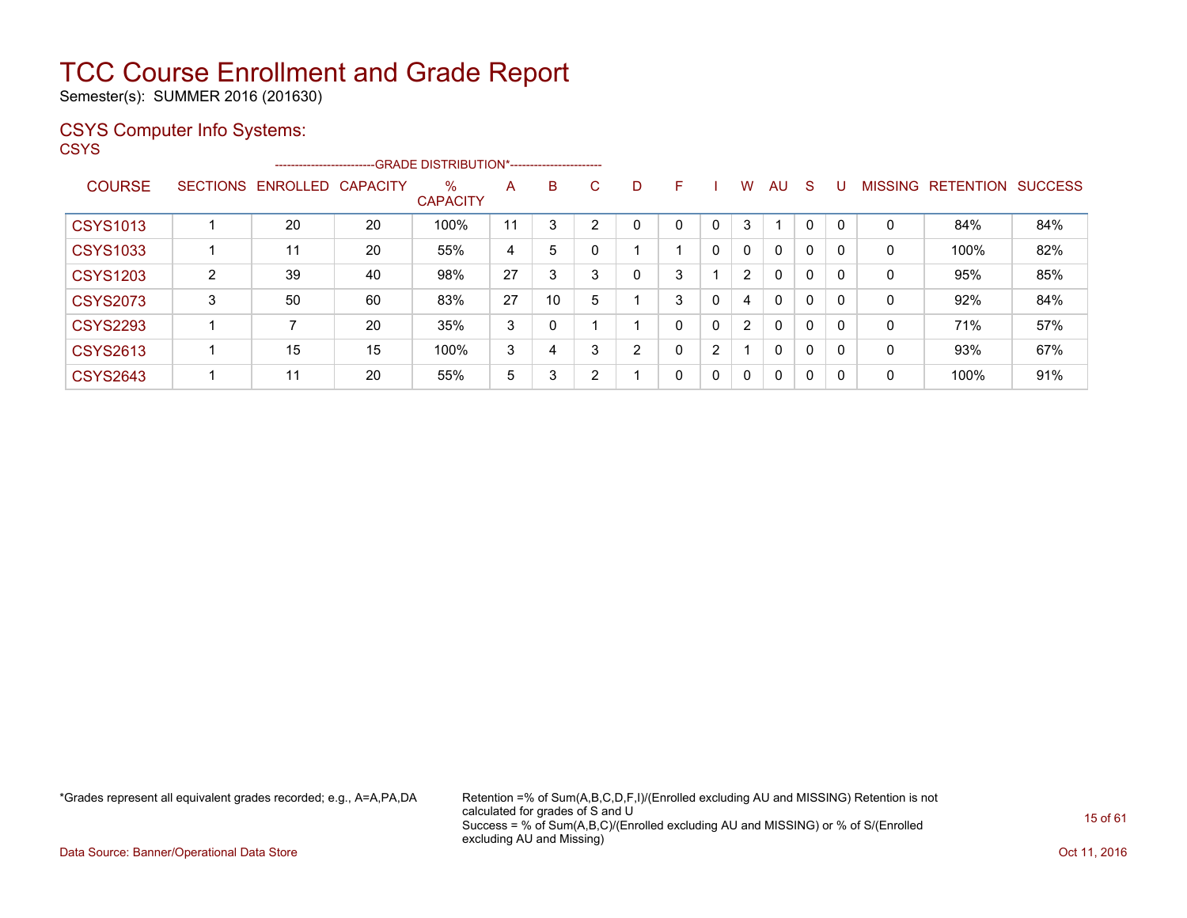# TCC Course Enrollment and Grade Report

Semester(s): SUMMER 2016 (201630)

## CSYS Computer Info Systems:

CSYS

| COURSE | SECTIONS | ENROLLED | CAPACITY | % CAPACITY | A | B | C | D | F | I | W | AU | S | U | MISSING | RETENTION | SUCCESS |
|---|---|---|---|---|---|---|---|---|---|---|---|---|---|---|---|---|---|
| | | | | -GRADE DISTRIBUTION*- | | | | | | | | | | | | | |
| CSYS1013 | 1 | 20 | 20 | 100% | 11 | 3 | 2 | 0 | 0 | 0 | 3 | 1 | 0 | 0 | 0 | 84% | 84% |
| CSYS1033 | 1 | 11 | 20 | 55% | 4 | 5 | 0 | 1 | 1 | 0 | 0 | 0 | 0 | 0 | 0 | 100% | 82% |
| CSYS1203 | 2 | 39 | 40 | 98% | 27 | 3 | 3 | 0 | 3 | 1 | 2 | 0 | 0 | 0 | 0 | 95% | 85% |
| CSYS2073 | 3 | 50 | 60 | 83% | 27 | 10 | 5 | 1 | 3 | 0 | 4 | 0 | 0 | 0 | 0 | 92% | 84% |
| CSYS2293 | 1 | 7 | 20 | 35% | 3 | 0 | 1 | 1 | 0 | 0 | 2 | 0 | 0 | 0 | 0 | 71% | 57% |
| CSYS2613 | 1 | 15 | 15 | 100% | 3 | 4 | 3 | 2 | 0 | 2 | 1 | 0 | 0 | 0 | 0 | 93% | 67% |
| CSYS2643 | 1 | 11 | 20 | 55% | 5 | 3 | 2 | 1 | 0 | 0 | 0 | 0 | 0 | 0 | 0 | 100% | 91% |

*Grades represent all equivalent grades recorded; e.g., A=A,PA,DA

Retention =% of Sum(A,B,C,D,F,I)/(Enrolled excluding AU and MISSING) Retention is not calculated for grades of S and U
Success = % of Sum(A,B,C)/(Enrolled excluding AU and MISSING) or % of S/(Enrolled excluding AU and Missing)

Data Source: Banner/Operational Data Store

Oct 11, 2016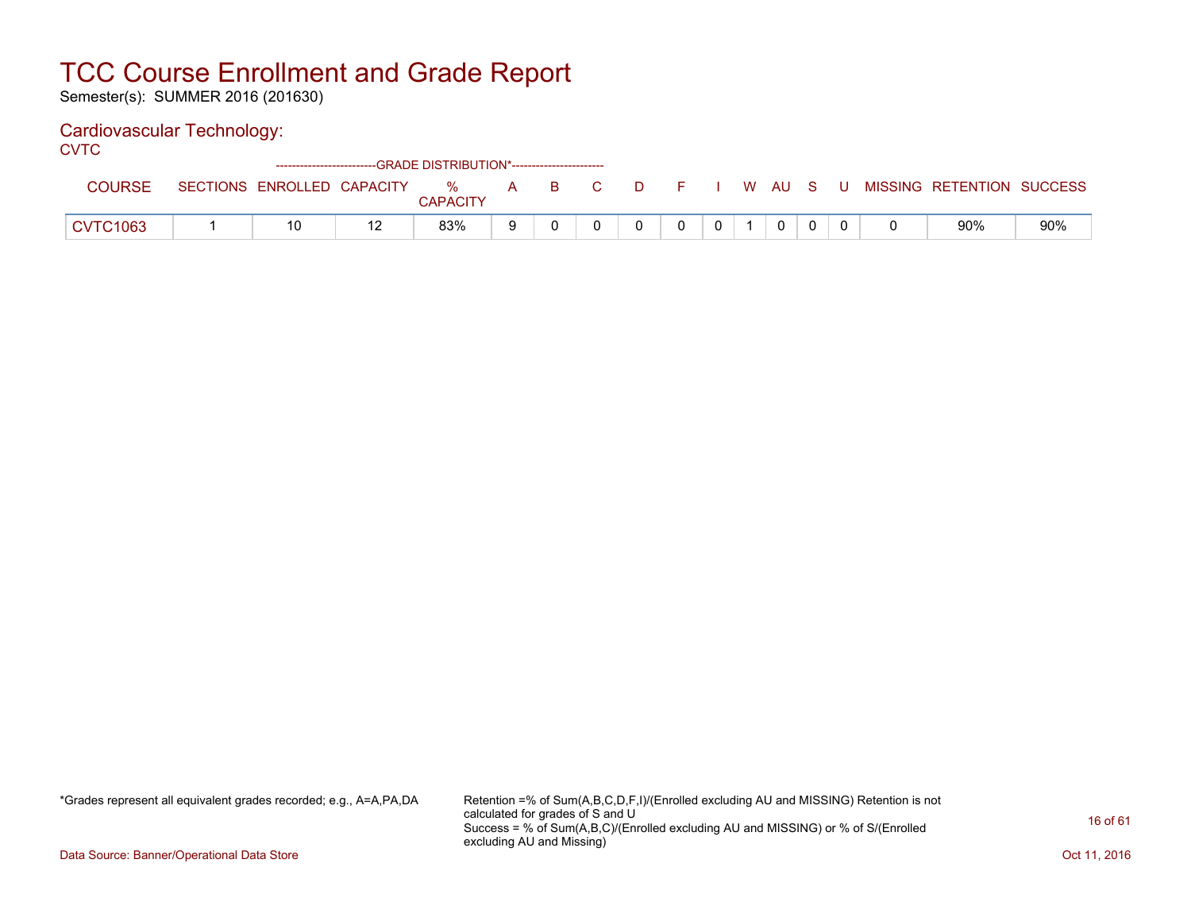# TCC Course Enrollment and Grade Report

Semester(s): SUMMER 2016 (201630)

## Cardiovascular Technology:

CVTC

| COURSE | SECTIONS | ENROLLED | CAPACITY | % CAPACITY | A | B | C | D | F | I | W | AU | S | U | MISSING | RETENTION | SUCCESS |
|---|---|---|---|---|---|---|---|---|---|---|---|---|---|---|---|---|---|
| | | | -------------------------GRADE DISTRIBUTION*----------------------- | | | | | | | | | | | | | | |
| CVTC1063 | 1 | 10 | 12 | 83% | 9 | 0 | 0 | 0 | 0 | 0 | 1 | 0 | 0 | 0 | 0 | 90% | 90% |

*Grades represent all equivalent grades recorded; e.g., A=A,PA,DA

Retention =% of Sum(A,B,C,D,F,I)/(Enrolled excluding AU and MISSING) Retention is not calculated for grades of S and U
Success = % of Sum(A,B,C)/(Enrolled excluding AU and MISSING) or % of S/(Enrolled excluding AU and Missing)

Data Source: Banner/Operational Data Store

Oct 11, 2016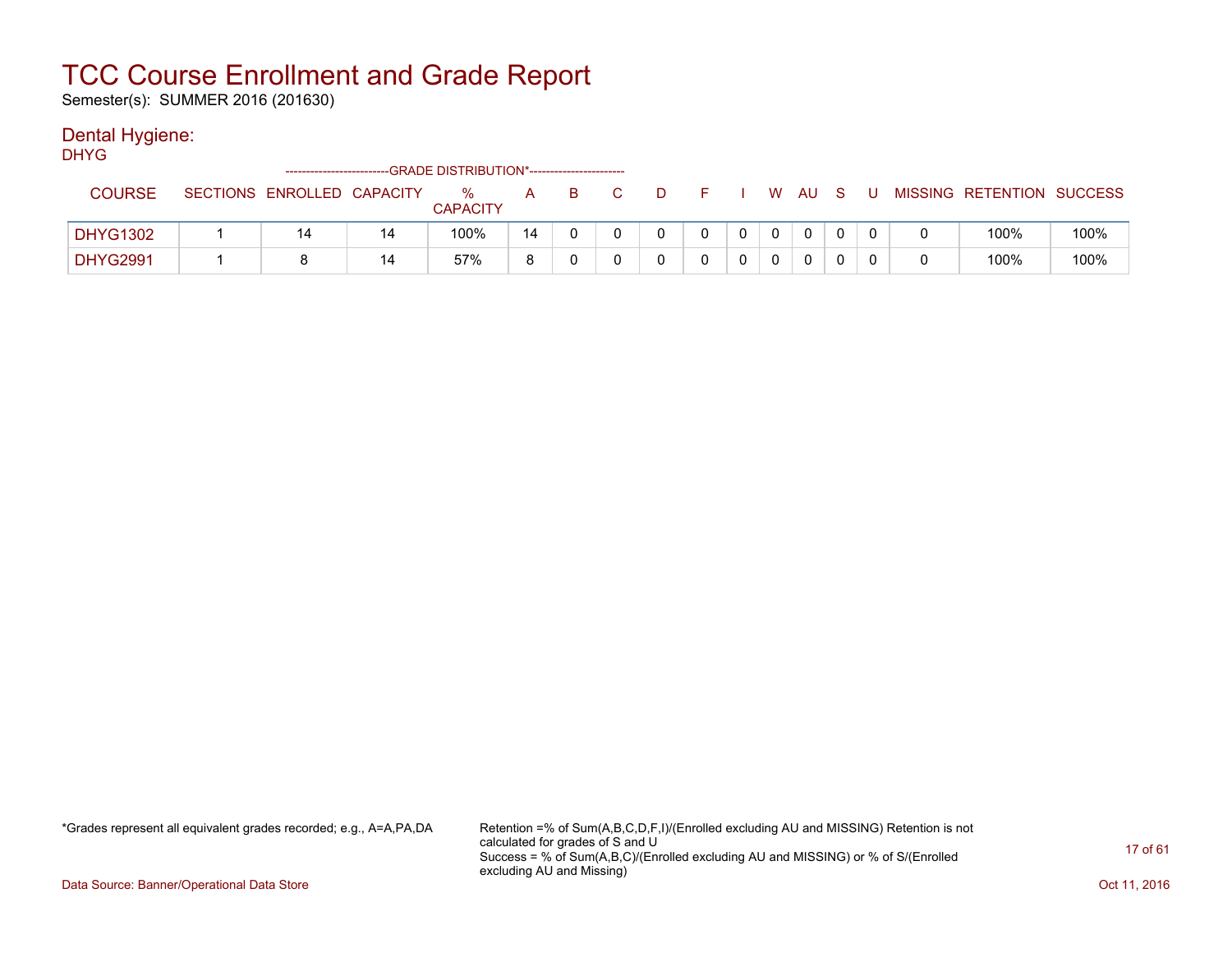# TCC Course Enrollment and Grade Report

Semester(s): SUMMER 2016 (201630)

## Dental Hygiene:

DHYG

| COURSE | SECTIONS | ENROLLED | CAPACITY | % CAPACITY | A | B | C | D | F | I | W | AU | S | U | MISSING | RETENTION | SUCCESS |
|---|---|---|---|---|---|---|---|---|---|---|---|---|---|---|---|---|---|
| | | | | ---GRADE DISTRIBUTION*--- | | | | | | | | | | | | | |
| DHYG1302 | 1 | 14 | 14 | 100% | 14 | 0 | 0 | 0 | 0 | 0 | 0 | 0 | 0 | 0 | 0 | 100% | 100% |
| DHYG2991 | 1 | 8 | 14 | 57% | 8 | 0 | 0 | 0 | 0 | 0 | 0 | 0 | 0 | 0 | 0 | 100% | 100% |

*Grades represent all equivalent grades recorded; e.g., A=A,PA,DA

Retention =% of Sum(A,B,C,D,F,I)/(Enrolled excluding AU and MISSING) Retention is not calculated for grades of S and U
Success = % of Sum(A,B,C)/(Enrolled excluding AU and MISSING) or % of S/(Enrolled excluding AU and Missing)

Data Source: Banner/Operational Data Store

Oct 11, 2016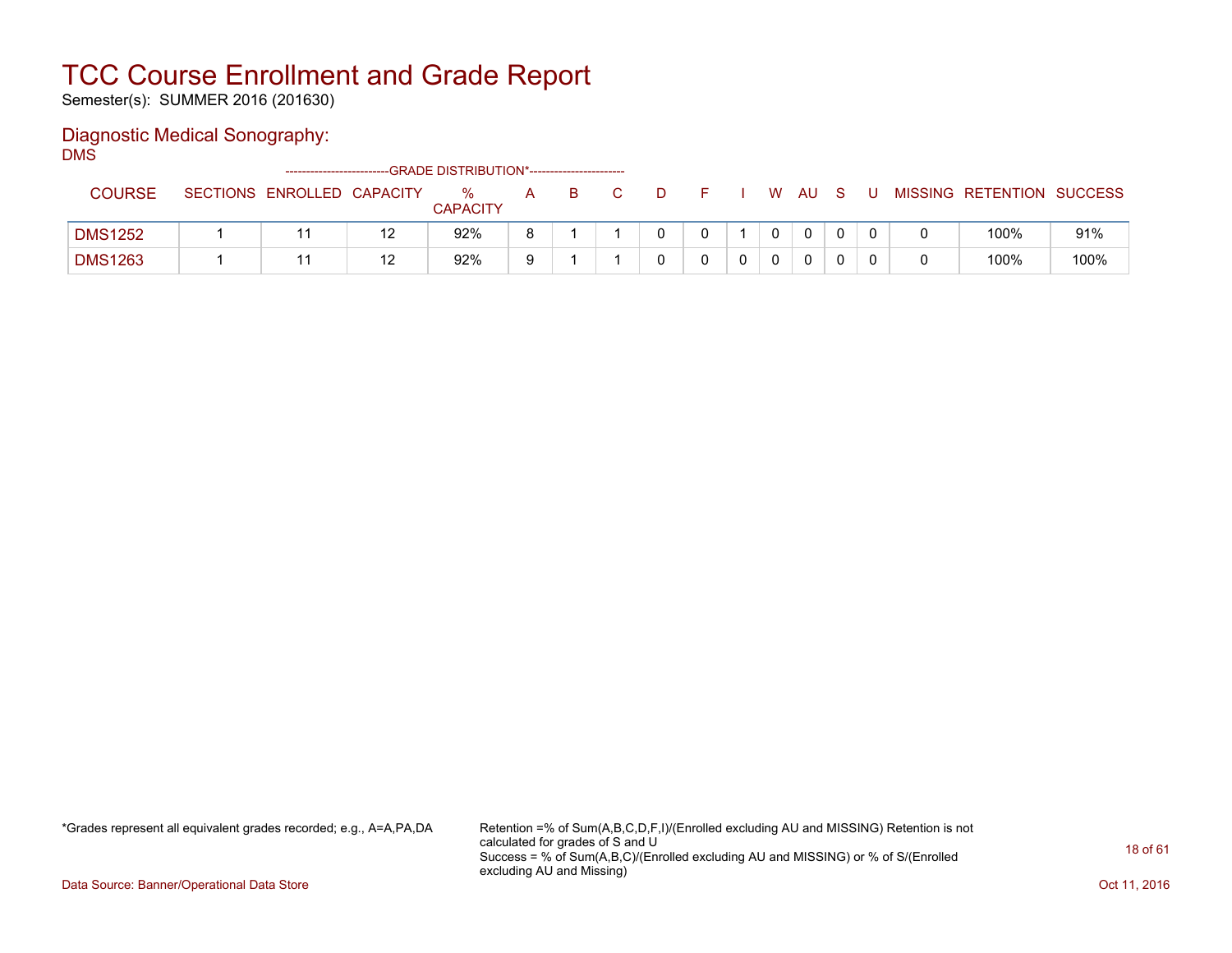# TCC Course Enrollment and Grade Report

Semester(s): SUMMER 2016 (201630)

## Diagnostic Medical Sonography:

DMS

| COURSE | SECTIONS | ENROLLED | CAPACITY | % CAPACITY | A | B | C | D | F | I | W | AU | S | U | MISSING | RETENTION | SUCCESS |
|---|---|---|---|---|---|---|---|---|---|---|---|---|---|---|---|---|---|
| | | | | -------------------------GRADE DISTRIBUTION*----------------------- | | | | | | | | | | | | | |
| DMS1252 | 1 | 11 | 12 | 92% | 8 | 1 | 1 | 0 | 0 | 1 | 0 | 0 | 0 | 0 | 0 | 100% | 91% |
| DMS1263 | 1 | 11 | 12 | 92% | 9 | 1 | 1 | 0 | 0 | 0 | 0 | 0 | 0 | 0 | 0 | 100% | 100% |

*Grades represent all equivalent grades recorded; e.g., A=A,PA,DA

Retention =% of Sum(A,B,C,D,F,I)/(Enrolled excluding AU and MISSING) Retention is not calculated for grades of S and U
Success = % of Sum(A,B,C)/(Enrolled excluding AU and MISSING) or % of S/(Enrolled excluding AU and Missing)

Data Source: Banner/Operational Data Store

Oct 11, 2016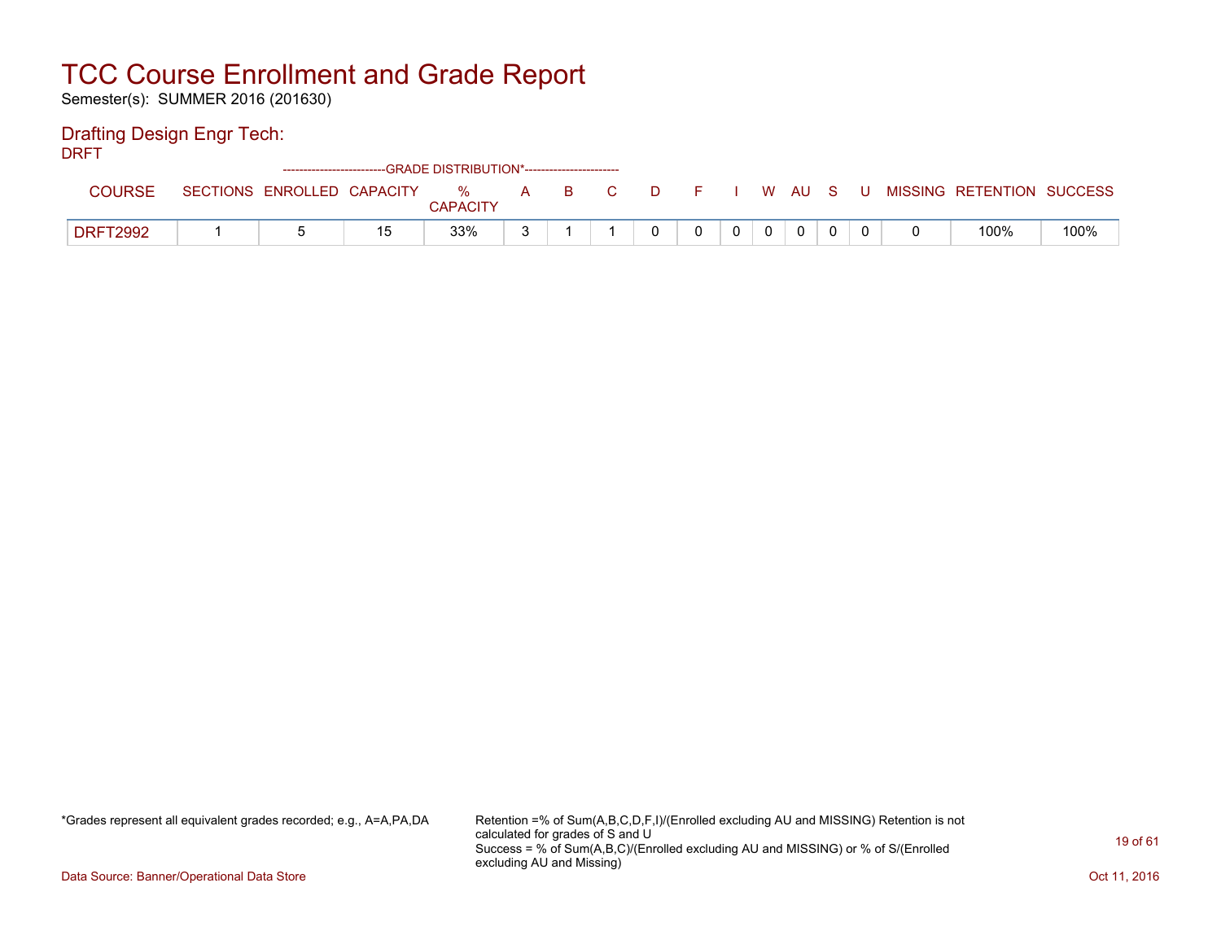# TCC Course Enrollment and Grade Report

Semester(s): SUMMER 2016 (201630)

## Drafting Design Engr Tech:

DRFT

| COURSE | SECTIONS | ENROLLED | CAPACITY | % CAPACITY | A | B | C | D | F | I | W | AU | S | U | MISSING | RETENTION | SUCCESS |
|---|---|---|---|---|---|---|---|---|---|---|---|---|---|---|---|---|---|
| | | | | ---GRADE DISTRIBUTION*--- | | | | | | | | | | | | | |
| DRFT2992 | 1 | 5 | 15 | 33% | 3 | 1 | 1 | 0 | 0 | 0 | 0 | 0 | 0 | 0 | 0 | 100% | 100% |

*Grades represent all equivalent grades recorded; e.g., A=A,PA,DA

Retention =% of Sum(A,B,C,D,F,I)/(Enrolled excluding AU and MISSING) Retention is not calculated for grades of S and U
Success = % of Sum(A,B,C)/(Enrolled excluding AU and MISSING) or % of S/(Enrolled excluding AU and Missing)

Data Source: Banner/Operational Data Store

Oct 11, 2016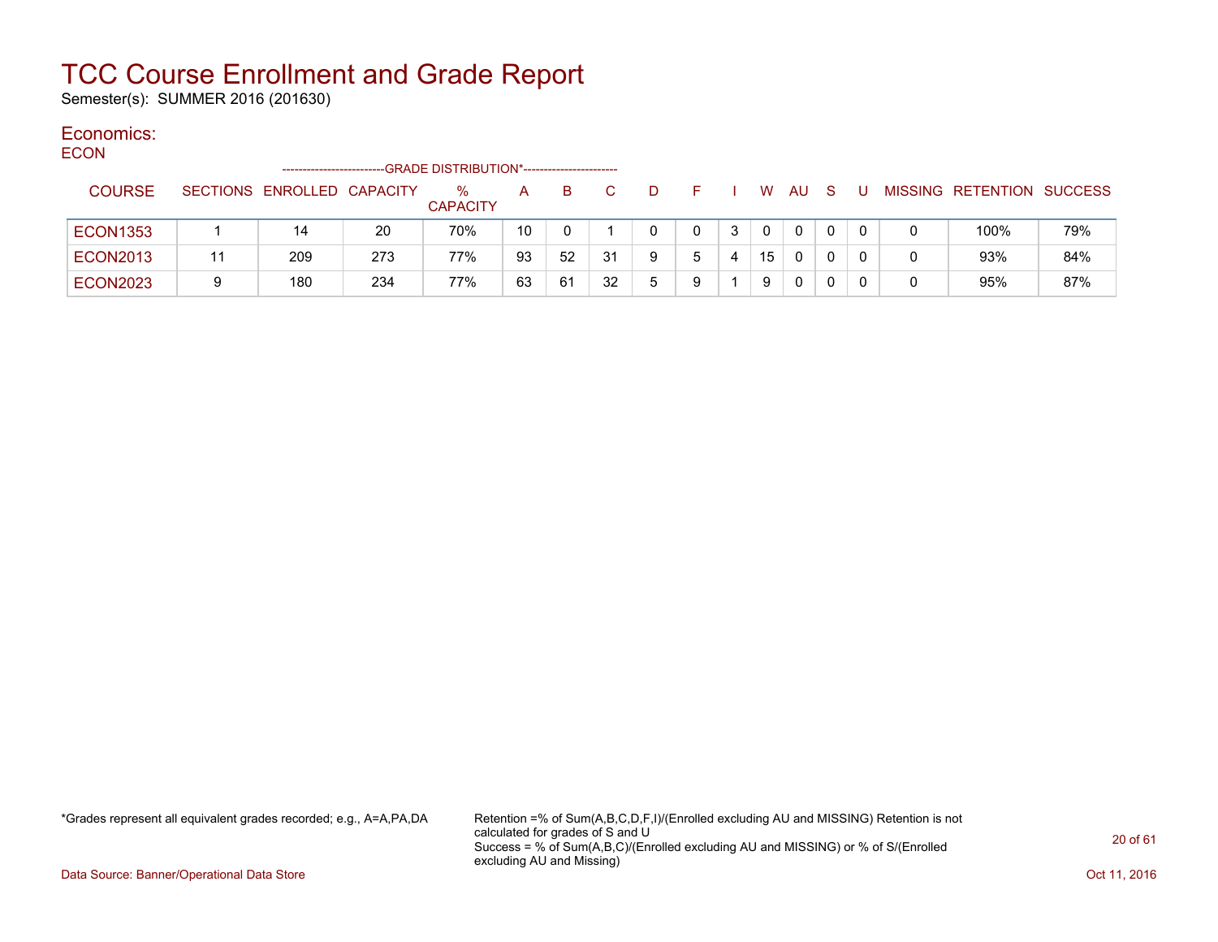# TCC Course Enrollment and Grade Report

Semester(s): SUMMER 2016 (201630)

## Economics:

ECON

| COURSE | SECTIONS | ENROLLED | CAPACITY | % CAPACITY | A | B | C | D | F | I | W | AU | S | U | MISSING | RETENTION | SUCCESS |
|---|---|---|---|---|---|---|---|---|---|---|---|---|---|---|---|---|---|
| | | | | --GRADE DISTRIBUTION*-- | | | | | | | | | | | | | |
| ECON1353 | 1 | 14 | 20 | 70% | 10 | 0 | 1 | 0 | 0 | 3 | 0 | 0 | 0 | 0 | 0 | 100% | 79% |
| ECON2013 | 11 | 209 | 273 | 77% | 93 | 52 | 31 | 9 | 5 | 4 | 15 | 0 | 0 | 0 | 0 | 93% | 84% |
| ECON2023 | 9 | 180 | 234 | 77% | 63 | 61 | 32 | 5 | 9 | 1 | 9 | 0 | 0 | 0 | 0 | 95% | 87% |

*Grades represent all equivalent grades recorded; e.g., A=A,PA,DA

Retention =% of Sum(A,B,C,D,F,I)/(Enrolled excluding AU and MISSING) Retention is not calculated for grades of S and U

Success = % of Sum(A,B,C)/(Enrolled excluding AU and MISSING) or % of S/(Enrolled excluding AU and Missing)

Data Source: Banner/Operational Data Store

Oct 11, 2016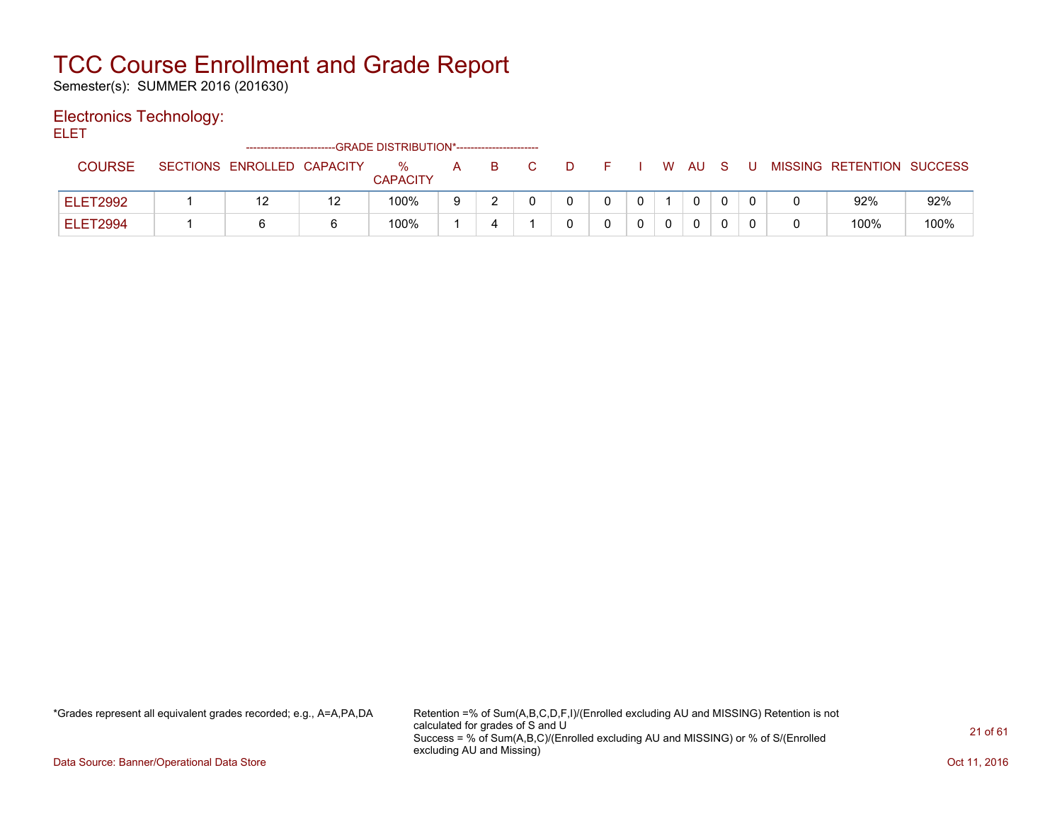# TCC Course Enrollment and Grade Report

Semester(s): SUMMER 2016 (201630)

## Electronics Technology:

ELET

| COURSE | SECTIONS | ENROLLED | CAPACITY | % CAPACITY | A | B | C | D | F | I | W | AU | S | U | MISSING | RETENTION | SUCCESS |
|---|---|---|---|---|---|---|---|---|---|---|---|---|---|---|---|---|---|
| | | | | --GRADE DISTRIBUTION*-- | | | | | | | | | | | | | |
| ELET2992 | 1 | 12 | 12 | 100% | 9 | 2 | 0 | 0 | 0 | 0 | 1 | 0 | 0 | 0 | 0 | 92% | 92% |
| ELET2994 | 1 | 6 | 6 | 100% | 1 | 4 | 1 | 0 | 0 | 0 | 0 | 0 | 0 | 0 | 0 | 100% | 100% |

*Grades represent all equivalent grades recorded; e.g., A=A,PA,DA

Retention =% of Sum(A,B,C,D,F,I)/(Enrolled excluding AU and MISSING) Retention is not calculated for grades of S and U
Success = % of Sum(A,B,C)/(Enrolled excluding AU and MISSING) or % of S/(Enrolled excluding AU and Missing)

Data Source: Banner/Operational Data Store

Oct 11, 2016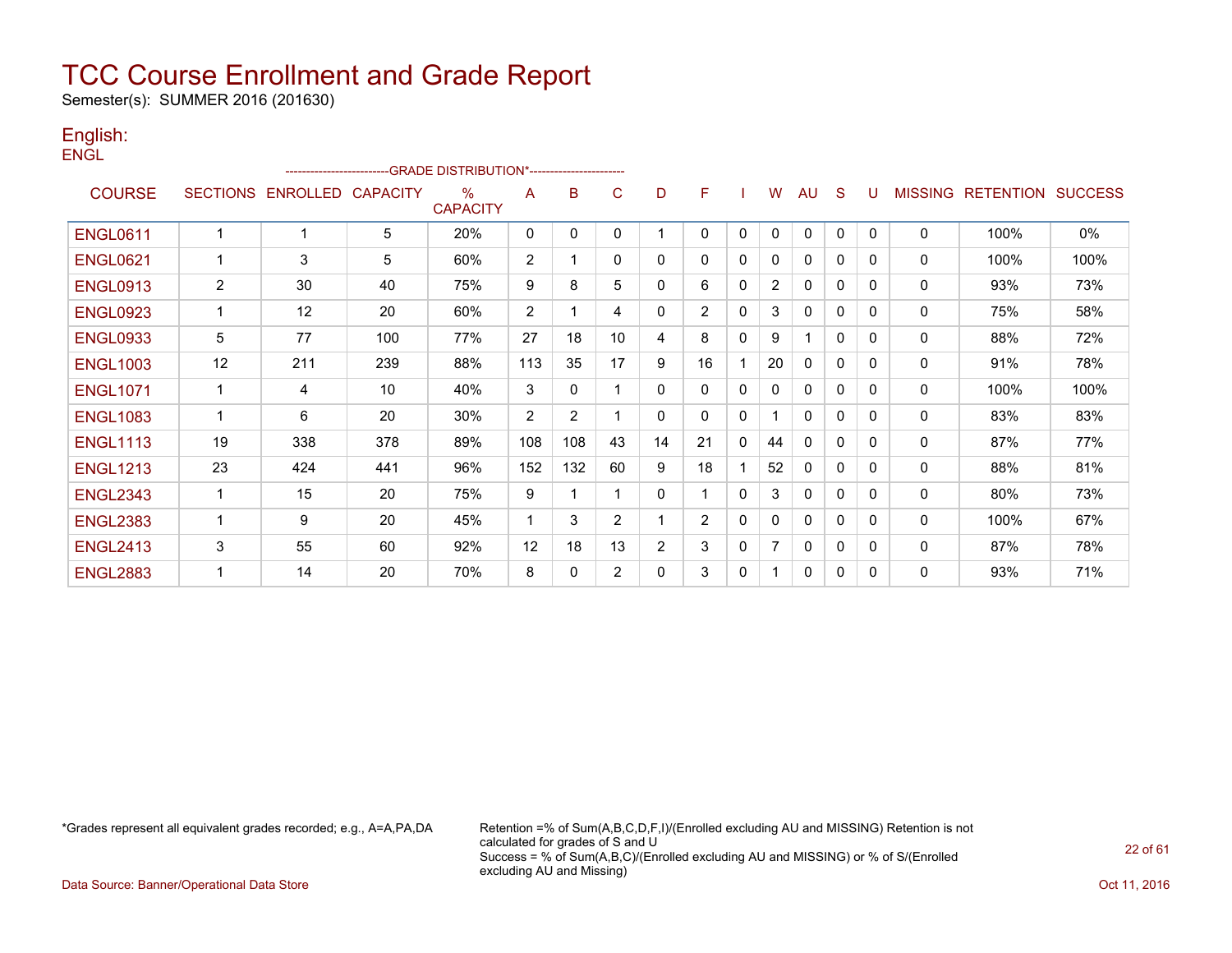# TCC Course Enrollment and Grade Report

Semester(s): SUMMER 2016 (201630)

## English:

ENGL

| COURSE | SECTIONS | ENROLLED | CAPACITY | % CAPACITY | A | B | C | D | F | I | W | AU | S | U | MISSING | RETENTION | SUCCESS |
|---|---|---|---|---|---|---|---|---|---|---|---|---|---|---|---|---|---|
| | | | | -GRADE DISTRIBUTION*- | | | | | | | | | | | | | |
| ENGL0611 | 1 | 1 | 5 | 20% | 0 | 0 | 0 | 1 | 0 | 0 | 0 | 0 | 0 | 0 | 0 | 100% | 0% |
| ENGL0621 | 1 | 3 | 5 | 60% | 2 | 1 | 0 | 0 | 0 | 0 | 0 | 0 | 0 | 0 | 0 | 100% | 100% |
| ENGL0913 | 2 | 30 | 40 | 75% | 9 | 8 | 5 | 0 | 6 | 0 | 2 | 0 | 0 | 0 | 0 | 93% | 73% |
| ENGL0923 | 1 | 12 | 20 | 60% | 2 | 1 | 4 | 0 | 2 | 0 | 3 | 0 | 0 | 0 | 0 | 75% | 58% |
| ENGL0933 | 5 | 77 | 100 | 77% | 27 | 18 | 10 | 4 | 8 | 0 | 9 | 1 | 0 | 0 | 0 | 88% | 72% |
| ENGL1003 | 12 | 211 | 239 | 88% | 113 | 35 | 17 | 9 | 16 | 1 | 20 | 0 | 0 | 0 | 0 | 91% | 78% |
| ENGL1071 | 1 | 4 | 10 | 40% | 3 | 0 | 1 | 0 | 0 | 0 | 0 | 0 | 0 | 0 | 0 | 100% | 100% |
| ENGL1083 | 1 | 6 | 20 | 30% | 2 | 2 | 1 | 0 | 0 | 0 | 1 | 0 | 0 | 0 | 0 | 83% | 83% |
| ENGL1113 | 19 | 338 | 378 | 89% | 108 | 108 | 43 | 14 | 21 | 0 | 44 | 0 | 0 | 0 | 0 | 87% | 77% |
| ENGL1213 | 23 | 424 | 441 | 96% | 152 | 132 | 60 | 9 | 18 | 1 | 52 | 0 | 0 | 0 | 0 | 88% | 81% |
| ENGL2343 | 1 | 15 | 20 | 75% | 9 | 1 | 1 | 0 | 1 | 0 | 3 | 0 | 0 | 0 | 0 | 80% | 73% |
| ENGL2383 | 1 | 9 | 20 | 45% | 1 | 3 | 2 | 1 | 2 | 0 | 0 | 0 | 0 | 0 | 0 | 100% | 67% |
| ENGL2413 | 3 | 55 | 60 | 92% | 12 | 18 | 13 | 2 | 3 | 0 | 7 | 0 | 0 | 0 | 0 | 87% | 78% |
| ENGL2883 | 1 | 14 | 20 | 70% | 8 | 0 | 2 | 0 | 3 | 0 | 1 | 0 | 0 | 0 | 0 | 93% | 71% |

*Grades represent all equivalent grades recorded; e.g., A=A,PA,DA

Retention =% of Sum(A,B,C,D,F,I)/(Enrolled excluding AU and MISSING) Retention is not calculated for grades of S and U

Success = % of Sum(A,B,C)/(Enrolled excluding AU and MISSING) or % of S/(Enrolled excluding AU and Missing)

Data Source: Banner/Operational Data Store

Oct 11, 2016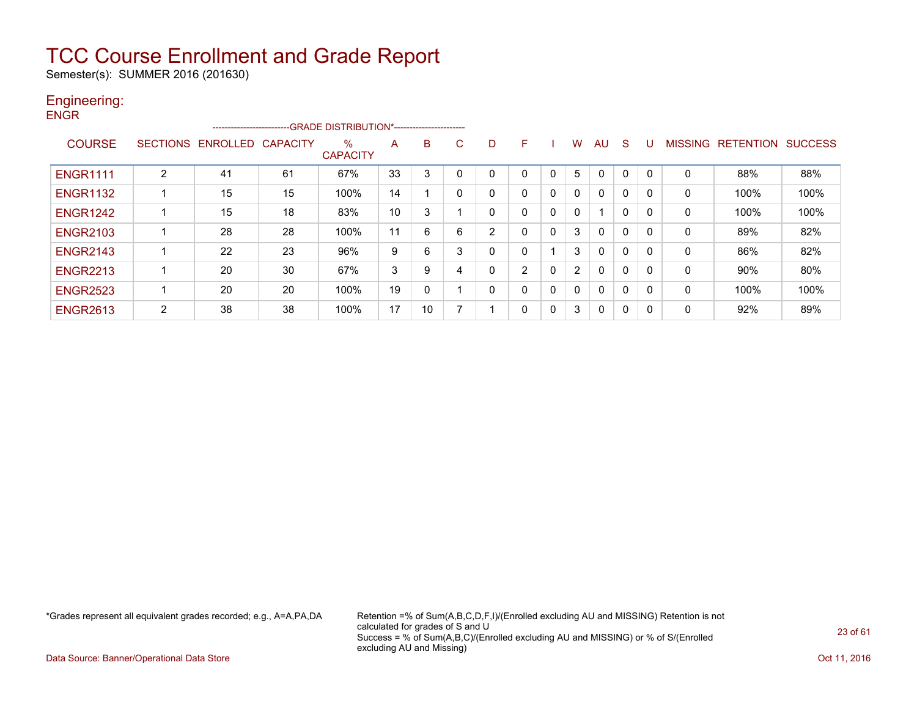# TCC Course Enrollment and Grade Report

Semester(s): SUMMER 2016 (201630)

## Engineering:

### ENGR

| COURSE | SECTIONS | ENROLLED | CAPACITY | % CAPACITY | A | B | C | D | F | I | W | AU | S | U | MISSING | RETENTION | SUCCESS |
|---|---|---|---|---|---|---|---|---|---|---|---|---|---|---|---|---|---|
| | | | | GRADE DISTRIBUTION* | | | | | | | | | | | | | |
| ENGR1111 | 2 | 41 | 61 | 67% | 33 | 3 | 0 | 0 | 0 | 0 | 5 | 0 | 0 | 0 | 0 | 88% | 88% |
| ENGR1132 | 1 | 15 | 15 | 100% | 14 | 1 | 0 | 0 | 0 | 0 | 0 | 0 | 0 | 0 | 0 | 100% | 100% |
| ENGR1242 | 1 | 15 | 18 | 83% | 10 | 3 | 1 | 0 | 0 | 0 | 0 | 1 | 0 | 0 | 0 | 100% | 100% |
| ENGR2103 | 1 | 28 | 28 | 100% | 11 | 6 | 6 | 2 | 0 | 0 | 3 | 0 | 0 | 0 | 0 | 89% | 82% |
| ENGR2143 | 1 | 22 | 23 | 96% | 9 | 6 | 3 | 0 | 0 | 1 | 3 | 0 | 0 | 0 | 0 | 86% | 82% |
| ENGR2213 | 1 | 20 | 30 | 67% | 3 | 9 | 4 | 0 | 2 | 0 | 2 | 0 | 0 | 0 | 0 | 90% | 80% |
| ENGR2523 | 1 | 20 | 20 | 100% | 19 | 0 | 1 | 0 | 0 | 0 | 0 | 0 | 0 | 0 | 0 | 100% | 100% |
| ENGR2613 | 2 | 38 | 38 | 100% | 17 | 10 | 7 | 1 | 0 | 0 | 3 | 0 | 0 | 0 | 0 | 92% | 89% |

*Grades represent all equivalent grades recorded; e.g., A=A,PA,DA

Retention =% of Sum(A,B,C,D,F,I)/(Enrolled excluding AU and MISSING) Retention is not calculated for grades of S and U
Success = % of Sum(A,B,C)/(Enrolled excluding AU and MISSING) or % of S/(Enrolled excluding AU and Missing)

Data Source: Banner/Operational Data Store

Oct 11, 2016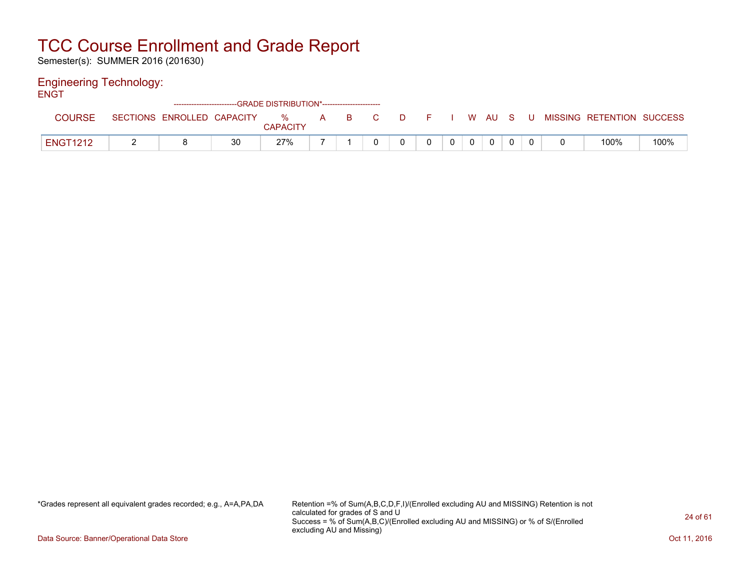# TCC Course Enrollment and Grade Report

Semester(s): SUMMER 2016 (201630)

## Engineering Technology:

ENGT

| COURSE | SECTIONS | ENROLLED | CAPACITY | % CAPACITY | A | B | C | D | F | I | W | AU | S | U | MISSING | RETENTION | SUCCESS |
|---|---|---|---|---|---|---|---|---|---|---|---|---|---|---|---|---|---|
| | | | | -GRADE DISTRIBUTION*- | | | | | | | | | | | | | |
| ENGT1212 | 2 | 8 | 30 | 27% | 7 | 1 | 0 | 0 | 0 | 0 | 0 | 0 | 0 | 0 | 0 | 100% | 100% |

*Grades represent all equivalent grades recorded; e.g., A=A,PA,DA

Retention =% of Sum(A,B,C,D,F,I)/(Enrolled excluding AU and MISSING) Retention is not calculated for grades of S and U
Success = % of Sum(A,B,C)/(Enrolled excluding AU and MISSING) or % of S/(Enrolled excluding AU and Missing)

Data Source: Banner/Operational Data Store

Oct 11, 2016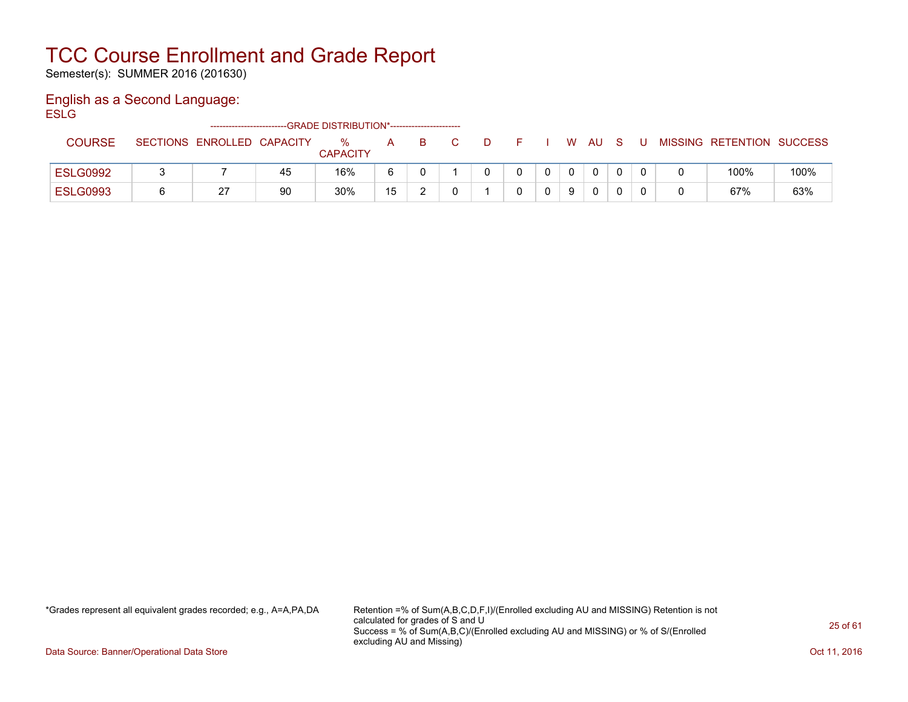# TCC Course Enrollment and Grade Report

Semester(s): SUMMER 2016 (201630)

## English as a Second Language:

ESLG

| COURSE | SECTIONS | ENROLLED | CAPACITY | % CAPACITY | A | B | C | D | F | I | W | AU | S | U | MISSING | RETENTION | SUCCESS |
|---|---|---|---|---|---|---|---|---|---|---|---|---|---|---|---|---|---|
| | | | | --GRADE DISTRIBUTION*-- | | | | | | | | | | | | | |
| ESLG0992 | 3 | 7 | 45 | 16% | 6 | 0 | 1 | 0 | 0 | 0 | 0 | 0 | 0 | 0 | 0 | 100% | 100% |
| ESLG0993 | 6 | 27 | 90 | 30% | 15 | 2 | 0 | 1 | 0 | 0 | 9 | 0 | 0 | 0 | 0 | 67% | 63% |

*Grades represent all equivalent grades recorded; e.g., A=A,PA,DA

Retention =% of Sum(A,B,C,D,F,I)/(Enrolled excluding AU and MISSING) Retention is not calculated for grades of S and U
Success = % of Sum(A,B,C)/(Enrolled excluding AU and MISSING) or % of S/(Enrolled excluding AU and Missing)

Data Source: Banner/Operational Data Store

Oct 11, 2016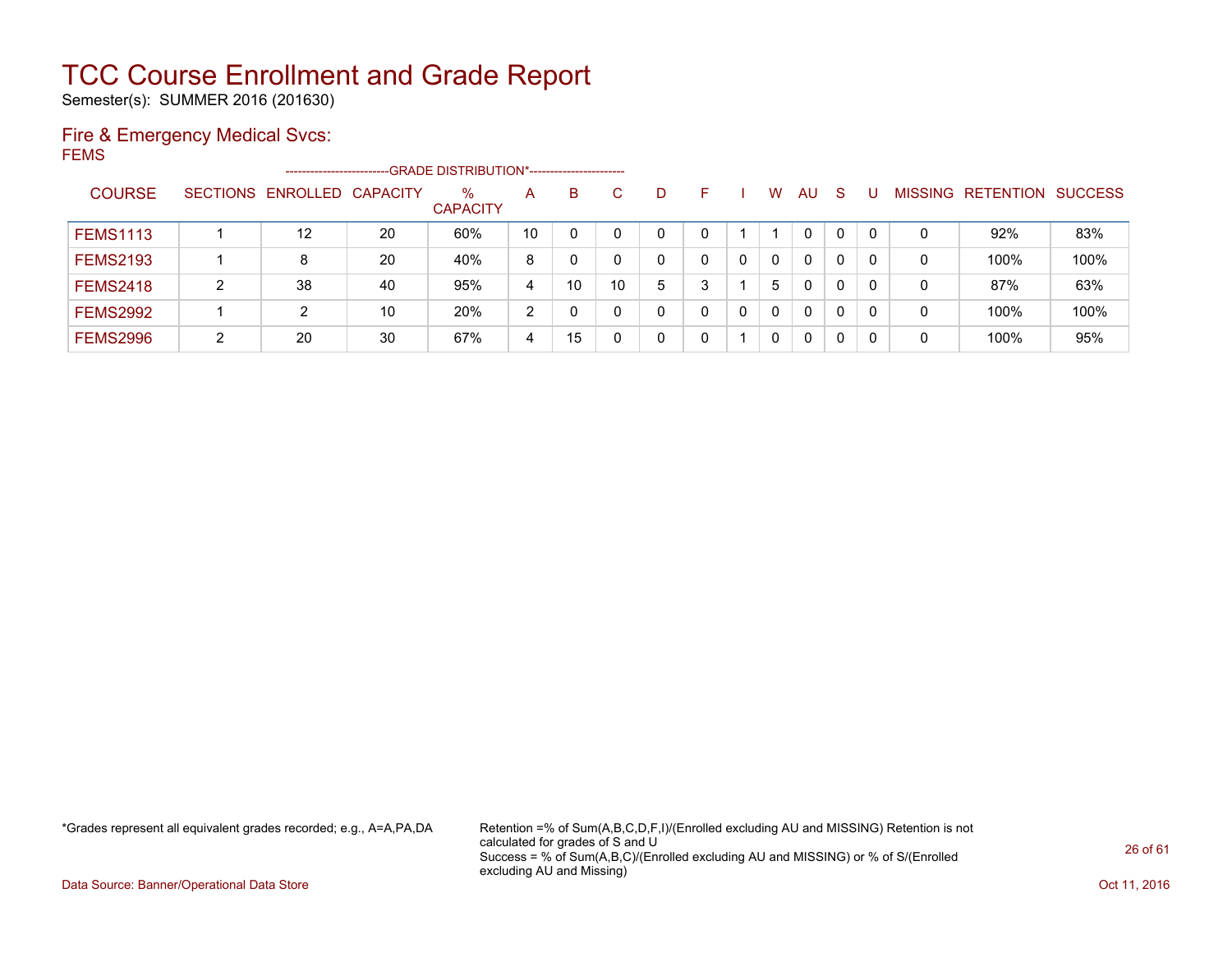# TCC Course Enrollment and Grade Report

Semester(s): SUMMER 2016 (201630)

## Fire & Emergency Medical Svcs:

### FEMS

| COURSE | SECTIONS | ENROLLED | CAPACITY | % CAPACITY | A | B | C | D | F | I | W | AU | S | U | MISSING | RETENTION | SUCCESS |
|---|---|---|---|---|---|---|---|---|---|---|---|---|---|---|---|---|---|
| | | | | -------------------------GRADE DISTRIBUTION*----------------------- | | | | | | | | | | | | | |
| FEMS1113 | 1 | 12 | 20 | 60% | 10 | 0 | 0 | 0 | 0 | 1 | 1 | 0 | 0 | 0 | 0 | 92% | 83% |
| FEMS2193 | 1 | 8 | 20 | 40% | 8 | 0 | 0 | 0 | 0 | 0 | 0 | 0 | 0 | 0 | 0 | 100% | 100% |
| FEMS2418 | 2 | 38 | 40 | 95% | 4 | 10 | 10 | 5 | 3 | 1 | 5 | 0 | 0 | 0 | 0 | 87% | 63% |
| FEMS2992 | 1 | 2 | 10 | 20% | 2 | 0 | 0 | 0 | 0 | 0 | 0 | 0 | 0 | 0 | 0 | 100% | 100% |
| FEMS2996 | 2 | 20 | 30 | 67% | 4 | 15 | 0 | 0 | 0 | 1 | 0 | 0 | 0 | 0 | 0 | 100% | 95% |

*Grades represent all equivalent grades recorded; e.g., A=A,PA,DA

Retention =% of Sum(A,B,C,D,F,I)/(Enrolled excluding AU and MISSING) Retention is not calculated for grades of S and U

Success = % of Sum(A,B,C)/(Enrolled excluding AU and MISSING) or % of S/(Enrolled excluding AU and Missing)

Data Source: Banner/Operational Data Store

Oct 11, 2016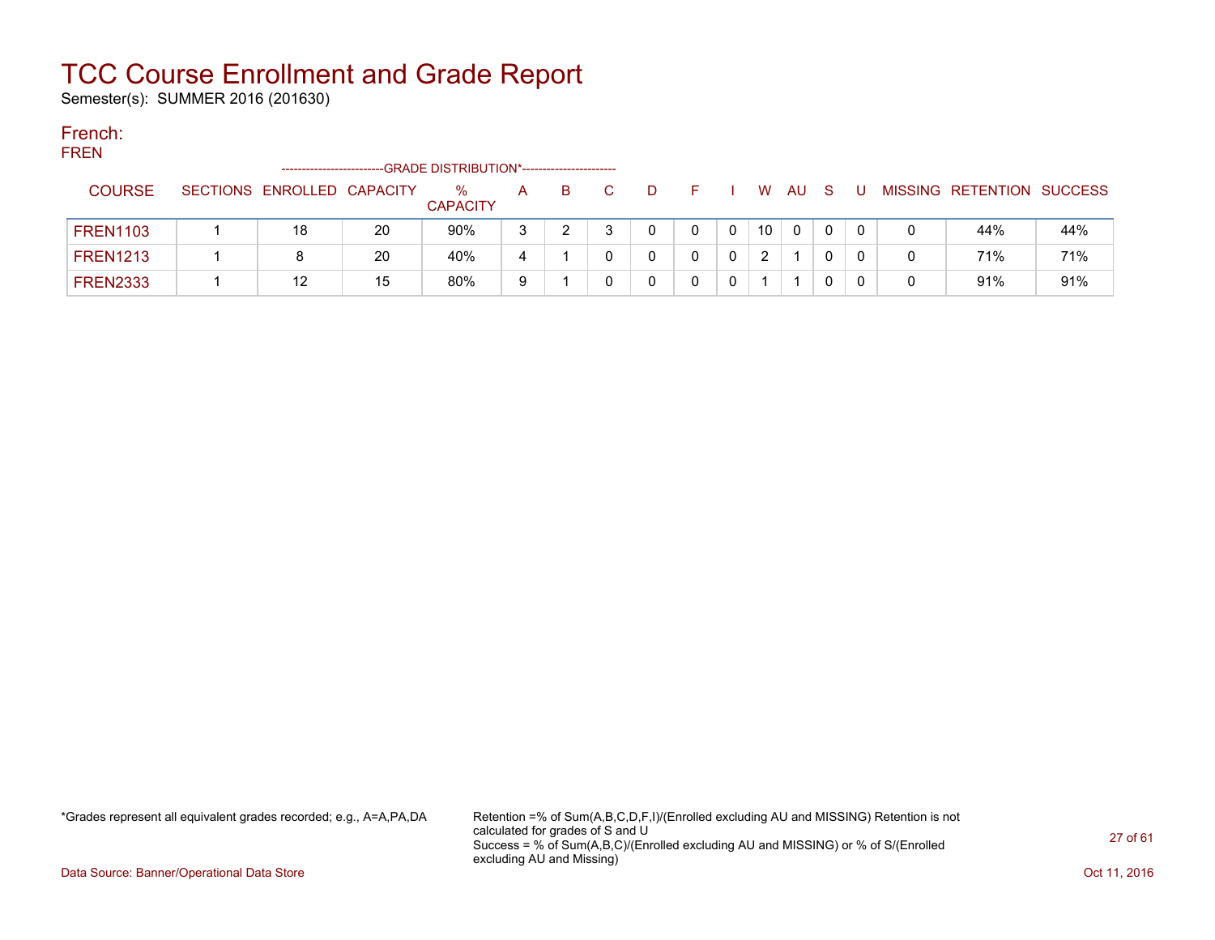# TCC Course Enrollment and Grade Report

Semester(s): SUMMER 2016 (201630)

## French:

FREN

| COURSE | SECTIONS | ENROLLED | CAPACITY | % CAPACITY | A | B | C | D | F | I | W | AU | S | U | MISSING | RETENTION | SUCCESS |
|---|---|---|---|---|---|---|---|---|---|---|---|---|---|---|---|---|---|
| | | | | GRADE DISTRIBUTION* | | | | | | | | | | | | | |
| FREN1103 | 1 | 18 | 20 | 90% | 3 | 2 | 3 | 0 | 0 | 0 | 10 | 0 | 0 | 0 | 0 | 44% | 44% |
| FREN1213 | 1 | 8 | 20 | 40% | 4 | 1 | 0 | 0 | 0 | 0 | 2 | 1 | 0 | 0 | 0 | 71% | 71% |
| FREN2333 | 1 | 12 | 15 | 80% | 9 | 1 | 0 | 0 | 0 | 0 | 1 | 1 | 0 | 0 | 0 | 91% | 91% |

*Grades represent all equivalent grades recorded; e.g., A=A,PA,DA

Retention =% of Sum(A,B,C,D,F,I)/(Enrolled excluding AU and MISSING) Retention is not calculated for grades of S and U
Success = % of Sum(A,B,C)/(Enrolled excluding AU and MISSING) or % of S/(Enrolled excluding AU and Missing)

Data Source: Banner/Operational Data Store

Oct 11, 2016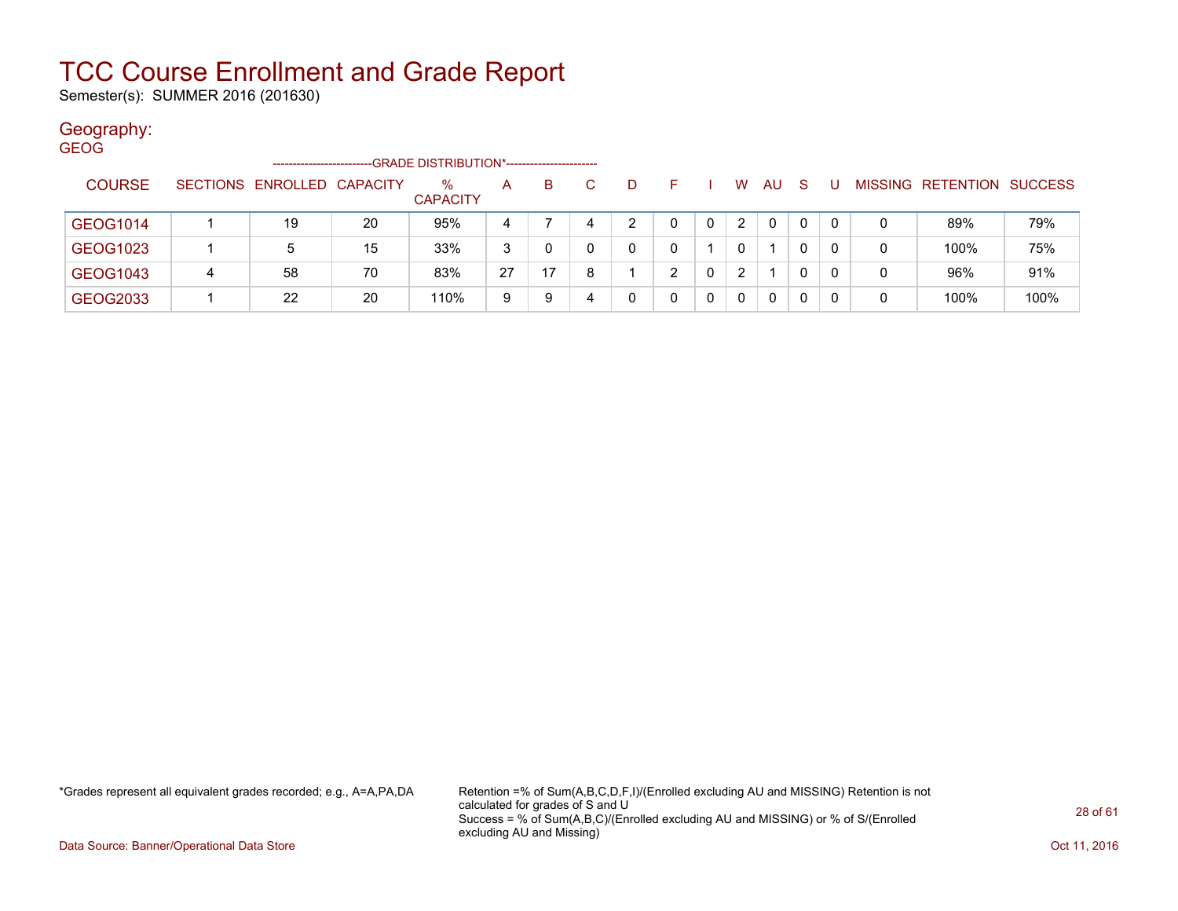# TCC Course Enrollment and Grade Report

Semester(s): SUMMER 2016 (201630)

## Geography:

GEOG

| COURSE | SECTIONS | ENROLLED | CAPACITY | % CAPACITY | A | B | C | D | F | I | W | AU | S | U | MISSING | RETENTION | SUCCESS |
|---|---|---|---|---|---|---|---|---|---|---|---|---|---|---|---|---|---|
| | | | | -GRADE DISTRIBUTION*- | | | | | | | | | | | | | |
| GEOG1014 | 1 | 19 | 20 | 95% | 4 | 7 | 4 | 2 | 0 | 0 | 2 | 0 | 0 | 0 | 0 | 89% | 79% |
| GEOG1023 | 1 | 5 | 15 | 33% | 3 | 0 | 0 | 0 | 0 | 1 | 0 | 1 | 0 | 0 | 0 | 100% | 75% |
| GEOG1043 | 4 | 58 | 70 | 83% | 27 | 17 | 8 | 1 | 2 | 0 | 2 | 1 | 0 | 0 | 0 | 96% | 91% |
| GEOG2033 | 1 | 22 | 20 | 110% | 9 | 9 | 4 | 0 | 0 | 0 | 0 | 0 | 0 | 0 | 0 | 100% | 100% |

*Grades represent all equivalent grades recorded; e.g., A=A,PA,DA

Retention =% of Sum(A,B,C,D,F,I)/(Enrolled excluding AU and MISSING) Retention is not calculated for grades of S and U
Success = % of Sum(A,B,C)/(Enrolled excluding AU and MISSING) or % of S/(Enrolled excluding AU and Missing)

Data Source: Banner/Operational Data Store

Oct 11, 2016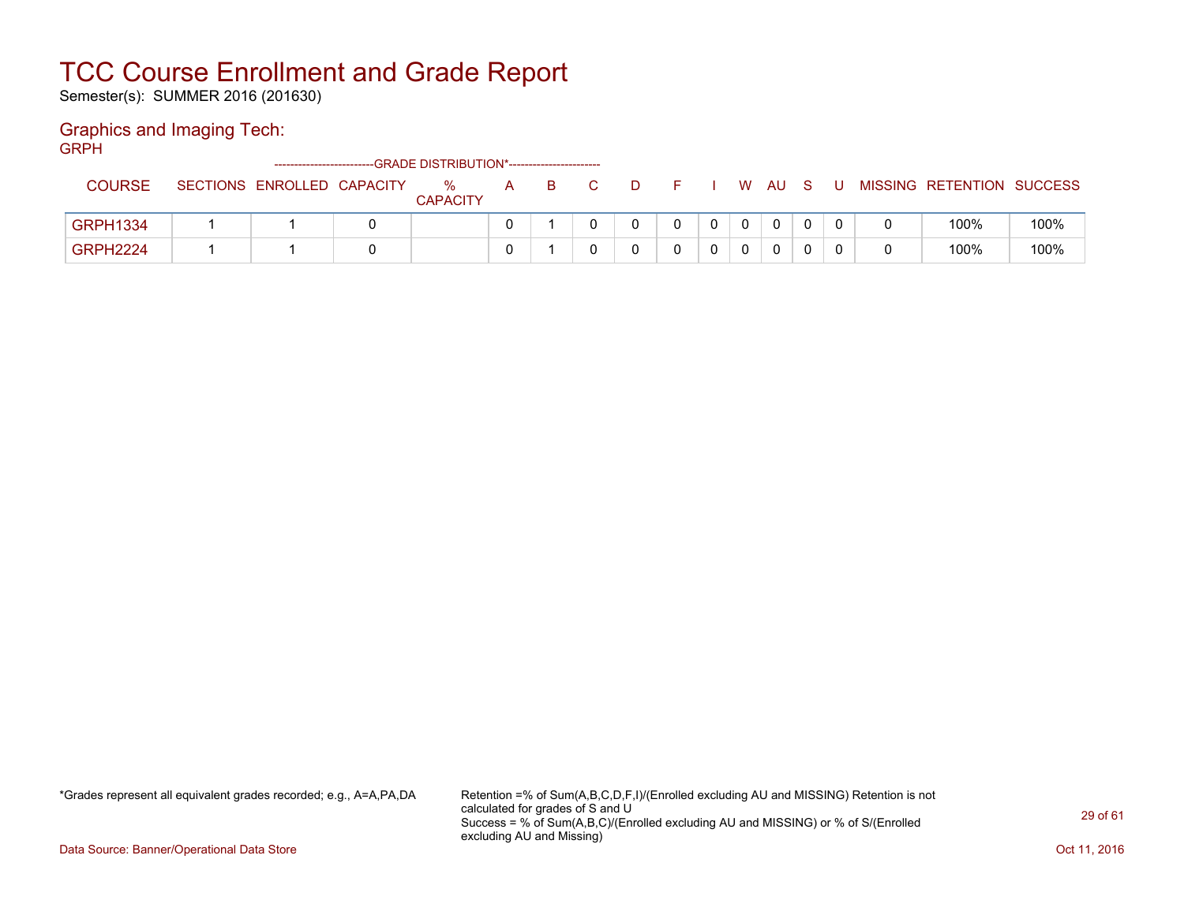# TCC Course Enrollment and Grade Report

Semester(s): SUMMER 2016 (201630)

## Graphics and Imaging Tech:

GRPH

| COURSE | SECTIONS | ENROLLED | CAPACITY | % CAPACITY | A | B | C | D | F | I | W | AU | S | U | MISSING | RETENTION | SUCCESS |
|---|---|---|---|---|---|---|---|---|---|---|---|---|---|---|---|---|---|
| | | | | GRADE DISTRIBUTION* | | | | | | | | | | | | | |
| GRPH1334 | 1 | 1 | 0 | | 0 | 1 | 0 | 0 | 0 | 0 | 0 | 0 | 0 | 0 | 0 | 100% | 100% |
| GRPH2224 | 1 | 1 | 0 | | 0 | 1 | 0 | 0 | 0 | 0 | 0 | 0 | 0 | 0 | 0 | 100% | 100% |

*Grades represent all equivalent grades recorded; e.g., A=A,PA,DA

Retention =% of Sum(A,B,C,D,F,I)/(Enrolled excluding AU and MISSING) Retention is not calculated for grades of S and U
Success = % of Sum(A,B,C)/(Enrolled excluding AU and MISSING) or % of S/(Enrolled excluding AU and Missing)

Data Source: Banner/Operational Data Store

Oct 11, 2016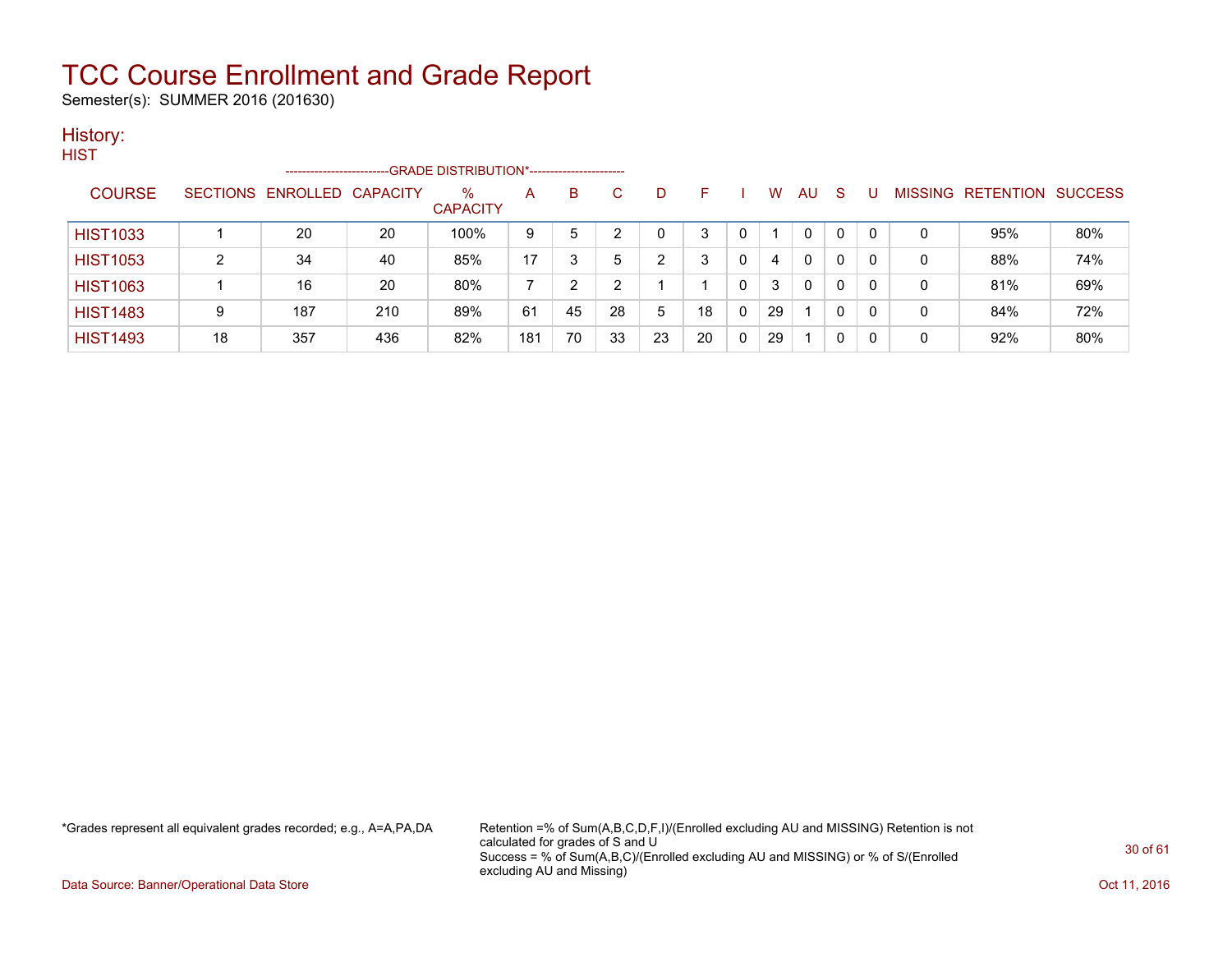# TCC Course Enrollment and Grade Report

Semester(s): SUMMER 2016 (201630)

## History:

### HIST

| COURSE | SECTIONS | ENROLLED | CAPACITY | % CAPACITY | A | B | C | D | F | I | W | AU | S | U | MISSING | RETENTION | SUCCESS |
|---|---|---|---|---|---|---|---|---|---|---|---|---|---|---|---|---|---|
| | | | -------------------------GRADE DISTRIBUTION*----------------------- | | | | | | | | | | | | | | |
| HIST1033 | 1 | 20 | 20 | 100% | 9 | 5 | 2 | 0 | 3 | 0 | 1 | 0 | 0 | 0 | 0 | 95% | 80% |
| HIST1053 | 2 | 34 | 40 | 85% | 17 | 3 | 5 | 2 | 3 | 0 | 4 | 0 | 0 | 0 | 0 | 88% | 74% |
| HIST1063 | 1 | 16 | 20 | 80% | 7 | 2 | 2 | 1 | 1 | 0 | 3 | 0 | 0 | 0 | 0 | 81% | 69% |
| HIST1483 | 9 | 187 | 210 | 89% | 61 | 45 | 28 | 5 | 18 | 0 | 29 | 1 | 0 | 0 | 0 | 84% | 72% |
| HIST1493 | 18 | 357 | 436 | 82% | 181 | 70 | 33 | 23 | 20 | 0 | 29 | 1 | 0 | 0 | 0 | 92% | 80% |

*Grades represent all equivalent grades recorded; e.g., A=A,PA,DA

Retention =% of Sum(A,B,C,D,F,I)/(Enrolled excluding AU and MISSING) Retention is not calculated for grades of S and U
Success = % of Sum(A,B,C)/(Enrolled excluding AU and MISSING) or % of S/(Enrolled excluding AU and Missing)

Data Source: Banner/Operational Data Store

Oct 11, 2016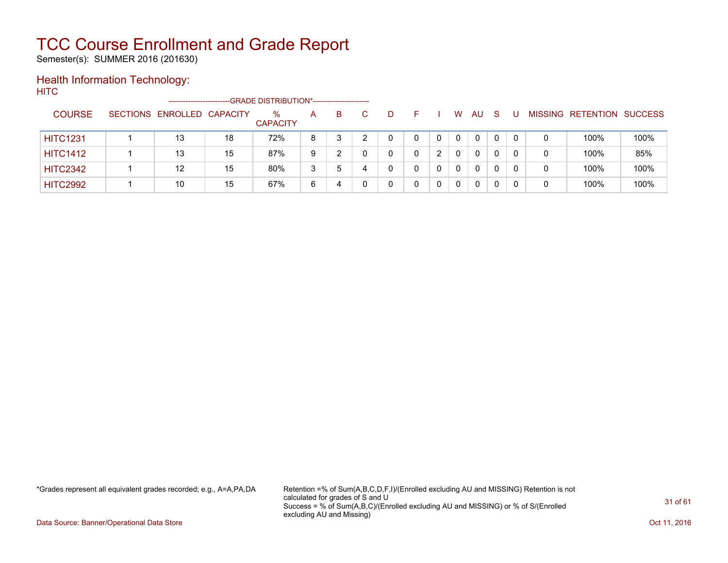# TCC Course Enrollment and Grade Report

Semester(s): SUMMER 2016 (201630)

## Health Information Technology:

HITC

| COURSE | SECTIONS | ENROLLED | CAPACITY | % CAPACITY | A | B | C | D | F | I | W | AU | S | U | MISSING | RETENTION | SUCCESS |
|---|---|---|---|---|---|---|---|---|---|---|---|---|---|---|---|---|---|
| | | | | -------------------------GRADE DISTRIBUTION*----------------------- | | | | | | | | | | | | | |
| HITC1231 | 1 | 13 | 18 | 72% | 8 | 3 | 2 | 0 | 0 | 0 | 0 | 0 | 0 | 0 | 0 | 100% | 100% |
| HITC1412 | 1 | 13 | 15 | 87% | 9 | 2 | 0 | 0 | 0 | 2 | 0 | 0 | 0 | 0 | 0 | 100% | 85% |
| HITC2342 | 1 | 12 | 15 | 80% | 3 | 5 | 4 | 0 | 0 | 0 | 0 | 0 | 0 | 0 | 0 | 100% | 100% |
| HITC2992 | 1 | 10 | 15 | 67% | 6 | 4 | 0 | 0 | 0 | 0 | 0 | 0 | 0 | 0 | 0 | 100% | 100% |

*Grades represent all equivalent grades recorded; e.g., A=A,PA,DA

Retention =% of Sum(A,B,C,D,F,I)/(Enrolled excluding AU and MISSING) Retention is not calculated for grades of S and U
Success = % of Sum(A,B,C)/(Enrolled excluding AU and MISSING) or % of S/(Enrolled excluding AU and Missing)

Data Source: Banner/Operational Data Store

Oct 11, 2016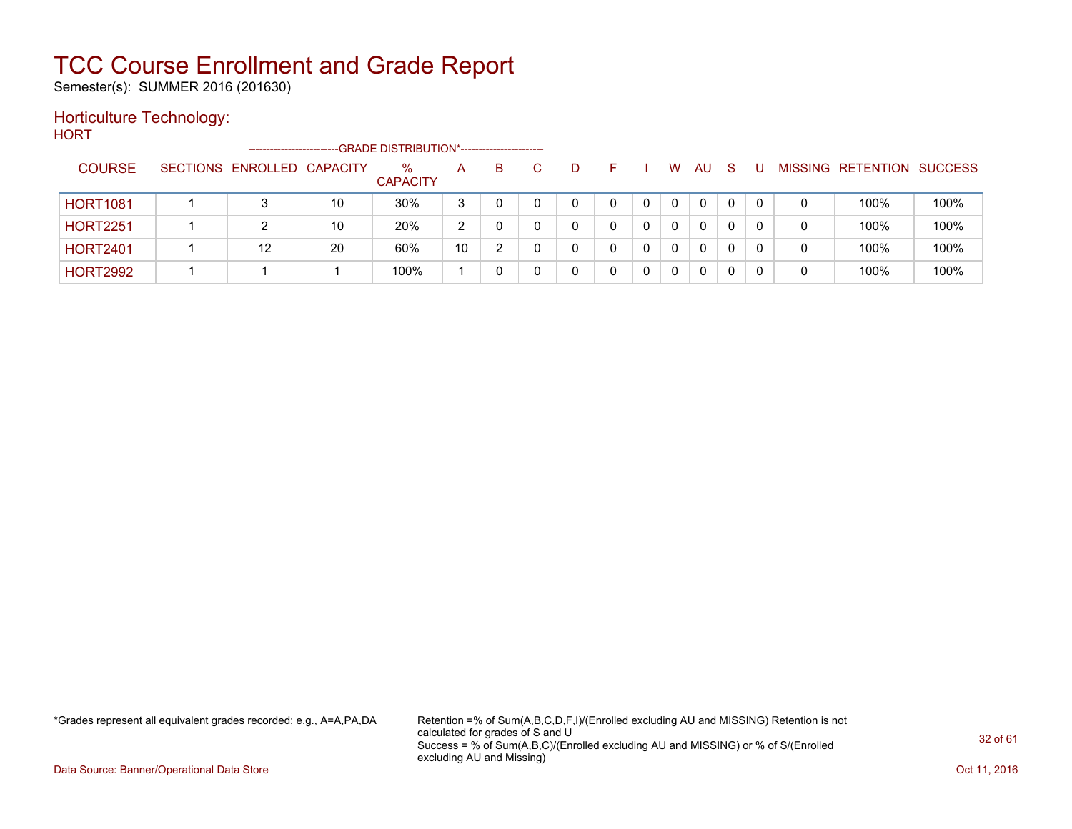# TCC Course Enrollment and Grade Report

Semester(s): SUMMER 2016 (201630)

## Horticulture Technology:

HORT

| COURSE | SECTIONS | ENROLLED | CAPACITY | % CAPACITY | A | B | C | D | F | I | W | AU | S | U | MISSING | RETENTION | SUCCESS |
|---|---|---|---|---|---|---|---|---|---|---|---|---|---|---|---|---|---|
| | | | | -GRADE DISTRIBUTION*- | | | | | | | | | | | | | |
| HORT1081 | 1 | 3 | 10 | 30% | 3 | 0 | 0 | 0 | 0 | 0 | 0 | 0 | 0 | 0 | 0 | 100% | 100% |
| HORT2251 | 1 | 2 | 10 | 20% | 2 | 0 | 0 | 0 | 0 | 0 | 0 | 0 | 0 | 0 | 0 | 100% | 100% |
| HORT2401 | 1 | 12 | 20 | 60% | 10 | 2 | 0 | 0 | 0 | 0 | 0 | 0 | 0 | 0 | 0 | 100% | 100% |
| HORT2992 | 1 | 1 | 1 | 100% | 1 | 0 | 0 | 0 | 0 | 0 | 0 | 0 | 0 | 0 | 0 | 100% | 100% |

*Grades represent all equivalent grades recorded; e.g., A=A,PA,DA

Retention =% of Sum(A,B,C,D,F,I)/(Enrolled excluding AU and MISSING) Retention is not calculated for grades of S and U
Success = % of Sum(A,B,C)/(Enrolled excluding AU and MISSING) or % of S/(Enrolled excluding AU and Missing)

Data Source: Banner/Operational Data Store

Oct 11, 2016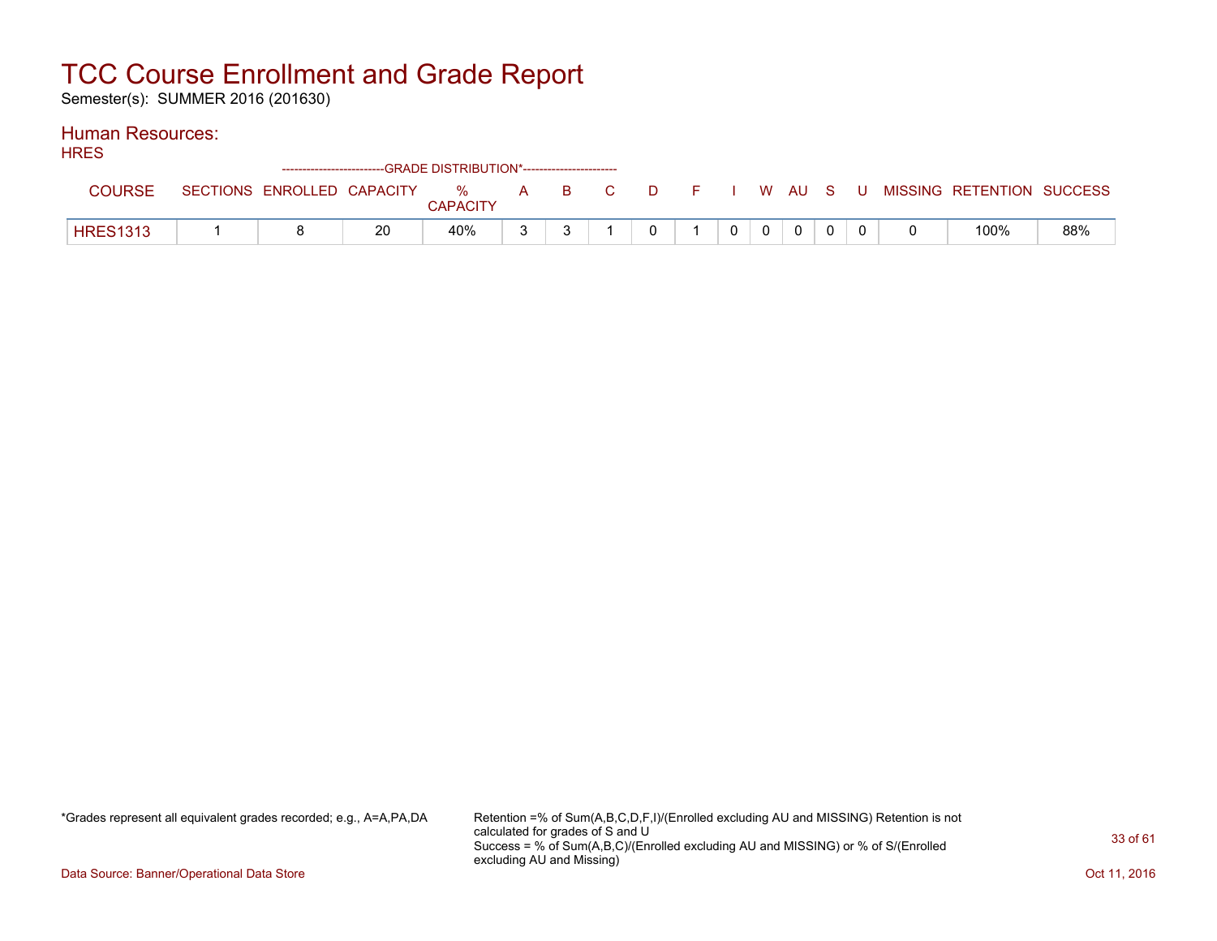# TCC Course Enrollment and Grade Report

Semester(s): SUMMER 2016 (201630)

## Human Resources:

HRES

| COURSE | SECTIONS | ENROLLED | CAPACITY | % CAPACITY | A | B | C | D | F | I | W | AU | S | U | MISSING | RETENTION | SUCCESS |
|---|---|---|---|---|---|---|---|---|---|---|---|---|---|---|---|---|---|
| | | | | -------------------------GRADE DISTRIBUTION*----------------------- | | | | | | | | | | | | | |
| HRES1313 | 1 | 8 | 20 | 40% | 3 | 3 | 1 | 0 | 1 | 0 | 0 | 0 | 0 | 0 | 0 | 100% | 88% |

*Grades represent all equivalent grades recorded; e.g., A=A,PA,DA

Retention =% of Sum(A,B,C,D,F,I)/(Enrolled excluding AU and MISSING) Retention is not calculated for grades of S and U
Success = % of Sum(A,B,C)/(Enrolled excluding AU and MISSING) or % of S/(Enrolled excluding AU and Missing)

Data Source: Banner/Operational Data Store

Oct 11, 2016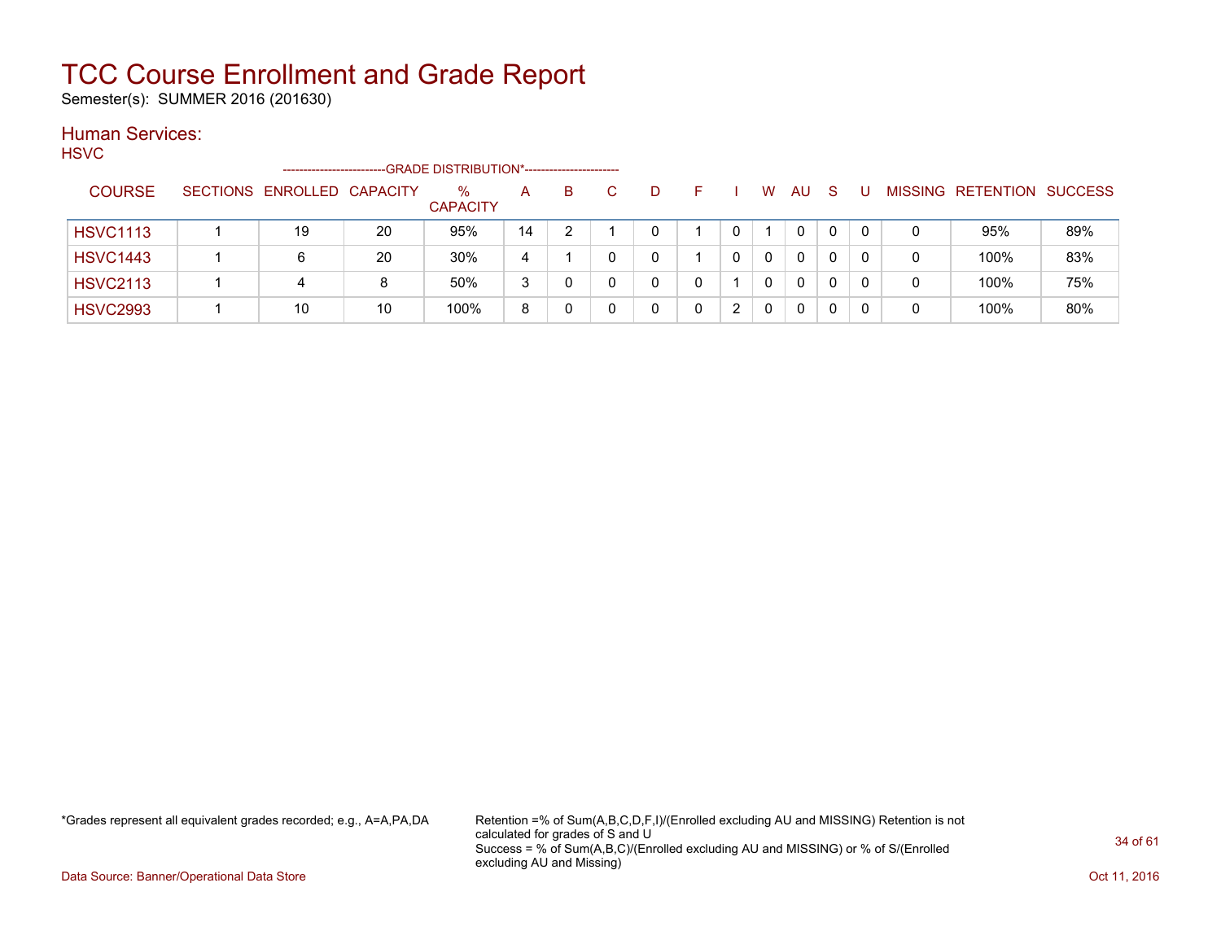# TCC Course Enrollment and Grade Report

Semester(s): SUMMER 2016 (201630)

## Human Services:

HSVC

| COURSE | SECTIONS | ENROLLED | CAPACITY | % CAPACITY | A | B | C | D | F | I | W | AU | S | U | MISSING | RETENTION | SUCCESS |
|---|---|---|---|---|---|---|---|---|---|---|---|---|---|---|---|---|---|
| | | | | --GRADE DISTRIBUTION*-- | | | | | | | | | | | | | |
| HSVC1113 | 1 | 19 | 20 | 95% | 14 | 2 | 1 | 0 | 1 | 0 | 1 | 0 | 0 | 0 | 0 | 95% | 89% |
| HSVC1443 | 1 | 6 | 20 | 30% | 4 | 1 | 0 | 0 | 1 | 0 | 0 | 0 | 0 | 0 | 0 | 100% | 83% |
| HSVC2113 | 1 | 4 | 8 | 50% | 3 | 0 | 0 | 0 | 0 | 1 | 0 | 0 | 0 | 0 | 0 | 100% | 75% |
| HSVC2993 | 1 | 10 | 10 | 100% | 8 | 0 | 0 | 0 | 0 | 2 | 0 | 0 | 0 | 0 | 0 | 100% | 80% |

*Grades represent all equivalent grades recorded; e.g., A=A,PA,DA

Retention =% of Sum(A,B,C,D,F,I)/(Enrolled excluding AU and MISSING) Retention is not calculated for grades of S and U
Success = % of Sum(A,B,C)/(Enrolled excluding AU and MISSING) or % of S/(Enrolled excluding AU and Missing)

Data Source: Banner/Operational Data Store

Oct 11, 2016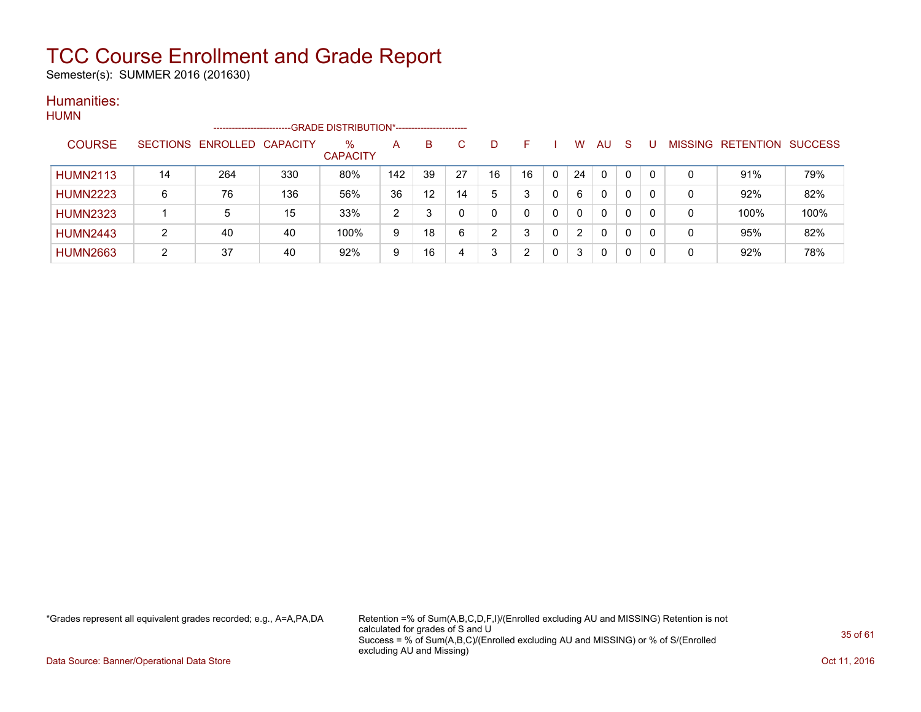# TCC Course Enrollment and Grade Report

Semester(s): SUMMER 2016 (201630)

## Humanities:

### HUMN

| COURSE | SECTIONS | ENROLLED | CAPACITY | % CAPACITY | A | B | C | D | F | I | W | AU | S | U | MISSING | RETENTION | SUCCESS |
|---|---|---|---|---|---|---|---|---|---|---|---|---|---|---|---|---|---|
| | | | | -GRADE DISTRIBUTION*- | | | | | | | | | | | | | |
| HUMN2113 | 14 | 264 | 330 | 80% | 142 | 39 | 27 | 16 | 16 | 0 | 24 | 0 | 0 | 0 | 0 | 91% | 79% |
| HUMN2223 | 6 | 76 | 136 | 56% | 36 | 12 | 14 | 5 | 3 | 0 | 6 | 0 | 0 | 0 | 0 | 92% | 82% |
| HUMN2323 | 1 | 5 | 15 | 33% | 2 | 3 | 0 | 0 | 0 | 0 | 0 | 0 | 0 | 0 | 0 | 100% | 100% |
| HUMN2443 | 2 | 40 | 40 | 100% | 9 | 18 | 6 | 2 | 3 | 0 | 2 | 0 | 0 | 0 | 0 | 95% | 82% |
| HUMN2663 | 2 | 37 | 40 | 92% | 9 | 16 | 4 | 3 | 2 | 0 | 3 | 0 | 0 | 0 | 0 | 92% | 78% |

*Grades represent all equivalent grades recorded; e.g., A=A,PA,DA

Retention =% of Sum(A,B,C,D,F,I)/(Enrolled excluding AU and MISSING) Retention is not calculated for grades of S and U
Success = % of Sum(A,B,C)/(Enrolled excluding AU and MISSING) or % of S/(Enrolled excluding AU and Missing)

Data Source: Banner/Operational Data Store

Oct 11, 2016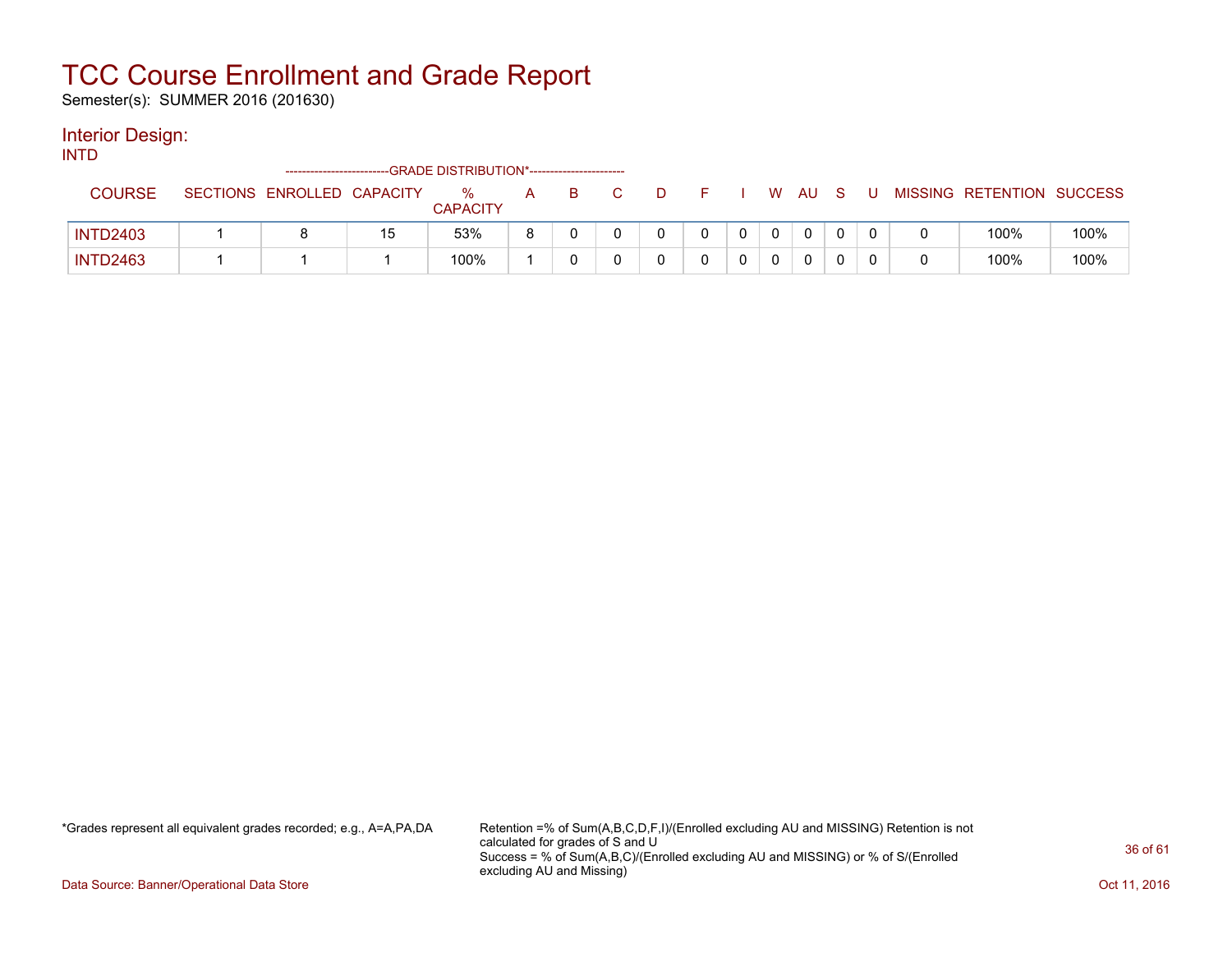# TCC Course Enrollment and Grade Report

Semester(s): SUMMER 2016 (201630)

## Interior Design:

INTD

| COURSE | SECTIONS | ENROLLED | CAPACITY | % CAPACITY | A | B | C | D | F | I | W | AU | S | U | MISSING | RETENTION | SUCCESS |
|---|---|---|---|---|---|---|---|---|---|---|---|---|---|---|---|---|---|
| | | | | -------------------------GRADE DISTRIBUTION*----------------------- | | | | | | | | | | | | | |
| INTD2403 | 1 | 8 | 15 | 53% | 8 | 0 | 0 | 0 | 0 | 0 | 0 | 0 | 0 | 0 | 0 | 100% | 100% |
| INTD2463 | 1 | 1 | 1 | 100% | 1 | 0 | 0 | 0 | 0 | 0 | 0 | 0 | 0 | 0 | 0 | 100% | 100% |

*Grades represent all equivalent grades recorded; e.g., A=A,PA,DA

Retention =% of Sum(A,B,C,D,F,I)/(Enrolled excluding AU and MISSING) Retention is not calculated for grades of S and U
Success = % of Sum(A,B,C)/(Enrolled excluding AU and MISSING) or % of S/(Enrolled excluding AU and Missing)

Data Source: Banner/Operational Data Store

Oct 11, 2016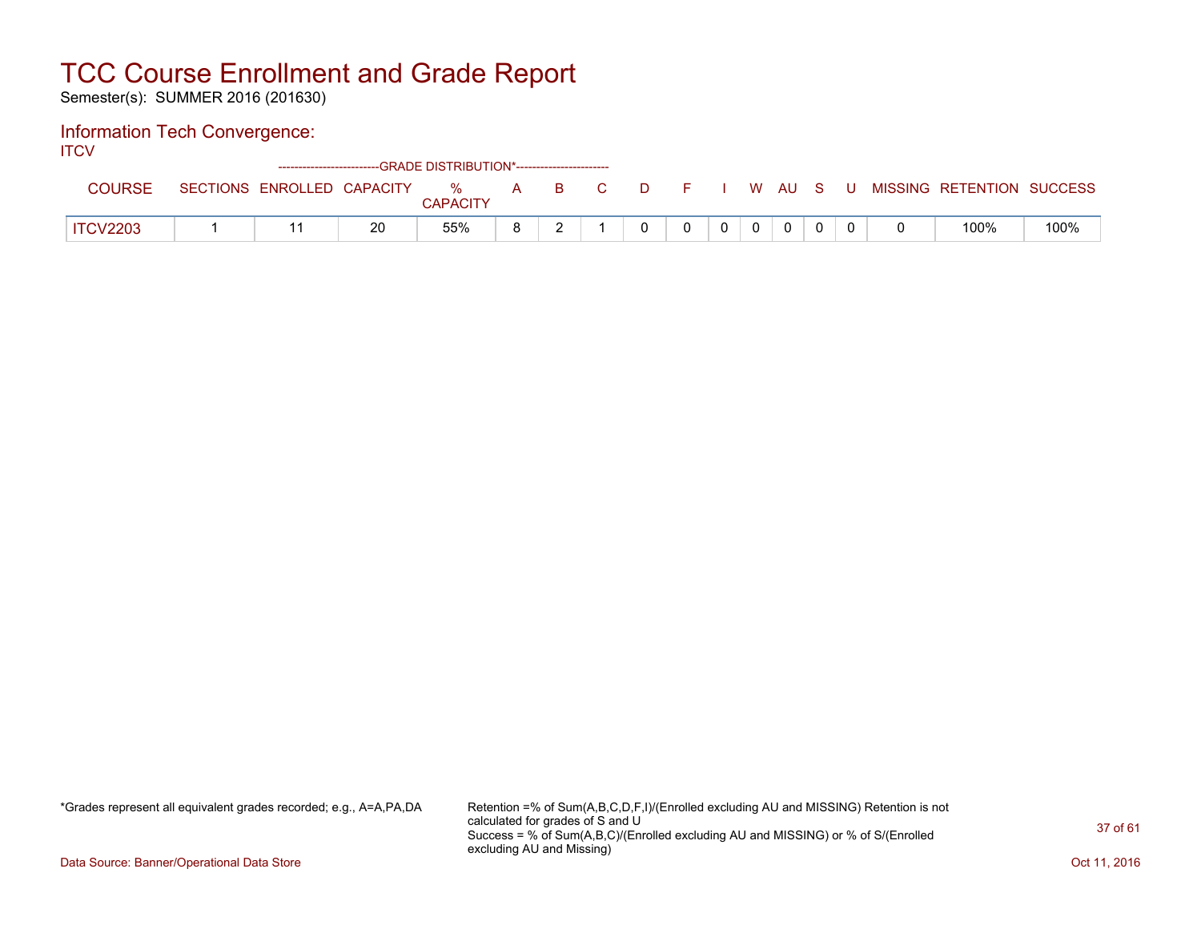# TCC Course Enrollment and Grade Report

Semester(s): SUMMER 2016 (201630)

## Information Tech Convergence:

ITCV

| COURSE | SECTIONS | ENROLLED | CAPACITY | % CAPACITY | A | B | C | D | F | I | W | AU | S | U | MISSING | RETENTION | SUCCESS |
|---|---|---|---|---|---|---|---|---|---|---|---|---|---|---|---|---|---|
| | | | | | GRADE DISTRIBUTION* | | | | | | | | | | | | |
| ITCV2203 | 1 | 11 | 20 | 55% | 8 | 2 | 1 | 0 | 0 | 0 | 0 | 0 | 0 | 0 | 0 | 100% | 100% |

*Grades represent all equivalent grades recorded; e.g., A=A,PA,DA

Retention =% of Sum(A,B,C,D,F,I)/(Enrolled excluding AU and MISSING) Retention is not calculated for grades of S and U
Success = % of Sum(A,B,C)/(Enrolled excluding AU and MISSING) or % of S/(Enrolled excluding AU and Missing)

Data Source: Banner/Operational Data Store

Oct 11, 2016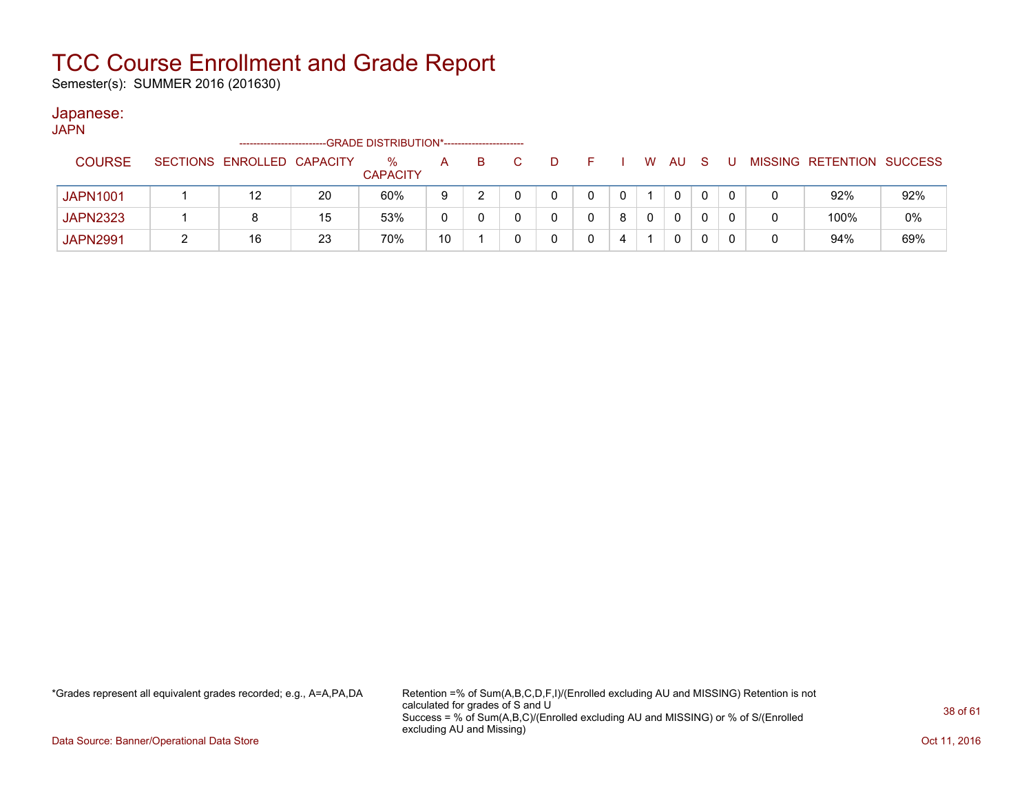# TCC Course Enrollment and Grade Report

Semester(s): SUMMER 2016 (201630)

## Japanese:

JAPN

| COURSE | SECTIONS | ENROLLED | CAPACITY | % CAPACITY | A | B | C | D | F | I | W | AU | S | U | MISSING | RETENTION | SUCCESS |
|---|---|---|---|---|---|---|---|---|---|---|---|---|---|---|---|---|---|
| | | | | GRADE DISTRIBUTION* | | | | | | | | | | | | | |
| JAPN1001 | 1 | 12 | 20 | 60% | 9 | 2 | 0 | 0 | 0 | 0 | 1 | 0 | 0 | 0 | 0 | 92% | 92% |
| JAPN2323 | 1 | 8 | 15 | 53% | 0 | 0 | 0 | 0 | 0 | 8 | 0 | 0 | 0 | 0 | 0 | 100% | 0% |
| JAPN2991 | 2 | 16 | 23 | 70% | 10 | 1 | 0 | 0 | 0 | 4 | 1 | 0 | 0 | 0 | 0 | 94% | 69% |

*Grades represent all equivalent grades recorded; e.g., A=A,PA,DA

Retention =% of Sum(A,B,C,D,F,I)/(Enrolled excluding AU and MISSING) Retention is not calculated for grades of S and U
Success = % of Sum(A,B,C)/(Enrolled excluding AU and MISSING) or % of S/(Enrolled excluding AU and Missing)

Data Source: Banner/Operational Data Store

Oct 11, 2016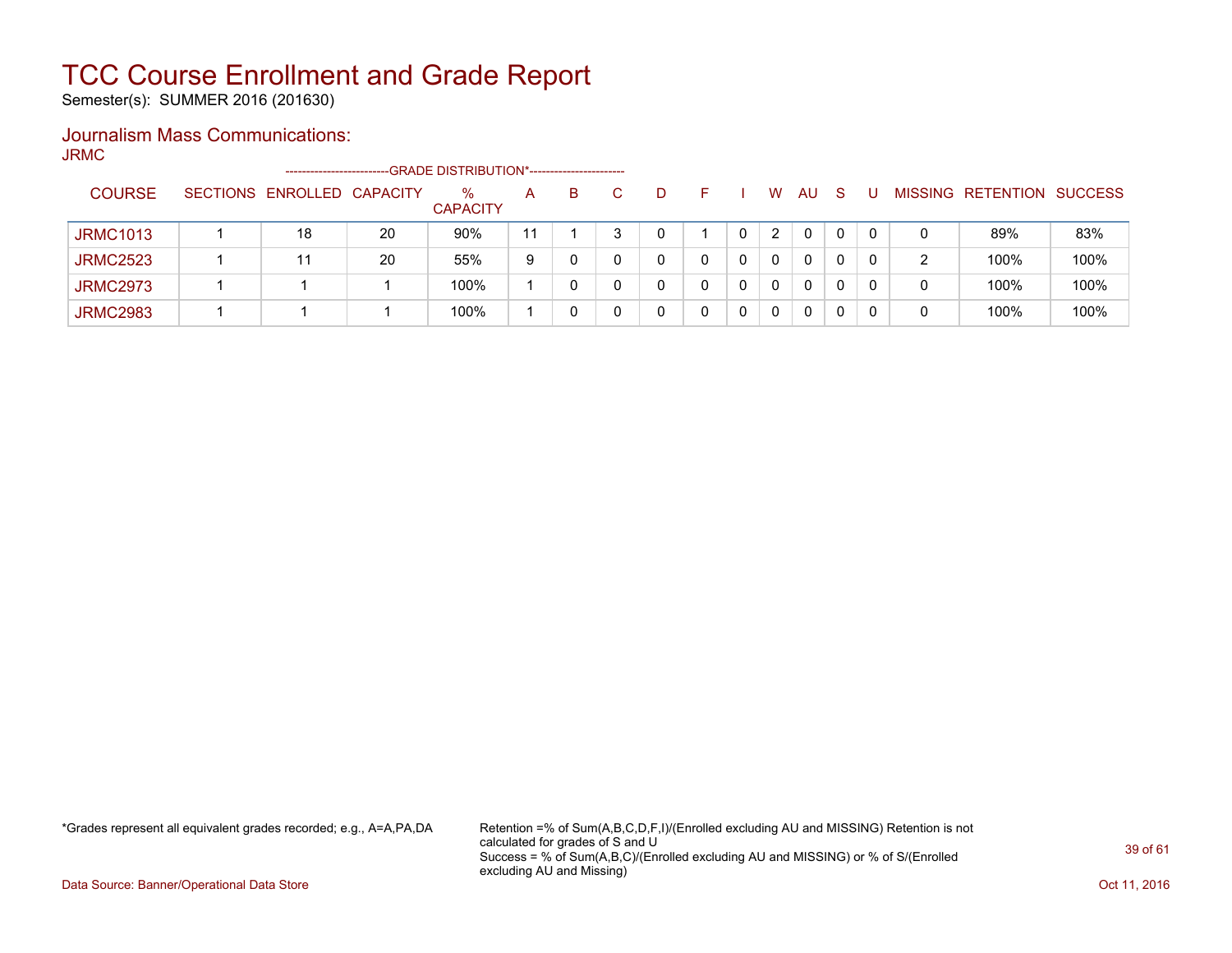# TCC Course Enrollment and Grade Report

Semester(s): SUMMER 2016 (201630)

## Journalism Mass Communications:

JRMC

| COURSE | SECTIONS | ENROLLED | CAPACITY | % CAPACITY | A | B | C | D | F | I | W | AU | S | U | MISSING | RETENTION | SUCCESS |
|---|---|---|---|---|---|---|---|---|---|---|---|---|---|---|---|---|---|
| | | | | GRADE DISTRIBUTION* | | | | | | | | | | | | | |
| JRMC1013 | 1 | 18 | 20 | 90% | 11 | 1 | 3 | 0 | 1 | 0 | 2 | 0 | 0 | 0 | 0 | 89% | 83% |
| JRMC2523 | 1 | 11 | 20 | 55% | 9 | 0 | 0 | 0 | 0 | 0 | 0 | 0 | 0 | 0 | 2 | 100% | 100% |
| JRMC2973 | 1 | 1 | 1 | 100% | 1 | 0 | 0 | 0 | 0 | 0 | 0 | 0 | 0 | 0 | 0 | 100% | 100% |
| JRMC2983 | 1 | 1 | 1 | 100% | 1 | 0 | 0 | 0 | 0 | 0 | 0 | 0 | 0 | 0 | 0 | 100% | 100% |

*Grades represent all equivalent grades recorded; e.g., A=A,PA,DA

Retention =% of Sum(A,B,C,D,F,I)/(Enrolled excluding AU and MISSING) Retention is not calculated for grades of S and U
Success = % of Sum(A,B,C)/(Enrolled excluding AU and MISSING) or % of S/(Enrolled excluding AU and Missing)

Data Source: Banner/Operational Data Store

Oct 11, 2016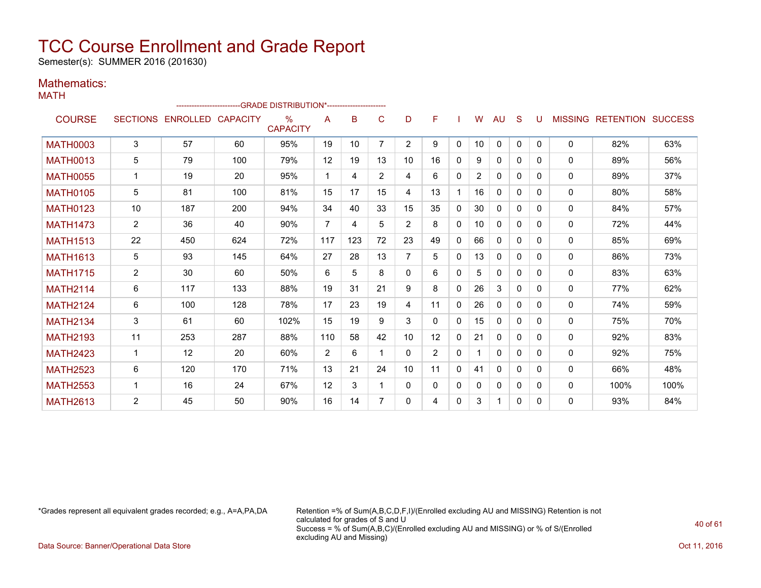# TCC Course Enrollment and Grade Report

Semester(s): SUMMER 2016 (201630)

## Mathematics:

### MATH

| COURSE | SECTIONS | ENROLLED | CAPACITY | % CAPACITY | A | B | C | D | F | I | W | AU | S | U | MISSING | RETENTION | SUCCESS |
|---|---|---|---|---|---|---|---|---|---|---|---|---|---|---|---|---|---|
| | | | | -------------------------GRADE DISTRIBUTION*----------------------- | | | | | | | | | | | | | |
| MATH0003 | 3 | 57 | 60 | 95% | 19 | 10 | 7 | 2 | 9 | 0 | 10 | 0 | 0 | 0 | 0 | 82% | 63% |
| MATH0013 | 5 | 79 | 100 | 79% | 12 | 19 | 13 | 10 | 16 | 0 | 9 | 0 | 0 | 0 | 0 | 89% | 56% |
| MATH0055 | 1 | 19 | 20 | 95% | 1 | 4 | 2 | 4 | 6 | 0 | 2 | 0 | 0 | 0 | 0 | 89% | 37% |
| MATH0105 | 5 | 81 | 100 | 81% | 15 | 17 | 15 | 4 | 13 | 1 | 16 | 0 | 0 | 0 | 0 | 80% | 58% |
| MATH0123 | 10 | 187 | 200 | 94% | 34 | 40 | 33 | 15 | 35 | 0 | 30 | 0 | 0 | 0 | 0 | 84% | 57% |
| MATH1473 | 2 | 36 | 40 | 90% | 7 | 4 | 5 | 2 | 8 | 0 | 10 | 0 | 0 | 0 | 0 | 72% | 44% |
| MATH1513 | 22 | 450 | 624 | 72% | 117 | 123 | 72 | 23 | 49 | 0 | 66 | 0 | 0 | 0 | 0 | 85% | 69% |
| MATH1613 | 5 | 93 | 145 | 64% | 27 | 28 | 13 | 7 | 5 | 0 | 13 | 0 | 0 | 0 | 0 | 86% | 73% |
| MATH1715 | 2 | 30 | 60 | 50% | 6 | 5 | 8 | 0 | 6 | 0 | 5 | 0 | 0 | 0 | 0 | 83% | 63% |
| MATH2114 | 6 | 117 | 133 | 88% | 19 | 31 | 21 | 9 | 8 | 0 | 26 | 3 | 0 | 0 | 0 | 77% | 62% |
| MATH2124 | 6 | 100 | 128 | 78% | 17 | 23 | 19 | 4 | 11 | 0 | 26 | 0 | 0 | 0 | 0 | 74% | 59% |
| MATH2134 | 3 | 61 | 60 | 102% | 15 | 19 | 9 | 3 | 0 | 0 | 15 | 0 | 0 | 0 | 0 | 75% | 70% |
| MATH2193 | 11 | 253 | 287 | 88% | 110 | 58 | 42 | 10 | 12 | 0 | 21 | 0 | 0 | 0 | 0 | 92% | 83% |
| MATH2423 | 1 | 12 | 20 | 60% | 2 | 6 | 1 | 0 | 2 | 0 | 1 | 0 | 0 | 0 | 0 | 92% | 75% |
| MATH2523 | 6 | 120 | 170 | 71% | 13 | 21 | 24 | 10 | 11 | 0 | 41 | 0 | 0 | 0 | 0 | 66% | 48% |
| MATH2553 | 1 | 16 | 24 | 67% | 12 | 3 | 1 | 0 | 0 | 0 | 0 | 0 | 0 | 0 | 0 | 100% | 100% |
| MATH2613 | 2 | 45 | 50 | 90% | 16 | 14 | 7 | 0 | 4 | 0 | 3 | 1 | 0 | 0 | 0 | 93% | 84% |

*Grades represent all equivalent grades recorded; e.g., A=A,PA,DA

Retention =% of Sum(A,B,C,D,F,I)/(Enrolled excluding AU and MISSING) Retention is not calculated for grades of S and U
Success = % of Sum(A,B,C)/(Enrolled excluding AU and MISSING) or % of S/(Enrolled excluding AU and Missing)

Data Source: Banner/Operational Data Store

Oct 11, 2016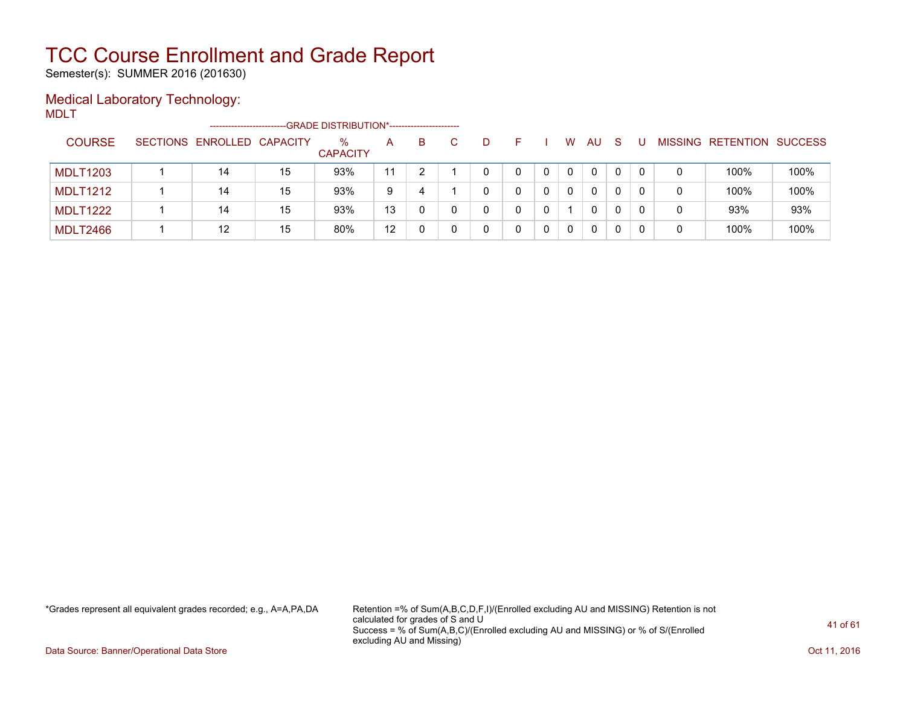# TCC Course Enrollment and Grade Report

Semester(s): SUMMER 2016 (201630)

## Medical Laboratory Technology:

MDLT

| COURSE | SECTIONS | ENROLLED | CAPACITY | % CAPACITY | A | B | C | D | F | I | W | AU | S | U | MISSING | RETENTION | SUCCESS |
|---|---|---|---|---|---|---|---|---|---|---|---|---|---|---|---|---|---|
| | | | | -------------------------GRADE DISTRIBUTION*----------------------- | | | | | | | | | | | | | |
| MDLT1203 | 1 | 14 | 15 | 93% | 11 | 2 | 1 | 0 | 0 | 0 | 0 | 0 | 0 | 0 | 0 | 100% | 100% |
| MDLT1212 | 1 | 14 | 15 | 93% | 9 | 4 | 1 | 0 | 0 | 0 | 0 | 0 | 0 | 0 | 0 | 100% | 100% |
| MDLT1222 | 1 | 14 | 15 | 93% | 13 | 0 | 0 | 0 | 0 | 0 | 1 | 0 | 0 | 0 | 0 | 93% | 93% |
| MDLT2466 | 1 | 12 | 15 | 80% | 12 | 0 | 0 | 0 | 0 | 0 | 0 | 0 | 0 | 0 | 0 | 100% | 100% |

*Grades represent all equivalent grades recorded; e.g., A=A,PA,DA

Retention =% of Sum(A,B,C,D,F,I)/(Enrolled excluding AU and MISSING) Retention is not calculated for grades of S and U
Success = % of Sum(A,B,C)/(Enrolled excluding AU and MISSING) or % of S/(Enrolled excluding AU and Missing)

Data Source: Banner/Operational Data Store

Oct 11, 2016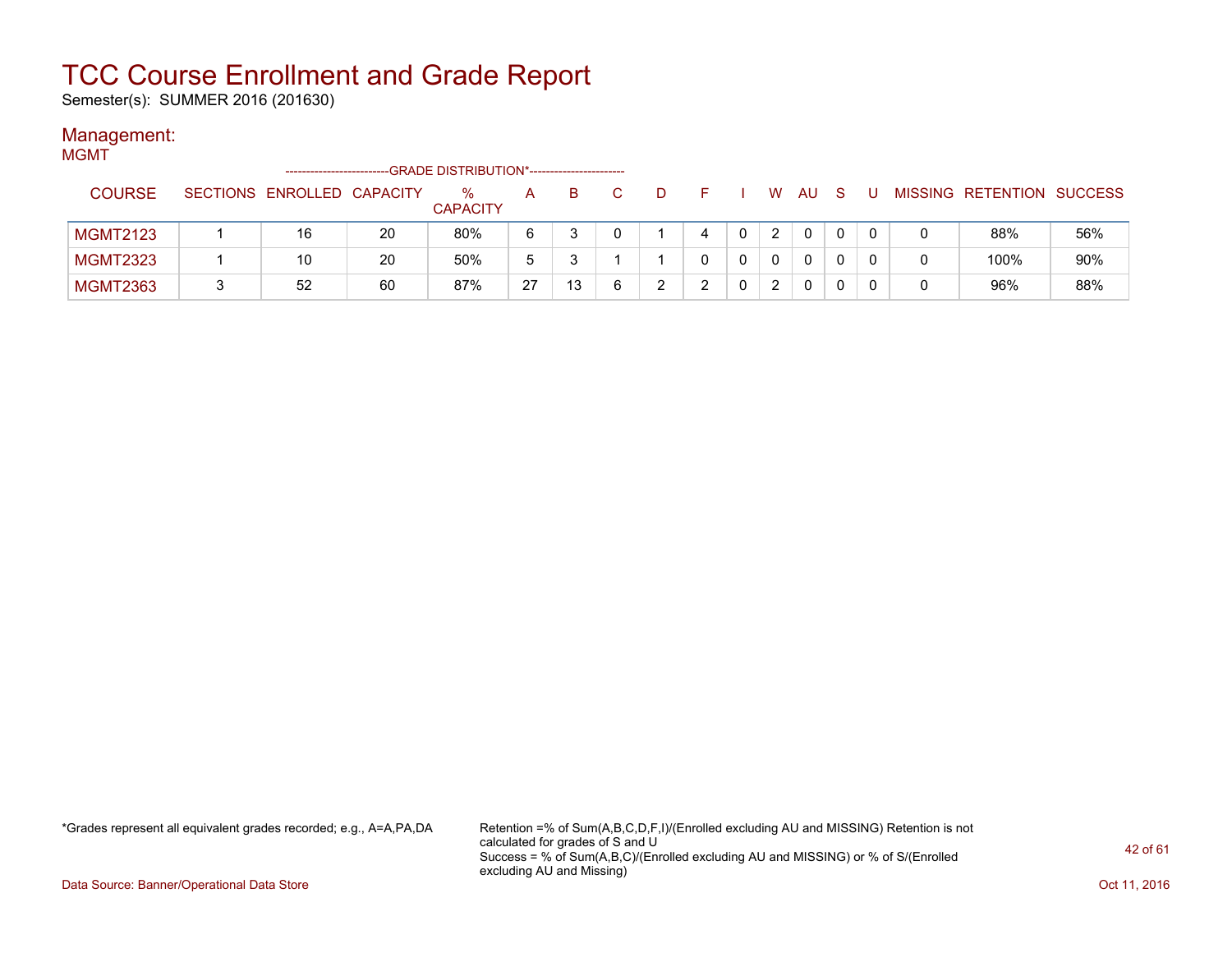# TCC Course Enrollment and Grade Report

Semester(s): SUMMER 2016 (201630)

## Management:

MGMT

| COURSE | SECTIONS | ENROLLED | CAPACITY | % CAPACITY | A | B | C | D | F | I | W | AU | S | U | MISSING | RETENTION | SUCCESS |
|---|---|---|---|---|---|---|---|---|---|---|---|---|---|---|---|---|---|
| | | | | --------GRADE DISTRIBUTION*-------- | | | | | | | | | | | | | |
| MGMT2123 | 1 | 16 | 20 | 80% | 6 | 3 | 0 | 1 | 4 | 0 | 2 | 0 | 0 | 0 | 0 | 88% | 56% |
| MGMT2323 | 1 | 10 | 20 | 50% | 5 | 3 | 1 | 1 | 0 | 0 | 0 | 0 | 0 | 0 | 0 | 100% | 90% |
| MGMT2363 | 3 | 52 | 60 | 87% | 27 | 13 | 6 | 2 | 2 | 0 | 2 | 0 | 0 | 0 | 0 | 96% | 88% |

*Grades represent all equivalent grades recorded; e.g., A=A,PA,DA

Retention =% of Sum(A,B,C,D,F,I)/(Enrolled excluding AU and MISSING) Retention is not calculated for grades of S and U
Success = % of Sum(A,B,C)/(Enrolled excluding AU and MISSING) or % of S/(Enrolled excluding AU and Missing)

Data Source: Banner/Operational Data Store

Oct 11, 2016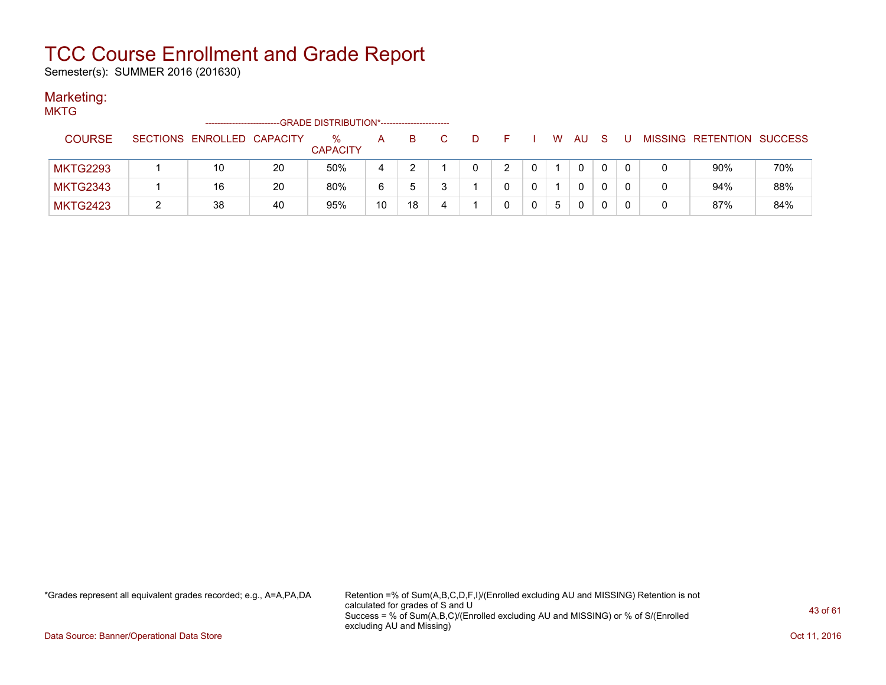# TCC Course Enrollment and Grade Report

Semester(s): SUMMER 2016 (201630)

## Marketing:

MKTG

| COURSE | SECTIONS | ENROLLED | CAPACITY | % CAPACITY | A | B | C | D | F | I | W | AU | S | U | MISSING | RETENTION | SUCCESS |
|---|---|---|---|---|---|---|---|---|---|---|---|---|---|---|---|---|---|
| | | | | -GRADE DISTRIBUTION*- | | | | | | | | | | | | | |
| MKTG2293 | 1 | 10 | 20 | 50% | 4 | 2 | 1 | 0 | 2 | 0 | 1 | 0 | 0 | 0 | 0 | 90% | 70% |
| MKTG2343 | 1 | 16 | 20 | 80% | 6 | 5 | 3 | 1 | 0 | 0 | 1 | 0 | 0 | 0 | 0 | 94% | 88% |
| MKTG2423 | 2 | 38 | 40 | 95% | 10 | 18 | 4 | 1 | 0 | 0 | 5 | 0 | 0 | 0 | 0 | 87% | 84% |

*Grades represent all equivalent grades recorded; e.g., A=A,PA,DA

Retention =% of Sum(A,B,C,D,F,I)/(Enrolled excluding AU and MISSING) Retention is not calculated for grades of S and U
Success = % of Sum(A,B,C)/(Enrolled excluding AU and MISSING) or % of S/(Enrolled excluding AU and Missing)

Data Source: Banner/Operational Data Store

Oct 11, 2016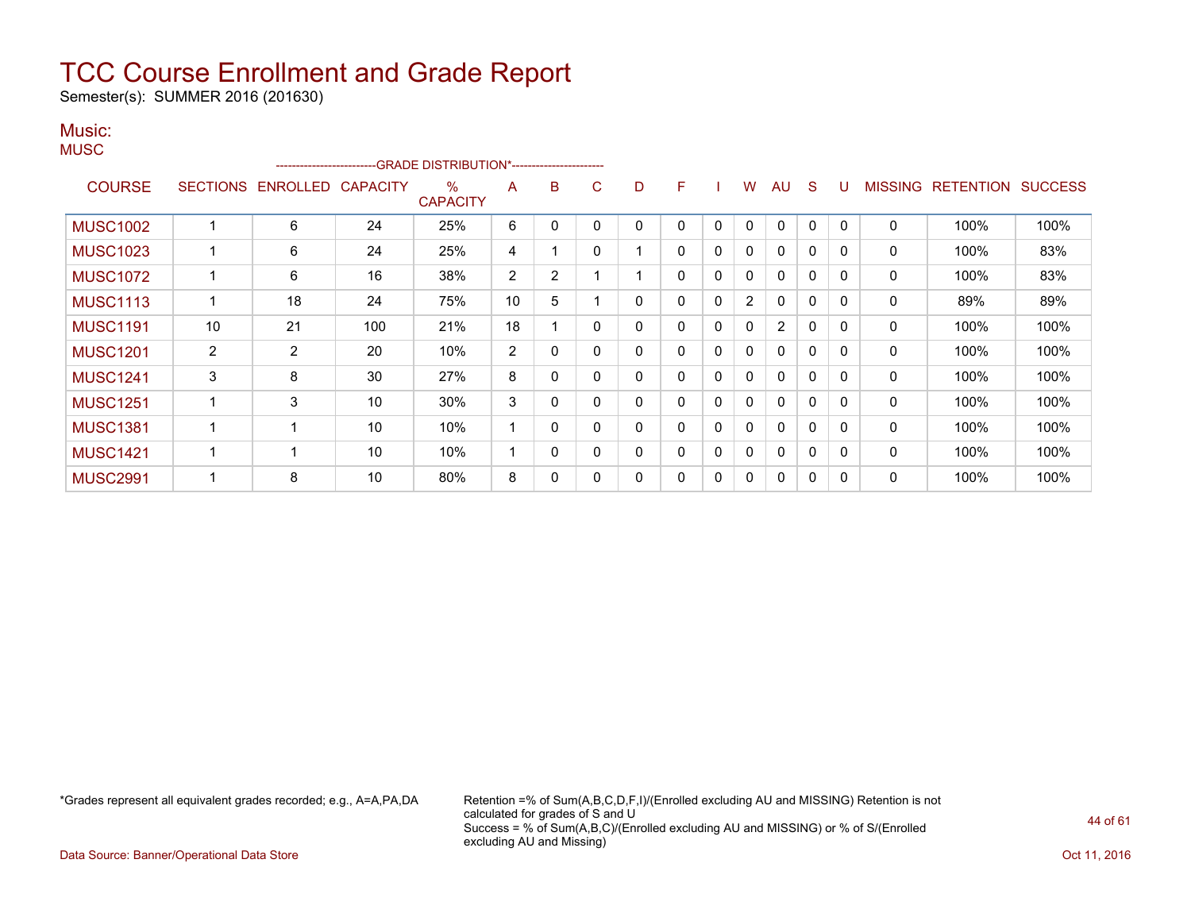# TCC Course Enrollment and Grade Report

Semester(s): SUMMER 2016 (201630)

## Music:

MUSC

| COURSE | SECTIONS | ENROLLED | CAPACITY | % CAPACITY | A | B | C | D | F | I | W | AU | S | U | MISSING | RETENTION | SUCCESS |
|---|---|---|---|---|---|---|---|---|---|---|---|---|---|---|---|---|---|
| | | | | --GRADE DISTRIBUTION*-- | | | | | | | | | | | | | |
| MUSC1002 | 1 | 6 | 24 | 25% | 6 | 0 | 0 | 0 | 0 | 0 | 0 | 0 | 0 | 0 | 0 | 100% | 100% |
| MUSC1023 | 1 | 6 | 24 | 25% | 4 | 1 | 0 | 1 | 0 | 0 | 0 | 0 | 0 | 0 | 0 | 100% | 83% |
| MUSC1072 | 1 | 6 | 16 | 38% | 2 | 2 | 1 | 1 | 0 | 0 | 0 | 0 | 0 | 0 | 0 | 100% | 83% |
| MUSC1113 | 1 | 18 | 24 | 75% | 10 | 5 | 1 | 0 | 0 | 0 | 2 | 0 | 0 | 0 | 0 | 89% | 89% |
| MUSC1191 | 10 | 21 | 100 | 21% | 18 | 1 | 0 | 0 | 0 | 0 | 0 | 2 | 0 | 0 | 0 | 100% | 100% |
| MUSC1201 | 2 | 2 | 20 | 10% | 2 | 0 | 0 | 0 | 0 | 0 | 0 | 0 | 0 | 0 | 0 | 100% | 100% |
| MUSC1241 | 3 | 8 | 30 | 27% | 8 | 0 | 0 | 0 | 0 | 0 | 0 | 0 | 0 | 0 | 0 | 100% | 100% |
| MUSC1251 | 1 | 3 | 10 | 30% | 3 | 0 | 0 | 0 | 0 | 0 | 0 | 0 | 0 | 0 | 0 | 100% | 100% |
| MUSC1381 | 1 | 1 | 10 | 10% | 1 | 0 | 0 | 0 | 0 | 0 | 0 | 0 | 0 | 0 | 0 | 100% | 100% |
| MUSC1421 | 1 | 1 | 10 | 10% | 1 | 0 | 0 | 0 | 0 | 0 | 0 | 0 | 0 | 0 | 0 | 100% | 100% |
| MUSC2991 | 1 | 8 | 10 | 80% | 8 | 0 | 0 | 0 | 0 | 0 | 0 | 0 | 0 | 0 | 0 | 100% | 100% |

*Grades represent all equivalent grades recorded; e.g., A=A,PA,DA

Retention =% of Sum(A,B,C,D,F,I)/(Enrolled excluding AU and MISSING) Retention is not calculated for grades of S and U
Success = % of Sum(A,B,C)/(Enrolled excluding AU and MISSING) or % of S/(Enrolled excluding AU and Missing)

Data Source: Banner/Operational Data Store

Oct 11, 2016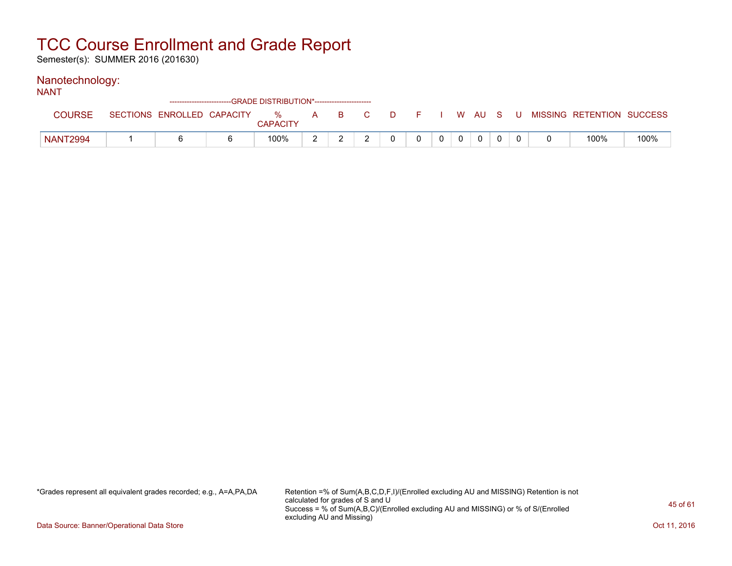# TCC Course Enrollment and Grade Report

Semester(s): SUMMER 2016 (201630)

## Nanotechnology:

NANT

| COURSE | SECTIONS | ENROLLED | CAPACITY | % CAPACITY | A | B | C | D | F | I | W | AU | S | U | MISSING | RETENTION | SUCCESS |
|---|---|---|---|---|---|---|---|---|---|---|---|---|---|---|---|---|---|
| | | | | -------------------------GRADE DISTRIBUTION*----------------------- | | | | | | | | | | | | | |
| NANT2994 | 1 | 6 | 6 | 100% | 2 | 2 | 2 | 0 | 0 | 0 | 0 | 0 | 0 | 0 | 0 | 100% | 100% |

*Grades represent all equivalent grades recorded; e.g., A=A,PA,DA

Retention =% of Sum(A,B,C,D,F,I)/(Enrolled excluding AU and MISSING) Retention is not calculated for grades of S and U
Success = % of Sum(A,B,C)/(Enrolled excluding AU and MISSING) or % of S/(Enrolled excluding AU and Missing)

Data Source: Banner/Operational Data Store

Oct 11, 2016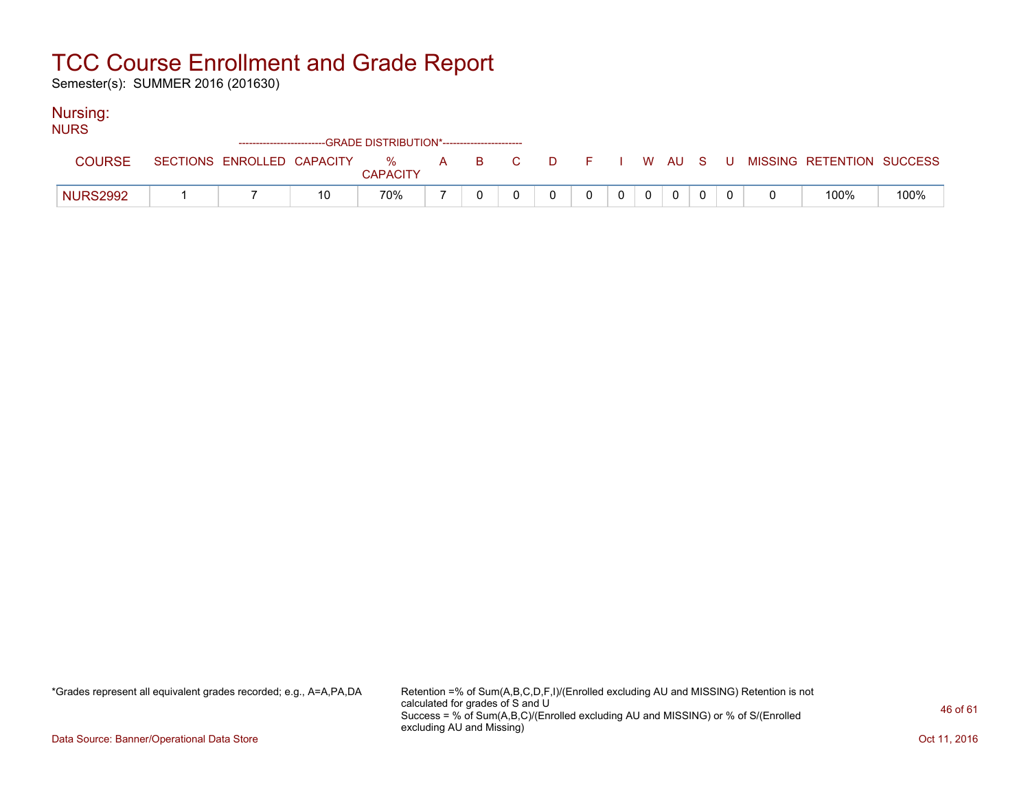# TCC Course Enrollment and Grade Report

Semester(s): SUMMER 2016 (201630)

## Nursing:

NURS

| COURSE | SECTIONS | ENROLLED | CAPACITY | % CAPACITY | A | B | C | D | F | I | W | AU | S | U | MISSING | RETENTION | SUCCESS |
|---|---|---|---|---|---|---|---|---|---|---|---|---|---|---|---|---|---|
| NURS2992 | 1 | 7 | 10 | 70% | 7 | 0 | 0 | 0 | 0 | 0 | 0 | 0 | 0 | 0 | 0 | 100% | 100% |

*Grades represent all equivalent grades recorded; e.g., A=A,PA,DA

Retention =% of Sum(A,B,C,D,F,I)/(Enrolled excluding AU and MISSING) Retention is not calculated for grades of S and U
Success = % of Sum(A,B,C)/(Enrolled excluding AU and MISSING) or % of S/(Enrolled excluding AU and Missing)

Data Source: Banner/Operational Data Store

Oct 11, 2016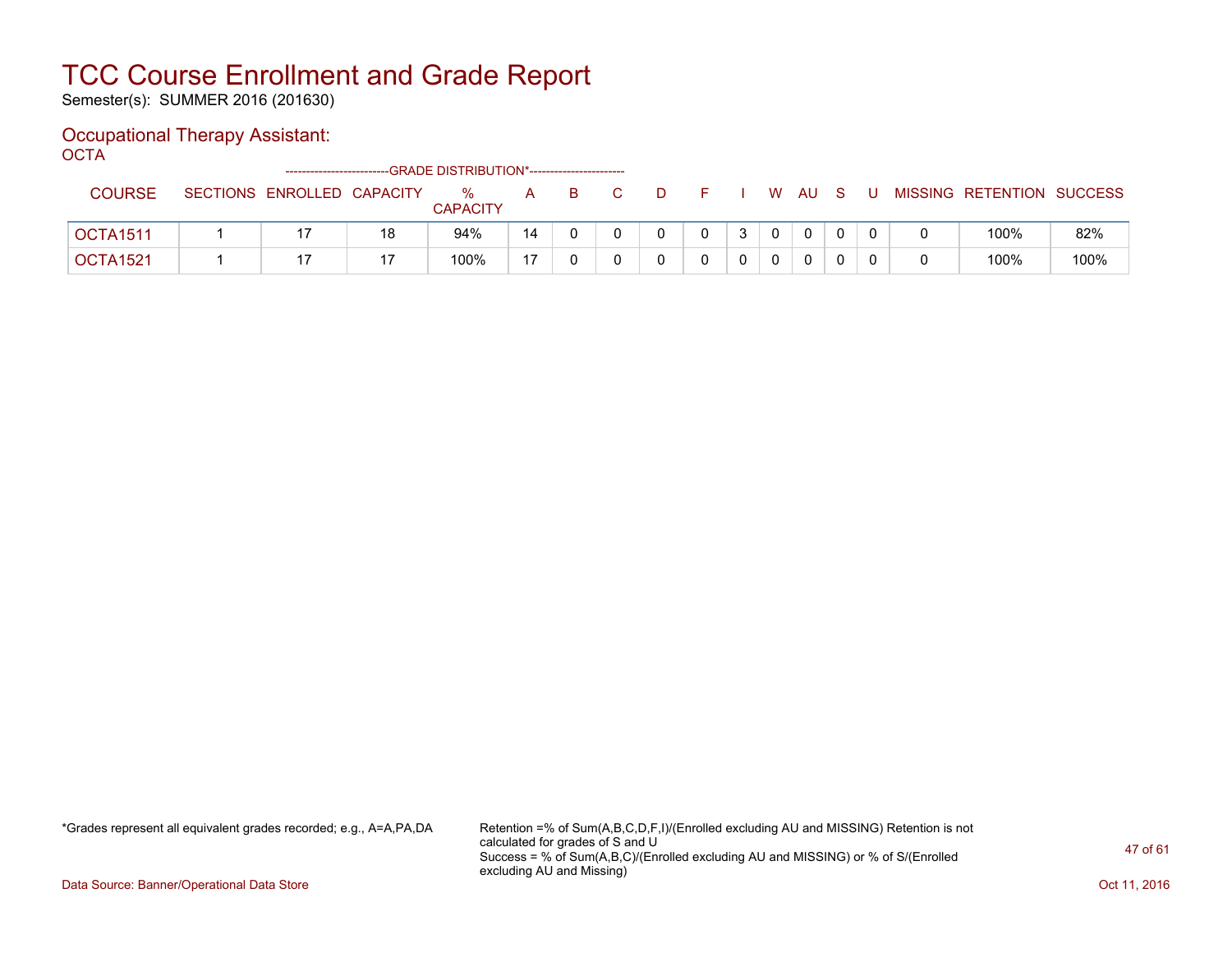# TCC Course Enrollment and Grade Report

Semester(s): SUMMER 2016 (201630)

## Occupational Therapy Assistant:

### OCTA

| COURSE | SECTIONS | ENROLLED | CAPACITY | % CAPACITY | A | B | C | D | F | I | W | AU | S | U | MISSING | RETENTION | SUCCESS |
|---|---|---|---|---|---|---|---|---|---|---|---|---|---|---|---|---|---|
| OCTA1511 | 1 | 17 | 18 | 94% | 14 | 0 | 0 | 0 | 0 | 3 | 0 | 0 | 0 | 0 | 0 | 100% | 82% |
| OCTA1521 | 1 | 17 | 17 | 100% | 17 | 0 | 0 | 0 | 0 | 0 | 0 | 0 | 0 | 0 | 0 | 100% | 100% |

*Grades represent all equivalent grades recorded; e.g., A=A,PA,DA

Retention =% of Sum(A,B,C,D,F,I)/(Enrolled excluding AU and MISSING) Retention is not calculated for grades of S and U
Success = % of Sum(A,B,C)/(Enrolled excluding AU and MISSING) or % of S/(Enrolled excluding AU and Missing)

Data Source: Banner/Operational Data Store

Oct 11, 2016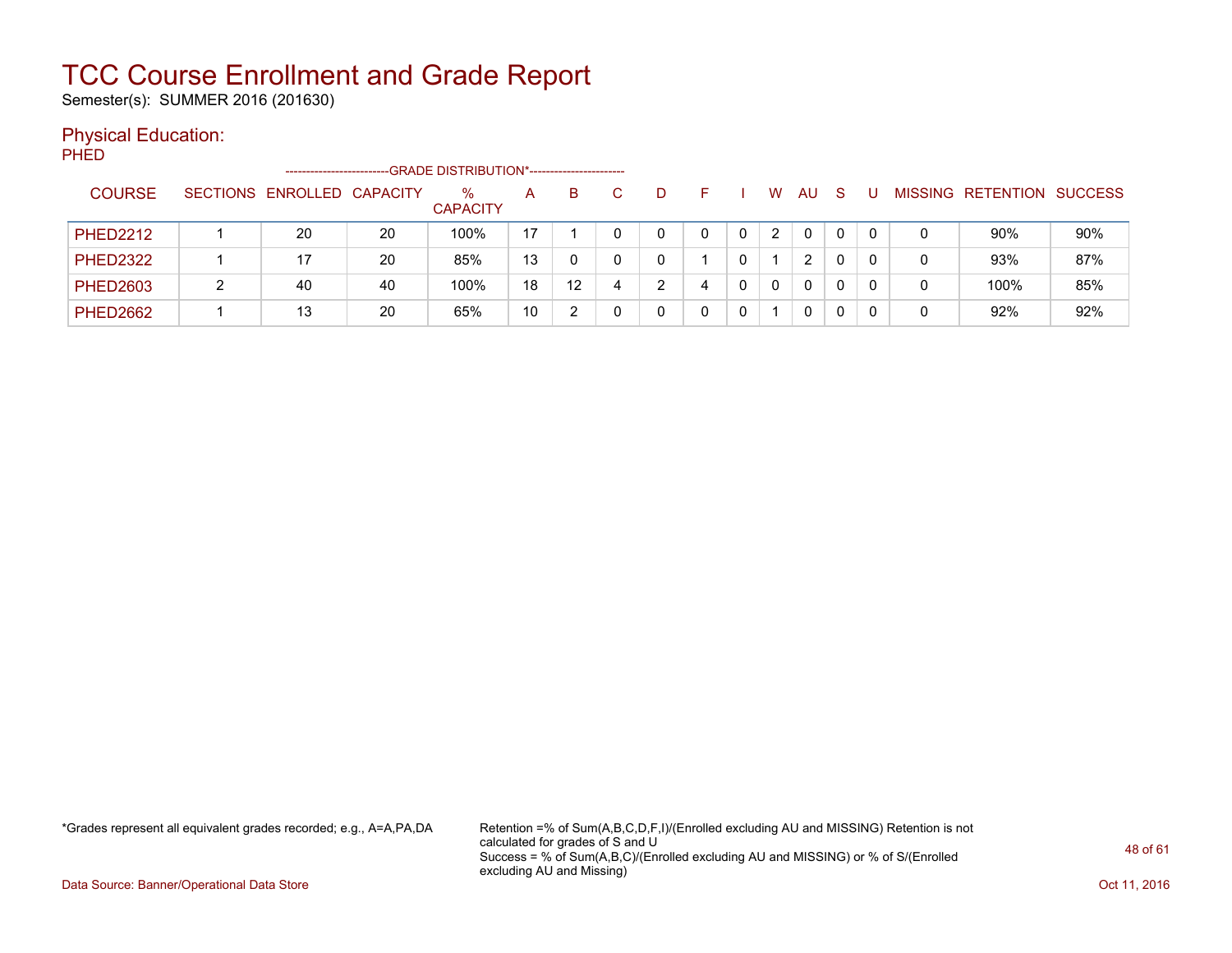# TCC Course Enrollment and Grade Report

Semester(s): SUMMER 2016 (201630)

## Physical Education:

### PHED

| COURSE | SECTIONS | ENROLLED | CAPACITY | % CAPACITY | A | B | C | D | F | I | W | AU | S | U | MISSING | RETENTION | SUCCESS |
|---|---|---|---|---|---|---|---|---|---|---|---|---|---|---|---|---|---|
| | | | | -------------------------GRADE DISTRIBUTION*----------------------- | | | | | | | | | | | | | |
| PHED2212 | 1 | 20 | 20 | 100% | 17 | 1 | 0 | 0 | 0 | 0 | 2 | 0 | 0 | 0 | 0 | 90% | 90% |
| PHED2322 | 1 | 17 | 20 | 85% | 13 | 0 | 0 | 0 | 1 | 0 | 1 | 2 | 0 | 0 | 0 | 93% | 87% |
| PHED2603 | 2 | 40 | 40 | 100% | 18 | 12 | 4 | 2 | 4 | 0 | 0 | 0 | 0 | 0 | 0 | 100% | 85% |
| PHED2662 | 1 | 13 | 20 | 65% | 10 | 2 | 0 | 0 | 0 | 0 | 1 | 0 | 0 | 0 | 0 | 92% | 92% |

*Grades represent all equivalent grades recorded; e.g., A=A,PA,DA

Retention =% of Sum(A,B,C,D,F,I)/(Enrolled excluding AU and MISSING) Retention is not calculated for grades of S and U
Success = % of Sum(A,B,C)/(Enrolled excluding AU and MISSING) or % of S/(Enrolled excluding AU and Missing)

Data Source: Banner/Operational Data Store

Oct 11, 2016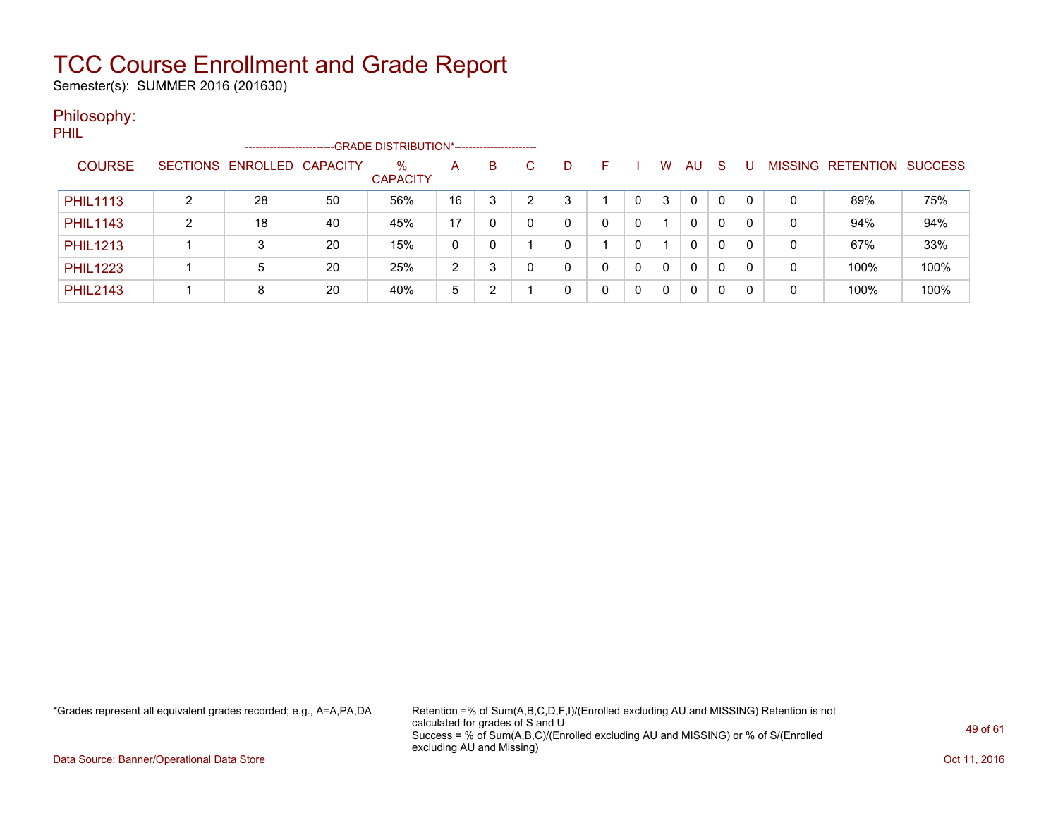# TCC Course Enrollment and Grade Report

Semester(s): SUMMER 2016 (201630)

## Philosophy:

PHIL

| COURSE | SECTIONS | ENROLLED | CAPACITY | % CAPACITY | A | B | C | D | F | I | W | AU | S | U | MISSING | RETENTION | SUCCESS |
|---|---|---|---|---|---|---|---|---|---|---|---|---|---|---|---|---|---|
| | | | | --------GRADE DISTRIBUTION*-------- | | | | | | | | | | | | | |
| PHIL1113 | 2 | 28 | 50 | 56% | 16 | 3 | 2 | 3 | 1 | 0 | 3 | 0 | 0 | 0 | 0 | 89% | 75% |
| PHIL1143 | 2 | 18 | 40 | 45% | 17 | 0 | 0 | 0 | 0 | 0 | 1 | 0 | 0 | 0 | 0 | 94% | 94% |
| PHIL1213 | 1 | 3 | 20 | 15% | 0 | 0 | 1 | 0 | 1 | 0 | 1 | 0 | 0 | 0 | 0 | 67% | 33% |
| PHIL1223 | 1 | 5 | 20 | 25% | 2 | 3 | 0 | 0 | 0 | 0 | 0 | 0 | 0 | 0 | 0 | 100% | 100% |
| PHIL2143 | 1 | 8 | 20 | 40% | 5 | 2 | 1 | 0 | 0 | 0 | 0 | 0 | 0 | 0 | 0 | 100% | 100% |

*Grades represent all equivalent grades recorded; e.g., A=A,PA,DA

Retention =% of Sum(A,B,C,D,F,I)/(Enrolled excluding AU and MISSING) Retention is not calculated for grades of S and U

Success = % of Sum(A,B,C)/(Enrolled excluding AU and MISSING) or % of S/(Enrolled excluding AU and Missing)

Data Source: Banner/Operational Data Store

Oct 11, 2016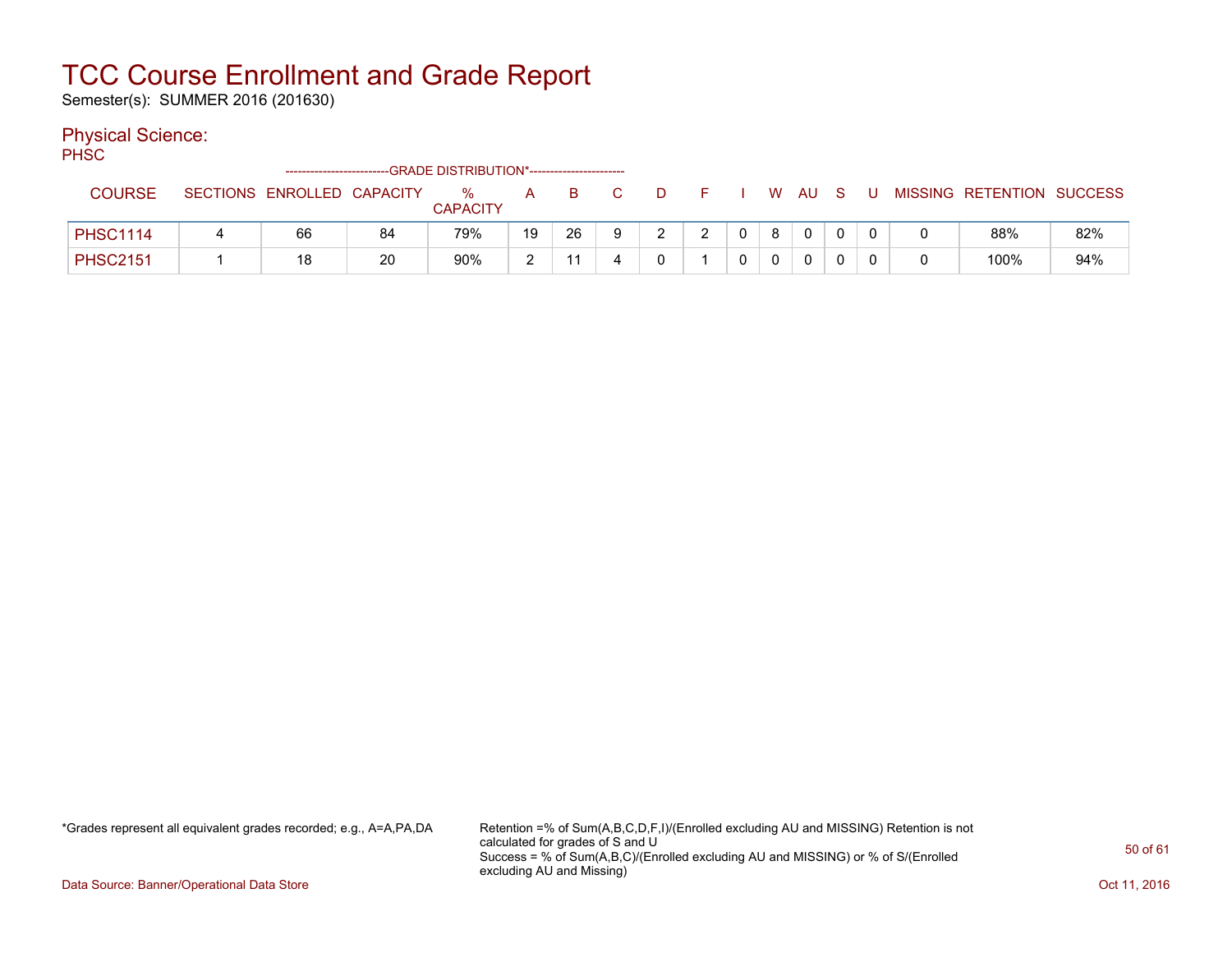# TCC Course Enrollment and Grade Report

Semester(s): SUMMER 2016 (201630)

## Physical Science:

PHSC

| COURSE | SECTIONS | ENROLLED | CAPACITY | % CAPACITY | A | B | C | D | F | I | W | AU | S | U | MISSING | RETENTION | SUCCESS |
|---|---|---|---|---|---|---|---|---|---|---|---|---|---|---|---|---|---|
| | | | | -GRADE DISTRIBUTION*- | | | | | | | | | | | | | |
| PHSC1114 | 4 | 66 | 84 | 79% | 19 | 26 | 9 | 2 | 2 | 0 | 8 | 0 | 0 | 0 | 0 | 88% | 82% |
| PHSC2151 | 1 | 18 | 20 | 90% | 2 | 11 | 4 | 0 | 1 | 0 | 0 | 0 | 0 | 0 | 0 | 100% | 94% |

*Grades represent all equivalent grades recorded; e.g., A=A,PA,DA

Retention =% of Sum(A,B,C,D,F,I)/(Enrolled excluding AU and MISSING) Retention is not calculated for grades of S and U
Success = % of Sum(A,B,C)/(Enrolled excluding AU and MISSING) or % of S/(Enrolled excluding AU and Missing)

Data Source: Banner/Operational Data Store

Oct 11, 2016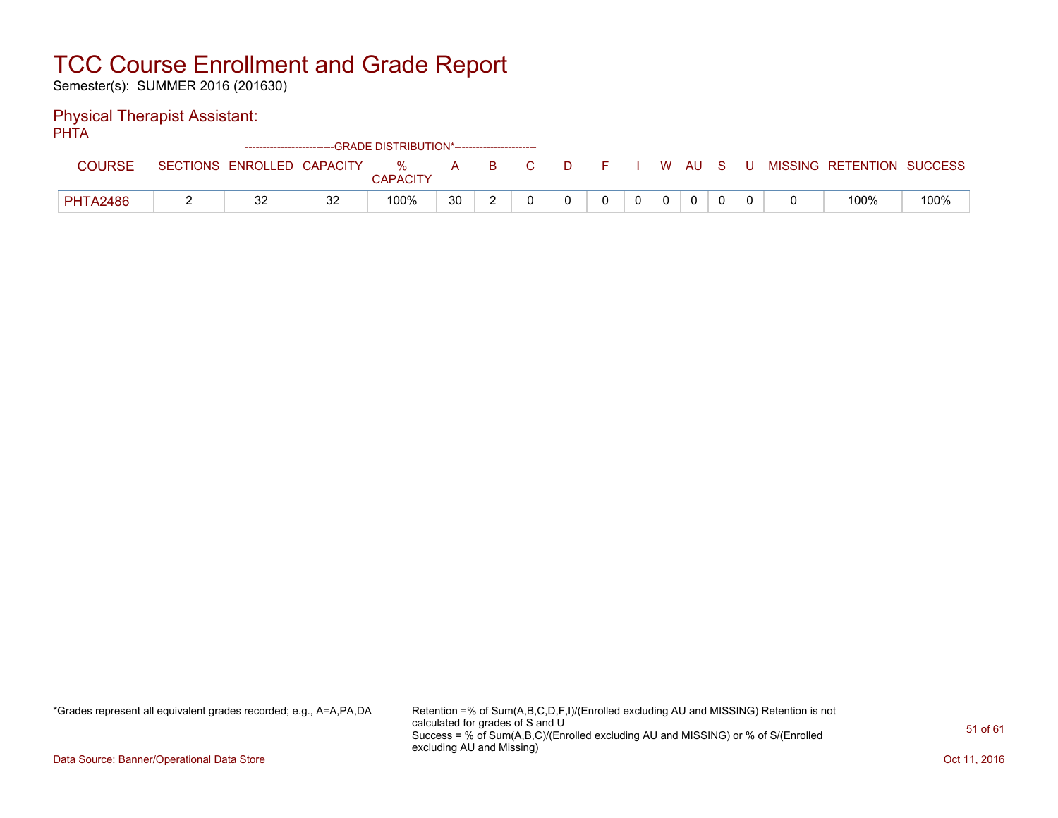# TCC Course Enrollment and Grade Report

Semester(s): SUMMER 2016 (201630)

## Physical Therapist Assistant:

PHTA

| COURSE | SECTIONS | ENROLLED | CAPACITY | % CAPACITY | A | B | C | D | F | I | W | AU | S | U | MISSING | RETENTION | SUCCESS |
|---|---|---|---|---|---|---|---|---|---|---|---|---|---|---|---|---|---|
| | | | | ----GRADE DISTRIBUTION*---- | | | | | | | | | | | | | |
| PHTA2486 | 2 | 32 | 32 | 100% | 30 | 2 | 0 | 0 | 0 | 0 | 0 | 0 | 0 | 0 | 0 | 100% | 100% |

*Grades represent all equivalent grades recorded; e.g., A=A,PA,DA

Retention =% of Sum(A,B,C,D,F,I)/(Enrolled excluding AU and MISSING) Retention is not calculated for grades of S and U
Success = % of Sum(A,B,C)/(Enrolled excluding AU and MISSING) or % of S/(Enrolled excluding AU and Missing)

Data Source: Banner/Operational Data Store

Oct 11, 2016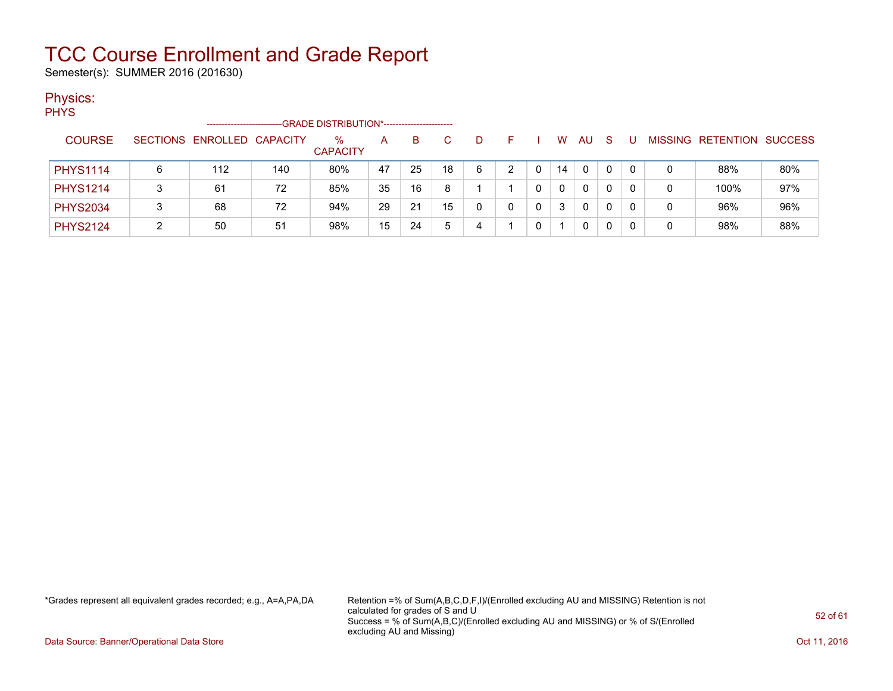# TCC Course Enrollment and Grade Report

Semester(s): SUMMER 2016 (201630)

## Physics:

### PHYS

| COURSE | SECTIONS | ENROLLED | CAPACITY | % CAPACITY | A | B | C | D | F | I | W | AU | S | U | MISSING | RETENTION | SUCCESS |
|---|---|---|---|---|---|---|---|---|---|---|---|---|---|---|---|---|---|
| | | | | -------------------------GRADE DISTRIBUTION*----------------------- | | | | | | | | | | | | | |
| PHYS1114 | 6 | 112 | 140 | 80% | 47 | 25 | 18 | 6 | 2 | 0 | 14 | 0 | 0 | 0 | 0 | 88% | 80% |
| PHYS1214 | 3 | 61 | 72 | 85% | 35 | 16 | 8 | 1 | 1 | 0 | 0 | 0 | 0 | 0 | 0 | 100% | 97% |
| PHYS2034 | 3 | 68 | 72 | 94% | 29 | 21 | 15 | 0 | 0 | 0 | 3 | 0 | 0 | 0 | 0 | 96% | 96% |
| PHYS2124 | 2 | 50 | 51 | 98% | 15 | 24 | 5 | 4 | 1 | 0 | 1 | 0 | 0 | 0 | 0 | 98% | 88% |

*Grades represent all equivalent grades recorded; e.g., A=A,PA,DA

Retention =% of Sum(A,B,C,D,F,I)/(Enrolled excluding AU and MISSING) Retention is not calculated for grades of S and U
Success = % of Sum(A,B,C)/(Enrolled excluding AU and MISSING) or % of S/(Enrolled excluding AU and Missing)

Data Source: Banner/Operational Data Store

Oct 11, 2016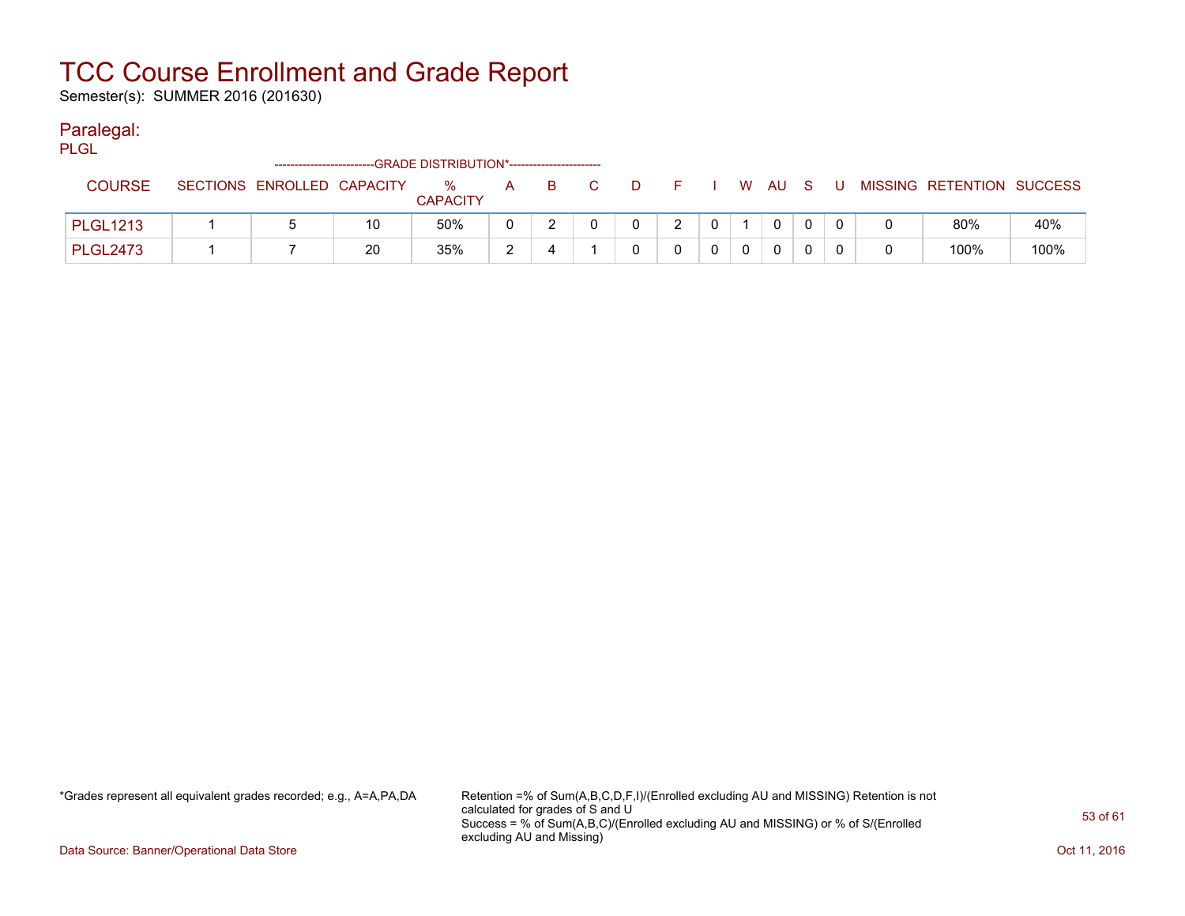# TCC Course Enrollment and Grade Report

Semester(s): SUMMER 2016 (201630)

## Paralegal:

PLGL

| COURSE | SECTIONS | ENROLLED | CAPACITY | % CAPACITY | A | B | C | D | F | I | W | AU | S | U | MISSING | RETENTION | SUCCESS |
|---|---|---|---|---|---|---|---|---|---|---|---|---|---|---|---|---|---|
| | | | | -------------------------GRADE DISTRIBUTION*----------------------- | | | | | | | | | | | | | |
| PLGL1213 | 1 | 5 | 10 | 50% | 0 | 2 | 0 | 0 | 2 | 0 | 1 | 0 | 0 | 0 | 0 | 80% | 40% |
| PLGL2473 | 1 | 7 | 20 | 35% | 2 | 4 | 1 | 0 | 0 | 0 | 0 | 0 | 0 | 0 | 0 | 100% | 100% |

*Grades represent all equivalent grades recorded; e.g., A=A,PA,DA

Retention =% of Sum(A,B,C,D,F,I)/(Enrolled excluding AU and MISSING) Retention is not calculated for grades of S and U
Success = % of Sum(A,B,C)/(Enrolled excluding AU and MISSING) or % of S/(Enrolled excluding AU and Missing)

Data Source: Banner/Operational Data Store

Oct 11, 2016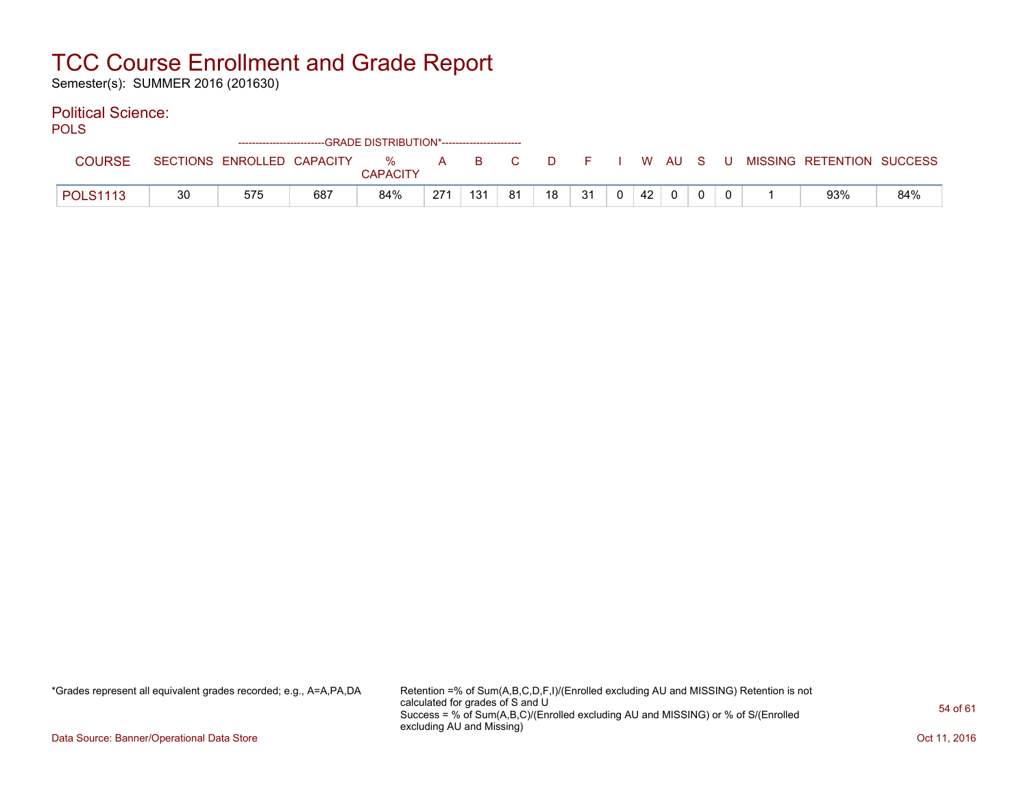# TCC Course Enrollment and Grade Report

Semester(s): SUMMER 2016 (201630)

## Political Science:

POLS

| COURSE | SECTIONS | ENROLLED | CAPACITY | % CAPACITY | A | B | C | D | F | I | W | AU | S | U | MISSING | RETENTION | SUCCESS |
|---|---|---|---|---|---|---|---|---|---|---|---|---|---|---|---|---|---|
| | | | | -------------------------GRADE DISTRIBUTION*----------------------- | | | | | | | | | | | | | |
| POLS1113 | 30 | 575 | 687 | 84% | 271 | 131 | 81 | 18 | 31 | 0 | 42 | 0 | 0 | 0 | 1 | 93% | 84% |

*Grades represent all equivalent grades recorded; e.g., A=A,PA,DA

Retention =% of Sum(A,B,C,D,F,I)/(Enrolled excluding AU and MISSING) Retention is not calculated for grades of S and U
Success = % of Sum(A,B,C)/(Enrolled excluding AU and MISSING) or % of S/(Enrolled excluding AU and Missing)

Data Source: Banner/Operational Data Store

Oct 11, 2016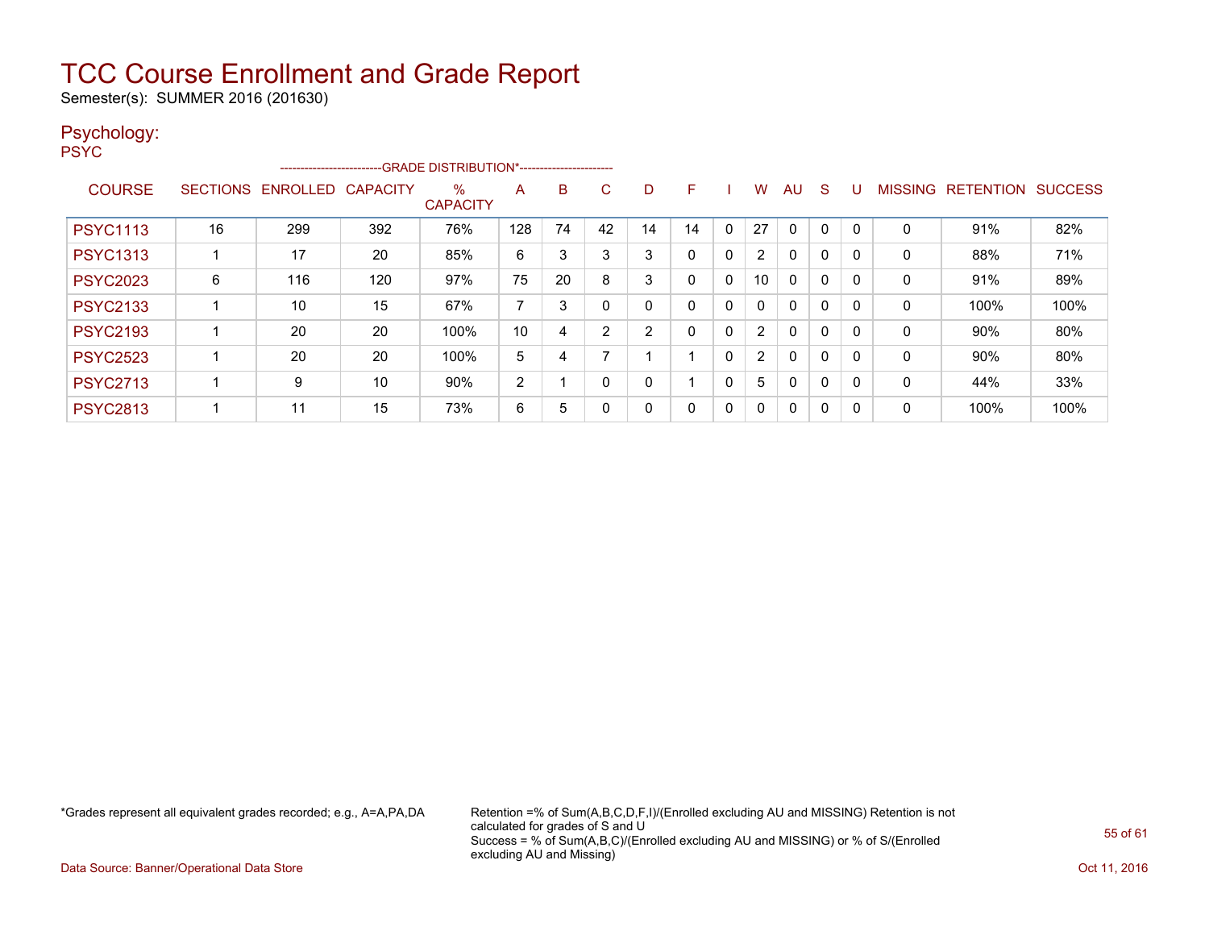# TCC Course Enrollment and Grade Report

Semester(s): SUMMER 2016 (201630)

## Psychology:

PSYC

| COURSE | SECTIONS | ENROLLED | CAPACITY | % CAPACITY | A | B | C | D | F | I | W | AU | S | U | MISSING | RETENTION | SUCCESS |
|---|---|---|---|---|---|---|---|---|---|---|---|---|---|---|---|---|---|
| | | | | --------------------------GRADE DISTRIBUTION*----------------------- | | | | | | | | | | | | | |
| PSYC1113 | 16 | 299 | 392 | 76% | 128 | 74 | 42 | 14 | 14 | 0 | 27 | 0 | 0 | 0 | 0 | 91% | 82% |
| PSYC1313 | 1 | 17 | 20 | 85% | 6 | 3 | 3 | 3 | 0 | 0 | 2 | 0 | 0 | 0 | 0 | 88% | 71% |
| PSYC2023 | 6 | 116 | 120 | 97% | 75 | 20 | 8 | 3 | 0 | 0 | 10 | 0 | 0 | 0 | 0 | 91% | 89% |
| PSYC2133 | 1 | 10 | 15 | 67% | 7 | 3 | 0 | 0 | 0 | 0 | 0 | 0 | 0 | 0 | 0 | 100% | 100% |
| PSYC2193 | 1 | 20 | 20 | 100% | 10 | 4 | 2 | 2 | 0 | 0 | 2 | 0 | 0 | 0 | 0 | 90% | 80% |
| PSYC2523 | 1 | 20 | 20 | 100% | 5 | 4 | 7 | 1 | 1 | 0 | 2 | 0 | 0 | 0 | 0 | 90% | 80% |
| PSYC2713 | 1 | 9 | 10 | 90% | 2 | 1 | 0 | 0 | 1 | 0 | 5 | 0 | 0 | 0 | 0 | 44% | 33% |
| PSYC2813 | 1 | 11 | 15 | 73% | 6 | 5 | 0 | 0 | 0 | 0 | 0 | 0 | 0 | 0 | 0 | 100% | 100% |

*Grades represent all equivalent grades recorded; e.g., A=A,PA,DA

Retention =% of Sum(A,B,C,D,F,I)/(Enrolled excluding AU and MISSING) Retention is not calculated for grades of S and U
Success = % of Sum(A,B,C)/(Enrolled excluding AU and MISSING) or % of S/(Enrolled excluding AU and Missing)

Data Source: Banner/Operational Data Store

Oct 11, 2016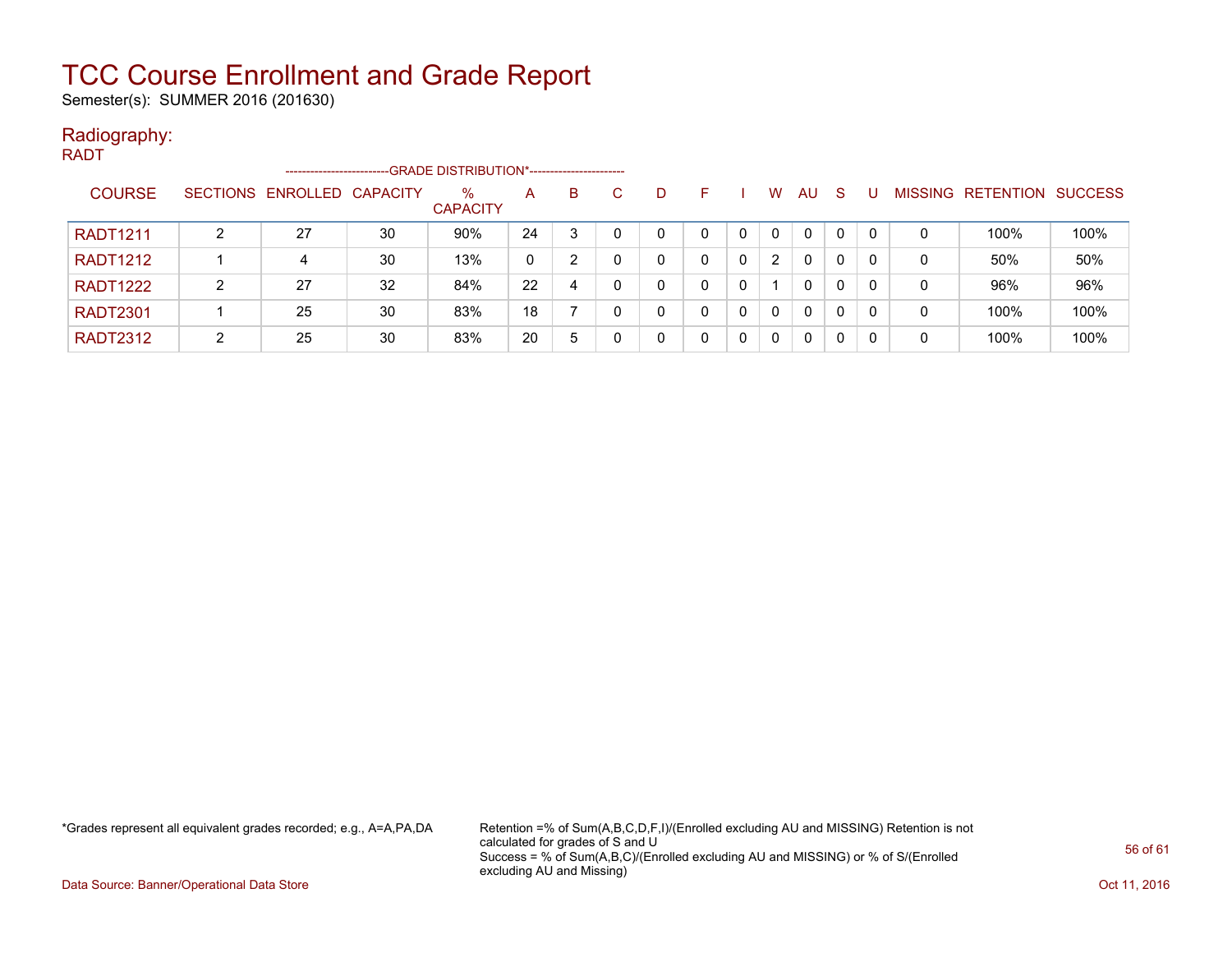# TCC Course Enrollment and Grade Report

Semester(s): SUMMER 2016 (201630)

## Radiography:

RADT

| COURSE | SECTIONS | ENROLLED | CAPACITY | % CAPACITY | A | B | C | D | F | I | W | AU | S | U | MISSING | RETENTION | SUCCESS |
|---|---|---|---|---|---|---|---|---|---|---|---|---|---|---|---|---|---|
| | | | | GRADE DISTRIBUTION* | | | | | | | | | | | | | |
| RADT1211 | 2 | 27 | 30 | 90% | 24 | 3 | 0 | 0 | 0 | 0 | 0 | 0 | 0 | 0 | 0 | 100% | 100% |
| RADT1212 | 1 | 4 | 30 | 13% | 0 | 2 | 0 | 0 | 0 | 0 | 2 | 0 | 0 | 0 | 0 | 50% | 50% |
| RADT1222 | 2 | 27 | 32 | 84% | 22 | 4 | 0 | 0 | 0 | 0 | 1 | 0 | 0 | 0 | 0 | 96% | 96% |
| RADT2301 | 1 | 25 | 30 | 83% | 18 | 7 | 0 | 0 | 0 | 0 | 0 | 0 | 0 | 0 | 0 | 100% | 100% |
| RADT2312 | 2 | 25 | 30 | 83% | 20 | 5 | 0 | 0 | 0 | 0 | 0 | 0 | 0 | 0 | 0 | 100% | 100% |

*Grades represent all equivalent grades recorded; e.g., A=A,PA,DA

Retention =% of Sum(A,B,C,D,F,I)/(Enrolled excluding AU and MISSING) Retention is not calculated for grades of S and U
Success = % of Sum(A,B,C)/(Enrolled excluding AU and MISSING) or % of S/(Enrolled excluding AU and Missing)

Data Source: Banner/Operational Data Store

Oct 11, 2016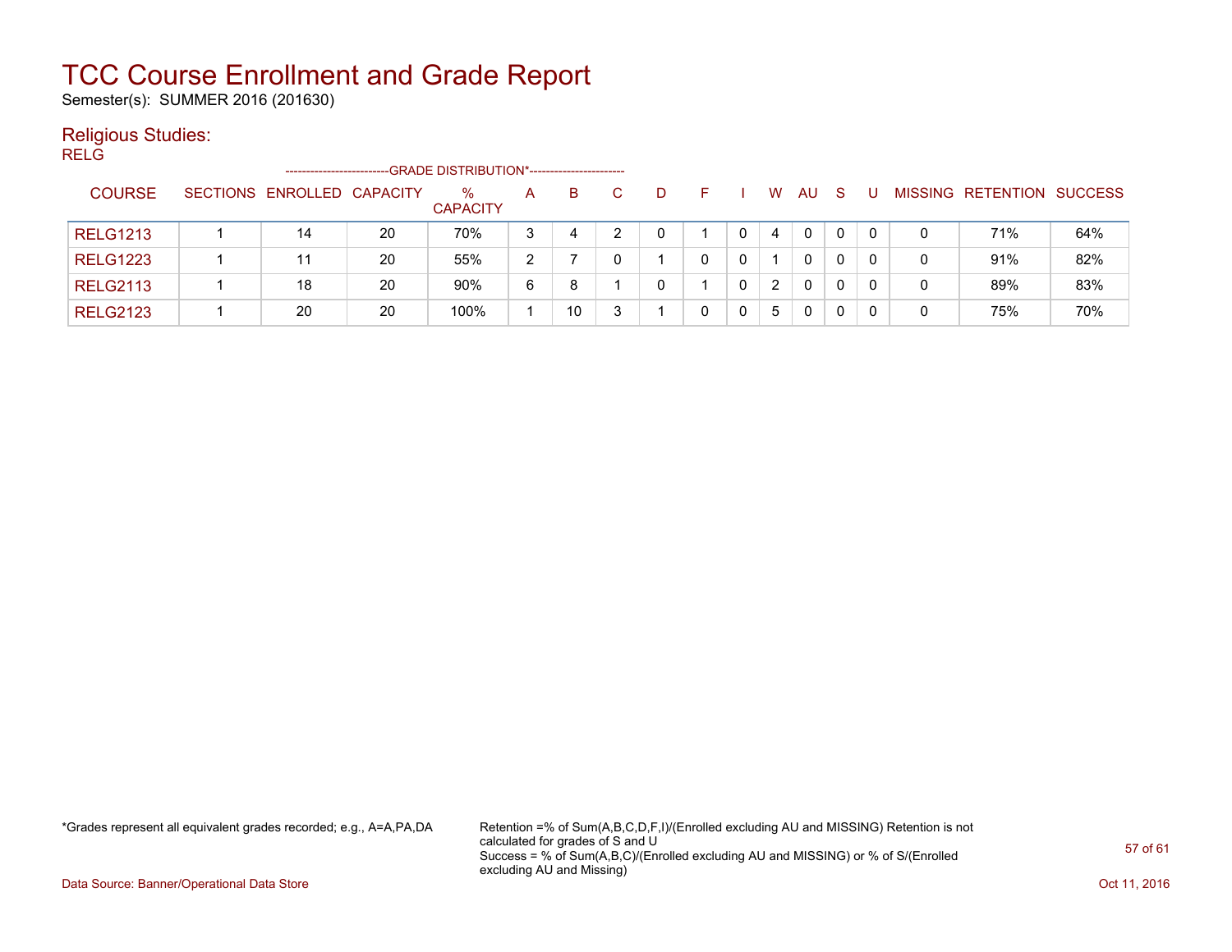# TCC Course Enrollment and Grade Report

Semester(s): SUMMER 2016 (201630)

## Religious Studies:

RELG

| COURSE | SECTIONS | ENROLLED | CAPACITY | % CAPACITY | A | B | C | D | F | I | W | AU | S | U | MISSING | RETENTION | SUCCESS |
|---|---|---|---|---|---|---|---|---|---|---|---|---|---|---|---|---|---|
| | | | | --GRADE DISTRIBUTION*-- | | | | | | | | | | | | | |
| RELG1213 | 1 | 14 | 20 | 70% | 3 | 4 | 2 | 0 | 1 | 0 | 4 | 0 | 0 | 0 | 0 | 71% | 64% |
| RELG1223 | 1 | 11 | 20 | 55% | 2 | 7 | 0 | 1 | 0 | 0 | 1 | 0 | 0 | 0 | 0 | 91% | 82% |
| RELG2113 | 1 | 18 | 20 | 90% | 6 | 8 | 1 | 0 | 1 | 0 | 2 | 0 | 0 | 0 | 0 | 89% | 83% |
| RELG2123 | 1 | 20 | 20 | 100% | 1 | 10 | 3 | 1 | 0 | 0 | 5 | 0 | 0 | 0 | 0 | 75% | 70% |

*Grades represent all equivalent grades recorded; e.g., A=A,PA,DA

Retention =% of Sum(A,B,C,D,F,I)/(Enrolled excluding AU and MISSING) Retention is not calculated for grades of S and U
Success = % of Sum(A,B,C)/(Enrolled excluding AU and MISSING) or % of S/(Enrolled excluding AU and Missing)

Data Source: Banner/Operational Data Store

Oct 11, 2016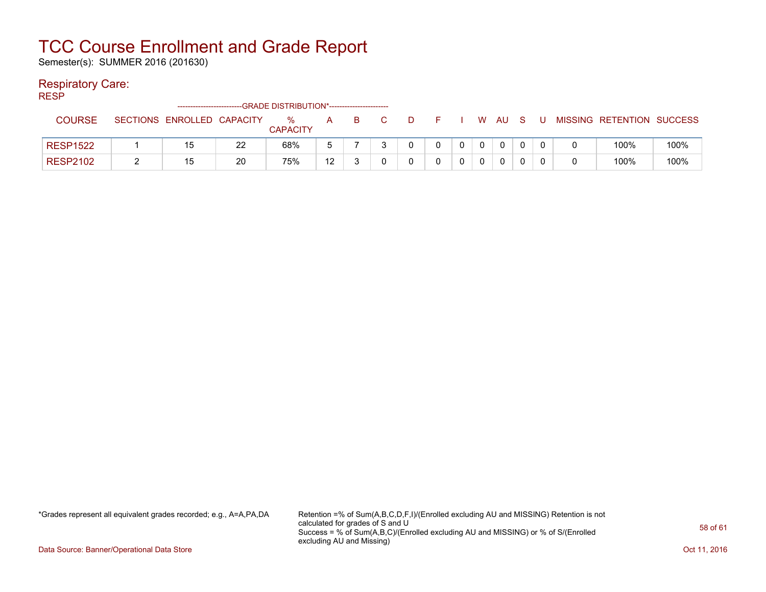# TCC Course Enrollment and Grade Report

Semester(s): SUMMER 2016 (201630)

## Respiratory Care:

RESP

| COURSE | SECTIONS | ENROLLED | CAPACITY | % CAPACITY | A | B | C | D | F | I | W | AU | S | U | MISSING | RETENTION | SUCCESS |
|---|---|---|---|---|---|---|---|---|---|---|---|---|---|---|---|---|---|
| | | | | --------------------------GRADE DISTRIBUTION*----------------------- | | | | | | | | | | | | | |
| RESP1522 | 1 | 15 | 22 | 68% | 5 | 7 | 3 | 0 | 0 | 0 | 0 | 0 | 0 | 0 | 0 | 100% | 100% |
| RESP2102 | 2 | 15 | 20 | 75% | 12 | 3 | 0 | 0 | 0 | 0 | 0 | 0 | 0 | 0 | 0 | 100% | 100% |

*Grades represent all equivalent grades recorded; e.g., A=A,PA,DA

Retention =% of Sum(A,B,C,D,F,I)/(Enrolled excluding AU and MISSING) Retention is not calculated for grades of S and U
Success = % of Sum(A,B,C)/(Enrolled excluding AU and MISSING) or % of S/(Enrolled excluding AU and Missing)

Data Source: Banner/Operational Data Store

Oct 11, 2016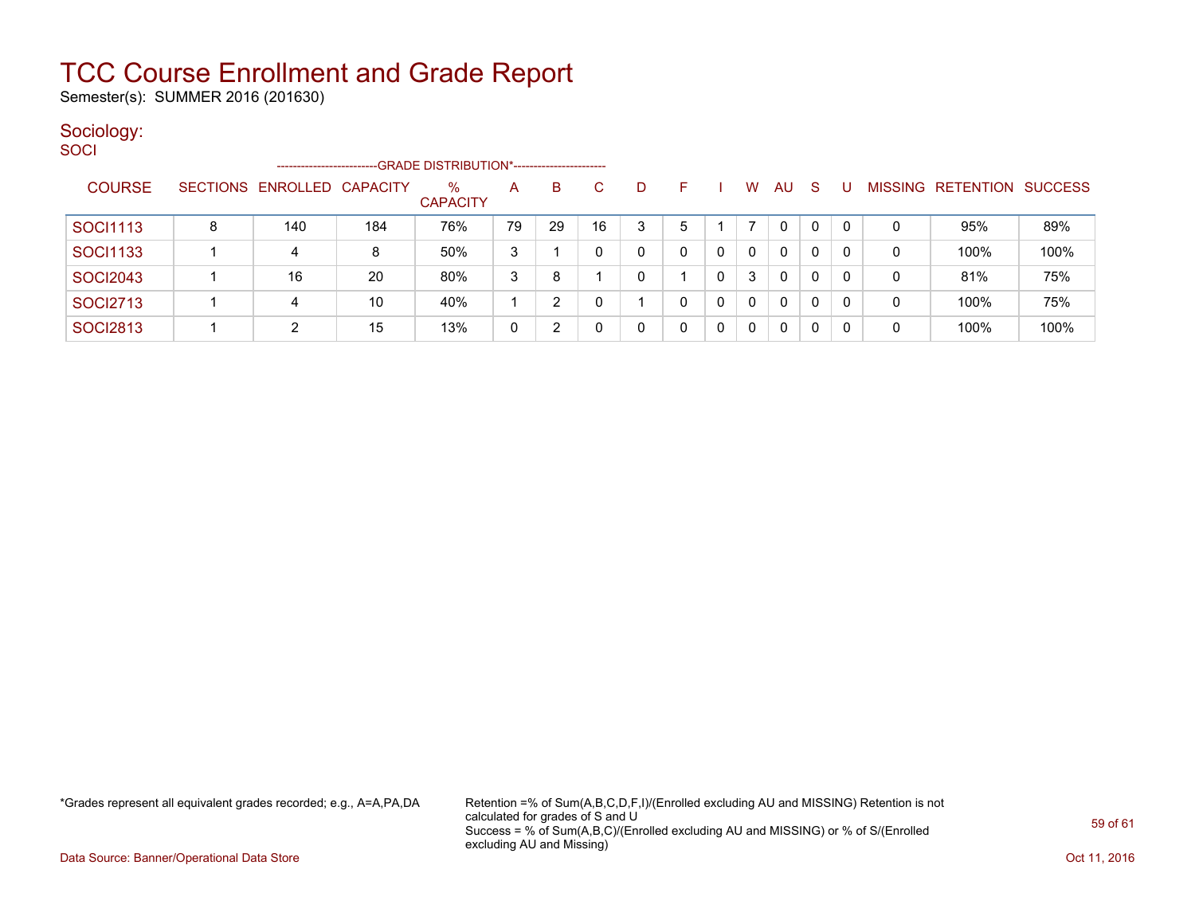# TCC Course Enrollment and Grade Report

Semester(s): SUMMER 2016 (201630)

## Sociology:

### SOCI

| COURSE | SECTIONS | ENROLLED | CAPACITY | % CAPACITY | A | B | C | D | F | I | W | AU | S | U | MISSING | RETENTION | SUCCESS |
|---|---|---|---|---|---|---|---|---|---|---|---|---|---|---|---|---|---|
| | | | | --GRADE DISTRIBUTION*-- | | | | | | | | | | | | | |
| SOCI1113 | 8 | 140 | 184 | 76% | 79 | 29 | 16 | 3 | 5 | 1 | 7 | 0 | 0 | 0 | 0 | 95% | 89% |
| SOCI1133 | 1 | 4 | 8 | 50% | 3 | 1 | 0 | 0 | 0 | 0 | 0 | 0 | 0 | 0 | 0 | 100% | 100% |
| SOCI2043 | 1 | 16 | 20 | 80% | 3 | 8 | 1 | 0 | 1 | 0 | 3 | 0 | 0 | 0 | 0 | 81% | 75% |
| SOCI2713 | 1 | 4 | 10 | 40% | 1 | 2 | 0 | 1 | 0 | 0 | 0 | 0 | 0 | 0 | 0 | 100% | 75% |
| SOCI2813 | 1 | 2 | 15 | 13% | 0 | 2 | 0 | 0 | 0 | 0 | 0 | 0 | 0 | 0 | 0 | 100% | 100% |

*Grades represent all equivalent grades recorded; e.g., A=A,PA,DA

Retention =% of Sum(A,B,C,D,F,I)/(Enrolled excluding AU and MISSING) Retention is not calculated for grades of S and U
Success = % of Sum(A,B,C)/(Enrolled excluding AU and MISSING) or % of S/(Enrolled excluding AU and Missing)

Data Source: Banner/Operational Data Store

Oct 11, 2016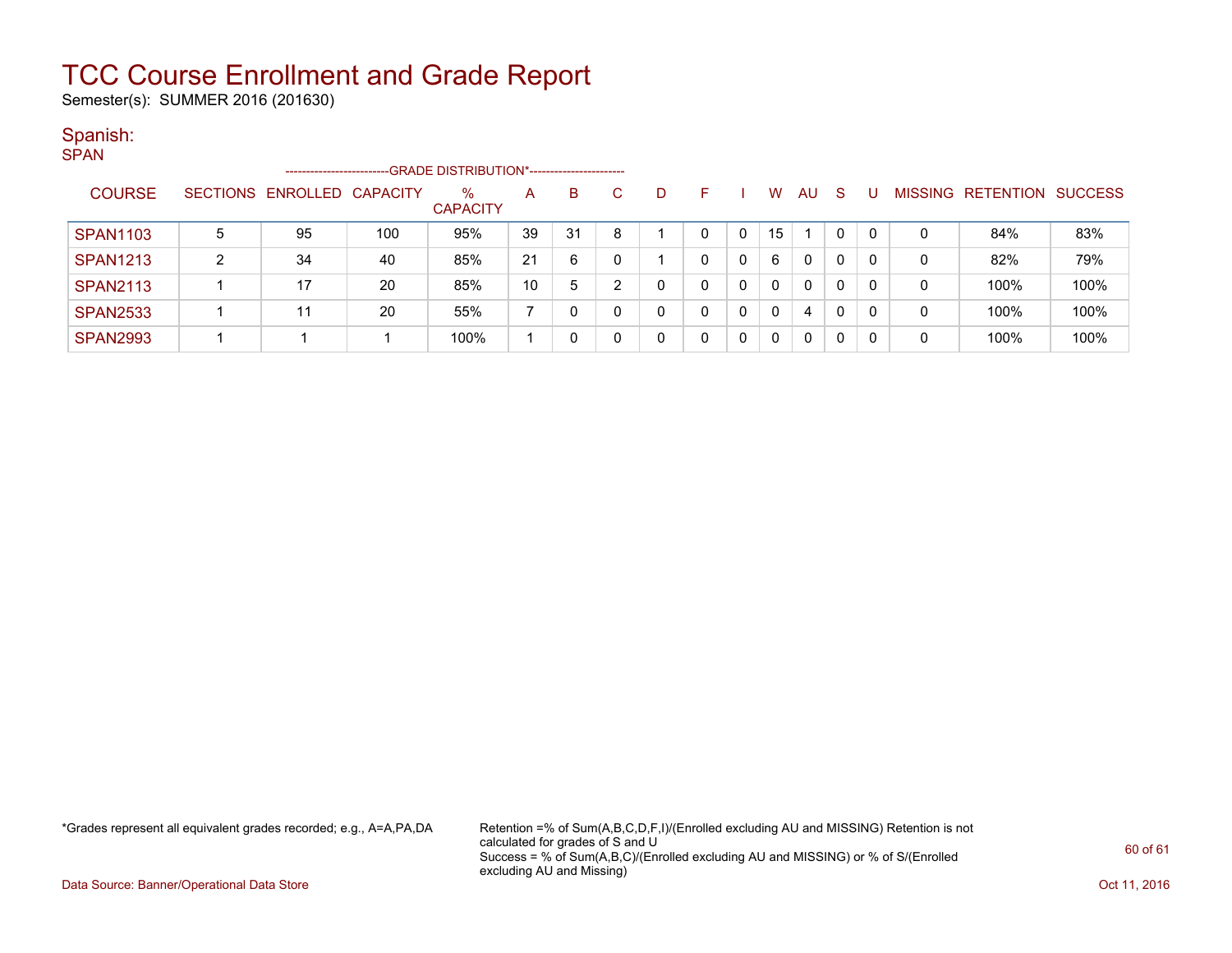# TCC Course Enrollment and Grade Report

Semester(s): SUMMER 2016 (201630)

## Spanish:

### SPAN

| COURSE | SECTIONS | ENROLLED | CAPACITY | % CAPACITY | A | B | C | D | F | I | W | AU | S | U | MISSING | RETENTION | SUCCESS |
|---|---|---|---|---|---|---|---|---|---|---|---|---|---|---|---|---|---|
| | | | | | --GRADE DISTRIBUTION*-- | | | | | | | | | | | | |
| SPAN1103 | 5 | 95 | 100 | 95% | 39 | 31 | 8 | 1 | 0 | 0 | 15 | 1 | 0 | 0 | 0 | 84% | 83% |
| SPAN1213 | 2 | 34 | 40 | 85% | 21 | 6 | 0 | 1 | 0 | 0 | 6 | 0 | 0 | 0 | 0 | 82% | 79% |
| SPAN2113 | 1 | 17 | 20 | 85% | 10 | 5 | 2 | 0 | 0 | 0 | 0 | 0 | 0 | 0 | 0 | 100% | 100% |
| SPAN2533 | 1 | 11 | 20 | 55% | 7 | 0 | 0 | 0 | 0 | 0 | 0 | 4 | 0 | 0 | 0 | 100% | 100% |
| SPAN2993 | 1 | 1 | 1 | 100% | 1 | 0 | 0 | 0 | 0 | 0 | 0 | 0 | 0 | 0 | 0 | 100% | 100% |

*Grades represent all equivalent grades recorded; e.g., A=A,PA,DA

Retention =% of Sum(A,B,C,D,F,I)/(Enrolled excluding AU and MISSING) Retention is not calculated for grades of S and U
Success = % of Sum(A,B,C)/(Enrolled excluding AU and MISSING) or % of S/(Enrolled excluding AU and Missing)

Data Source: Banner/Operational Data Store

Oct 11, 2016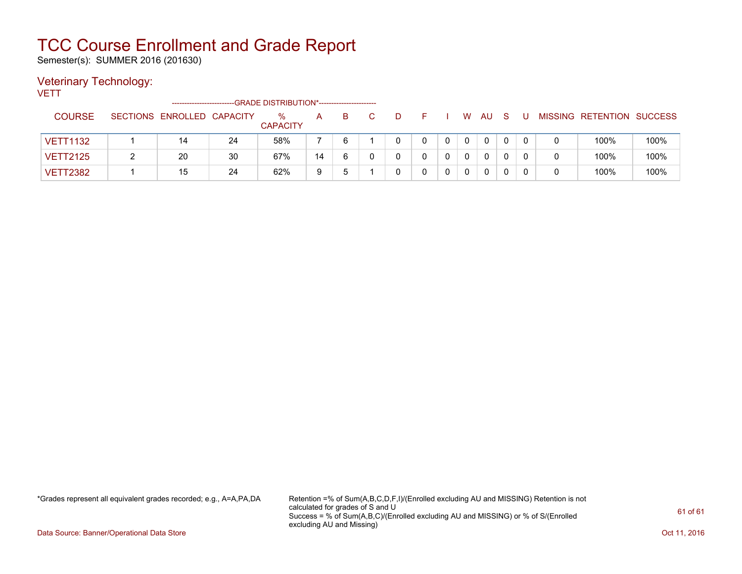# TCC Course Enrollment and Grade Report

Semester(s): SUMMER 2016 (201630)

## Veterinary Technology:

VETT

| COURSE | SECTIONS | ENROLLED | CAPACITY | % CAPACITY | A | B | C | D | F | I | W | AU | S | U | MISSING | RETENTION | SUCCESS |
|---|---|---|---|---|---|---|---|---|---|---|---|---|---|---|---|---|---|
| | | | | -------------------------GRADE DISTRIBUTION*----------------------- | | | | | | | | | | | | | |
| VETT1132 | 1 | 14 | 24 | 58% | 7 | 6 | 1 | 0 | 0 | 0 | 0 | 0 | 0 | 0 | 0 | 100% | 100% |
| VETT2125 | 2 | 20 | 30 | 67% | 14 | 6 | 0 | 0 | 0 | 0 | 0 | 0 | 0 | 0 | 0 | 100% | 100% |
| VETT2382 | 1 | 15 | 24 | 62% | 9 | 5 | 1 | 0 | 0 | 0 | 0 | 0 | 0 | 0 | 0 | 100% | 100% |

*Grades represent all equivalent grades recorded; e.g., A=A,PA,DA

Retention =% of Sum(A,B,C,D,F,I)/(Enrolled excluding AU and MISSING) Retention is not calculated for grades of S and U
Success = % of Sum(A,B,C)/(Enrolled excluding AU and MISSING) or % of S/(Enrolled excluding AU and Missing)

Data Source: Banner/Operational Data Store

Oct 11, 2016